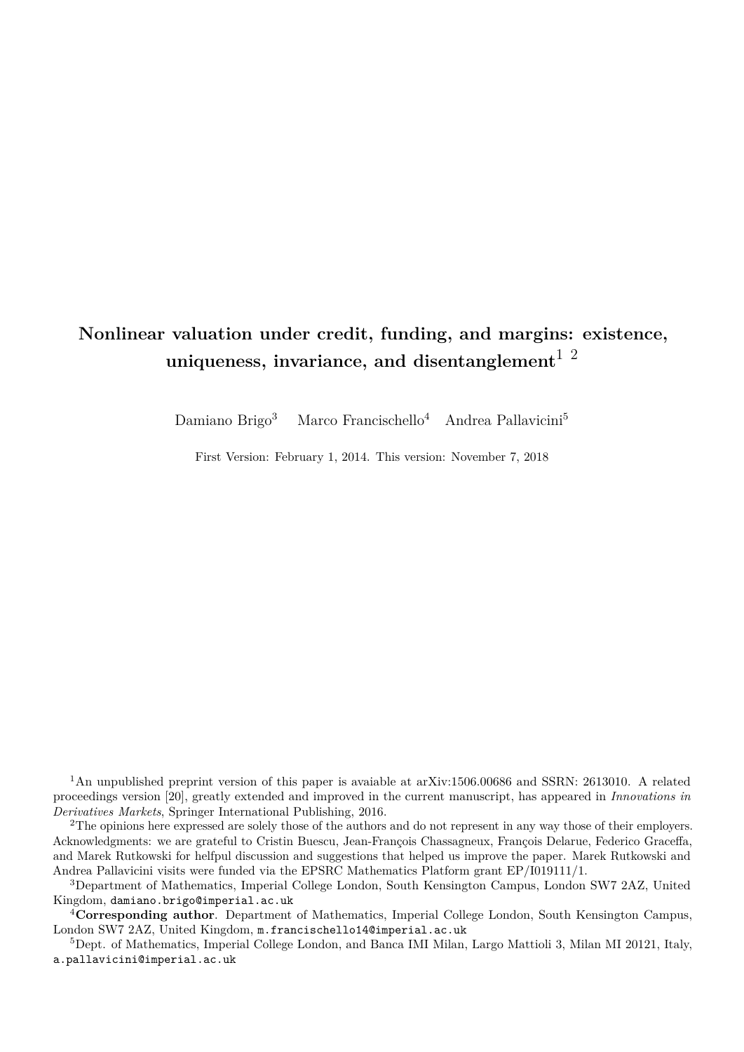# Nonlinear valuation under credit, funding, and margins: existence, uniqueness, invariance, and disentanglement[1] [2]

Damiano Brigo[3] Marco Francischello[4] Andrea Pallavicini[5]

First Version: February 1, 2014. This version: November 7, 2018

---

[1]An unpublished preprint version of this paper is avaiable at arXiv:1506.00686 and SSRN: 2613010. A related proceedings version [20], greatly extended and improved in the current manuscript, has appeared in *Innovations in Derivatives Markets*, Springer International Publishing, 2016.

[2]The opinions here expressed are solely those of the authors and do not represent in any way those of their employers. Acknowledgments: we are grateful to Cristin Buescu, Jean-François Chassagneux, François Delarue, Federico Graceffa, and Marek Rutkowski for helfpul discussion and suggestions that helped us improve the paper. Marek Rutkowski and Andrea Pallavicini visits were funded via the EPSRC Mathematics Platform grant EP/I019111/1.

[3]Department of Mathematics, Imperial College London, South Kensington Campus, London SW7 2AZ, United Kingdom, damiano.brigo@imperial.ac.uk

[4]**Corresponding author**. Department of Mathematics, Imperial College London, South Kensington Campus, London SW7 2AZ, United Kingdom, m.francischello14@imperial.ac.uk

[5]Dept. of Mathematics, Imperial College London, and Banca IMI Milan, Largo Mattioli 3, Milan MI 20121, Italy, a.pallavicini@imperial.ac.uk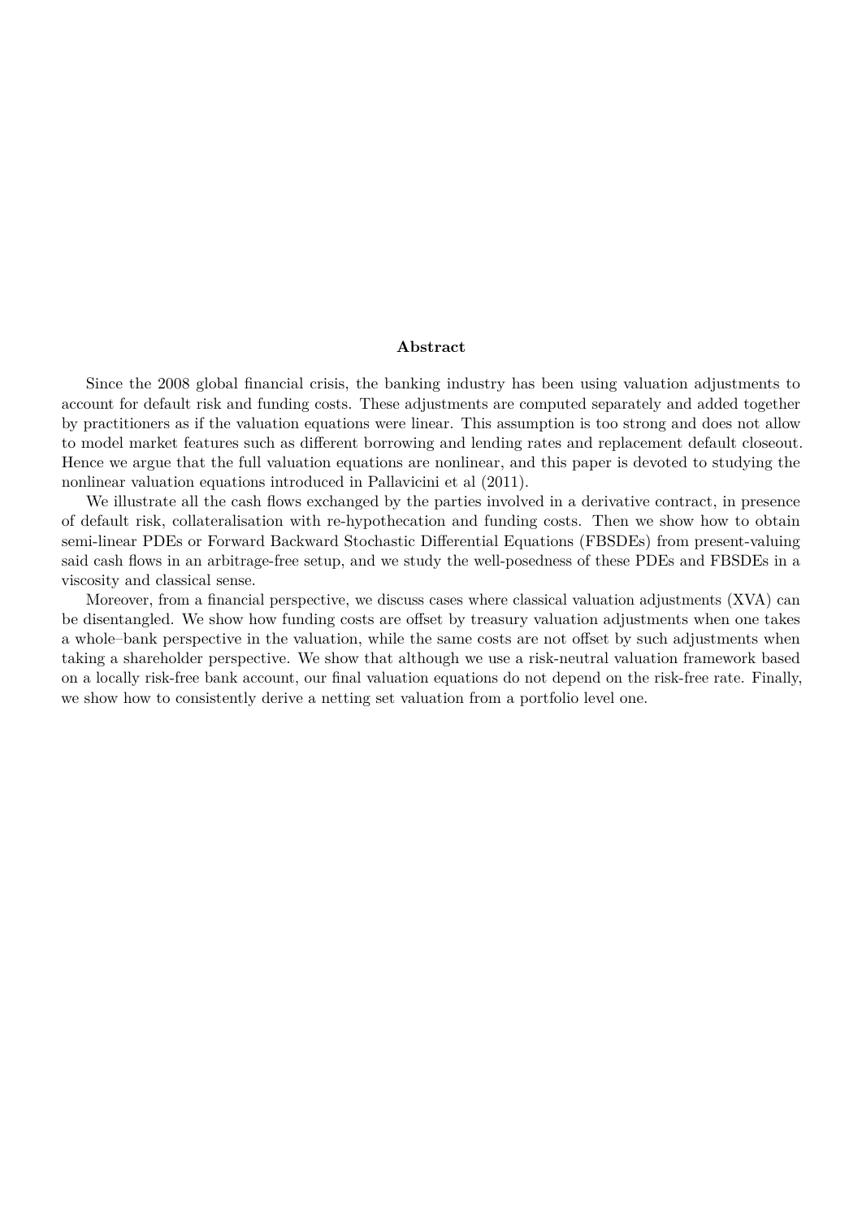## Abstract

Since the 2008 global financial crisis, the banking industry has been using valuation adjustments to account for default risk and funding costs. These adjustments are computed separately and added together by practitioners as if the valuation equations were linear. This assumption is too strong and does not allow to model market features such as different borrowing and lending rates and replacement default closeout. Hence we argue that the full valuation equations are nonlinear, and this paper is devoted to studying the nonlinear valuation equations introduced in Pallavicini et al (2011).

We illustrate all the cash flows exchanged by the parties involved in a derivative contract, in presence of default risk, collateralisation with re-hypothecation and funding costs. Then we show how to obtain semi-linear PDEs or Forward Backward Stochastic Differential Equations (FBSDEs) from present-valuing said cash flows in an arbitrage-free setup, and we study the well-posedness of these PDEs and FBSDEs in a viscosity and classical sense.

Moreover, from a financial perspective, we discuss cases where classical valuation adjustments (XVA) can be disentangled. We show how funding costs are offset by treasury valuation adjustments when one takes a whole–bank perspective in the valuation, while the same costs are not offset by such adjustments when taking a shareholder perspective. We show that although we use a risk-neutral valuation framework based on a locally risk-free bank account, our final valuation equations do not depend on the risk-free rate. Finally, we show how to consistently derive a netting set valuation from a portfolio level one.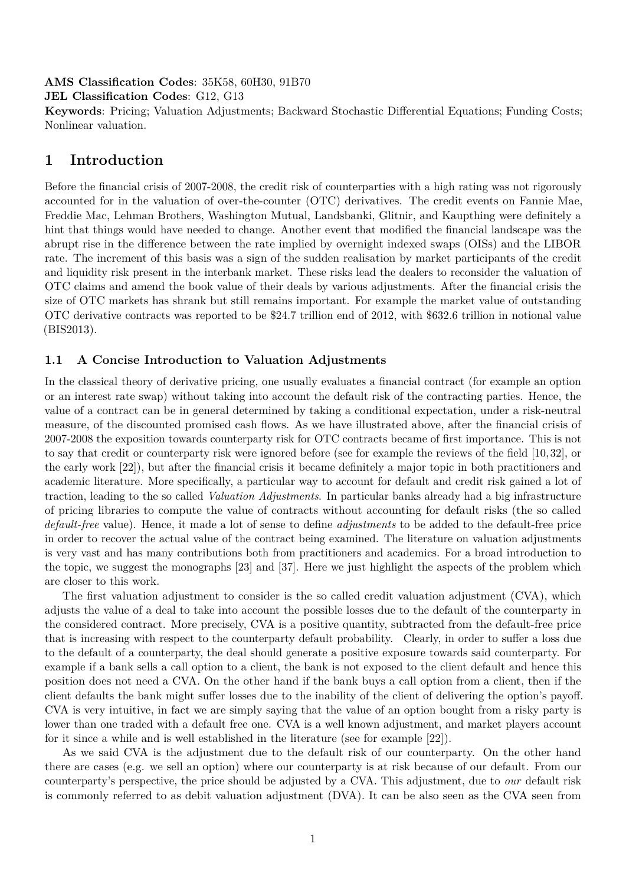**AMS Classification Codes**: 35K58, 60H30, 91B70
**JEL Classification Codes**: G12, G13
**Keywords**: Pricing; Valuation Adjustments; Backward Stochastic Differential Equations; Funding Costs; Nonlinear valuation.

# 1 Introduction

Before the financial crisis of 2007-2008, the credit risk of counterparties with a high rating was not rigorously accounted for in the valuation of over-the-counter (OTC) derivatives. The credit events on Fannie Mae, Freddie Mac, Lehman Brothers, Washington Mutual, Landsbanki, Glitnir, and Kaupthing were definitely a hint that things would have needed to change. Another event that modified the financial landscape was the abrupt rise in the difference between the rate implied by overnight indexed swaps (OISs) and the LIBOR rate. The increment of this basis was a sign of the sudden realisation by market participants of the credit and liquidity risk present in the interbank market. These risks lead the dealers to reconsider the valuation of OTC claims and amend the book value of their deals by various adjustments. After the financial crisis the size of OTC markets has shrank but still remains important. For example the market value of outstanding OTC derivative contracts was reported to be \$24.7 trillion end of 2012, with \$632.6 trillion in notional value (BIS2013).

## 1.1 A Concise Introduction to Valuation Adjustments

In the classical theory of derivative pricing, one usually evaluates a financial contract (for example an option or an interest rate swap) without taking into account the default risk of the contracting parties. Hence, the value of a contract can be in general determined by taking a conditional expectation, under a risk-neutral measure, of the discounted promised cash flows. As we have illustrated above, after the financial crisis of 2007-2008 the exposition towards counterparty risk for OTC contracts became of first importance. This is not to say that credit or counterparty risk were ignored before (see for example the reviews of the field [10, 32], or the early work [22]), but after the financial crisis it became definitely a major topic in both practitioners and academic literature. More specifically, a particular way to account for default and credit risk gained a lot of traction, leading to the so called *Valuation Adjustments*. In particular banks already had a big infrastructure of pricing libraries to compute the value of contracts without accounting for default risks (the so called *default-free* value). Hence, it made a lot of sense to define *adjustments* to be added to the default-free price in order to recover the actual value of the contract being examined. The literature on valuation adjustments is very vast and has many contributions both from practitioners and academics. For a broad introduction to the topic, we suggest the monographs [23] and [37]. Here we just highlight the aspects of the problem which are closer to this work.

The first valuation adjustment to consider is the so called credit valuation adjustment (CVA), which adjusts the value of a deal to take into account the possible losses due to the default of the counterparty in the considered contract. More precisely, CVA is a positive quantity, subtracted from the default-free price that is increasing with respect to the counterparty default probability. Clearly, in order to suffer a loss due to the default of a counterparty, the deal should generate a positive exposure towards said counterparty. For example if a bank sells a call option to a client, the bank is not exposed to the client default and hence this position does not need a CVA. On the other hand if the bank buys a call option from a client, then if the client defaults the bank might suffer losses due to the inability of the client of delivering the option's payoff. CVA is very intuitive, in fact we are simply saying that the value of an option bought from a risky party is lower than one traded with a default free one. CVA is a well known adjustment, and market players account for it since a while and is well established in the literature (see for example [22]).

As we said CVA is the adjustment due to the default risk of our counterparty. On the other hand there are cases (e.g. we sell an option) where our counterparty is at risk because of our default. From our counterparty's perspective, the price should be adjusted by a CVA. This adjustment, due to *our* default risk is commonly referred to as debit valuation adjustment (DVA). It can be also seen as the CVA seen from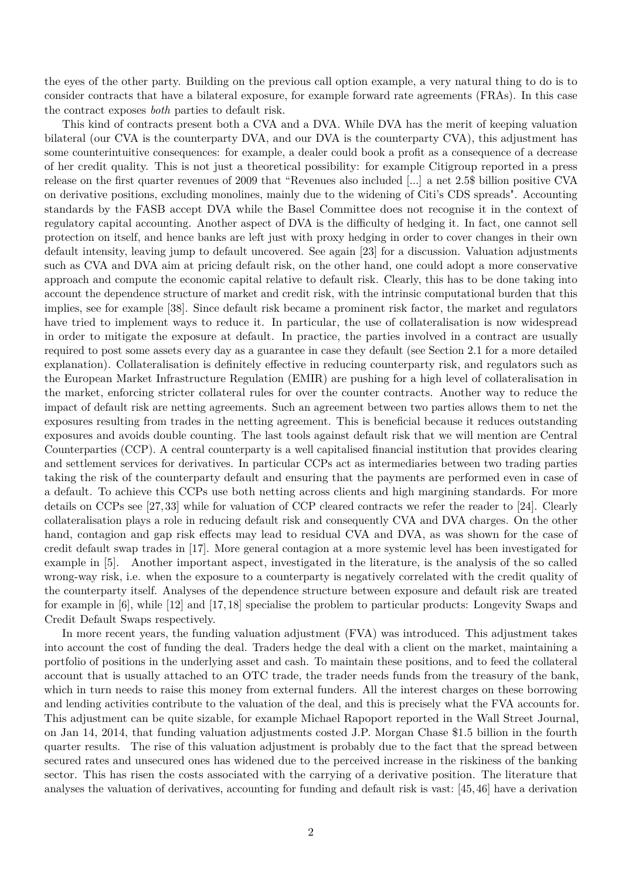the eyes of the other party. Building on the previous call option example, a very natural thing to do is to consider contracts that have a bilateral exposure, for example forward rate agreements (FRAs). In this case the contract exposes *both* parties to default risk.

This kind of contracts present both a CVA and a DVA. While DVA has the merit of keeping valuation bilateral (our CVA is the counterparty DVA, and our DVA is the counterparty CVA), this adjustment has some counterintuitive consequences: for example, a dealer could book a profit as a consequence of a decrease of her credit quality. This is not just a theoretical possibility: for example Citigroup reported in a press release on the first quarter revenues of 2009 that "Revenues also included [...] a net 2.5$ billion positive CVA on derivative positions, excluding monolines, mainly due to the widening of Citi's CDS spreads". Accounting standards by the FASB accept DVA while the Basel Committee does not recognise it in the context of regulatory capital accounting. Another aspect of DVA is the difficulty of hedging it. In fact, one cannot sell protection on itself, and hence banks are left just with proxy hedging in order to cover changes in their own default intensity, leaving jump to default uncovered. See again [23] for a discussion. Valuation adjustments such as CVA and DVA aim at pricing default risk, on the other hand, one could adopt a more conservative approach and compute the economic capital relative to default risk. Clearly, this has to be done taking into account the dependence structure of market and credit risk, with the intrinsic computational burden that this implies, see for example [38]. Since default risk became a prominent risk factor, the market and regulators have tried to implement ways to reduce it. In particular, the use of collateralisation is now widespread in order to mitigate the exposure at default. In practice, the parties involved in a contract are usually required to post some assets every day as a guarantee in case they default (see Section 2.1 for a more detailed explanation). Collateralisation is definitely effective in reducing counterparty risk, and regulators such as the European Market Infrastructure Regulation (EMIR) are pushing for a high level of collateralisation in the market, enforcing stricter collateral rules for over the counter contracts. Another way to reduce the impact of default risk are netting agreements. Such an agreement between two parties allows them to net the exposures resulting from trades in the netting agreement. This is beneficial because it reduces outstanding exposures and avoids double counting. The last tools against default risk that we will mention are Central Counterparties (CCP). A central counterparty is a well capitalised financial institution that provides clearing and settlement services for derivatives. In particular CCPs act as intermediaries between two trading parties taking the risk of the counterparty default and ensuring that the payments are performed even in case of a default. To achieve this CCPs use both netting across clients and high margining standards. For more details on CCPs see [27,33] while for valuation of CCP cleared contracts we refer the reader to [24]. Clearly collateralisation plays a role in reducing default risk and consequently CVA and DVA charges. On the other hand, contagion and gap risk effects may lead to residual CVA and DVA, as was shown for the case of credit default swap trades in [17]. More general contagion at a more systemic level has been investigated for example in [5]. Another important aspect, investigated in the literature, is the analysis of the so called wrong-way risk, i.e. when the exposure to a counterparty is negatively correlated with the credit quality of the counterparty itself. Analyses of the dependence structure between exposure and default risk are treated for example in [6], while [12] and [17,18] specialise the problem to particular products: Longevity Swaps and Credit Default Swaps respectively.

In more recent years, the funding valuation adjustment (FVA) was introduced. This adjustment takes into account the cost of funding the deal. Traders hedge the deal with a client on the market, maintaining a portfolio of positions in the underlying asset and cash. To maintain these positions, and to feed the collateral account that is usually attached to an OTC trade, the trader needs funds from the treasury of the bank, which in turn needs to raise this money from external funders. All the interest charges on these borrowing and lending activities contribute to the valuation of the deal, and this is precisely what the FVA accounts for. This adjustment can be quite sizable, for example Michael Rapoport reported in the Wall Street Journal, on Jan 14, 2014, that funding valuation adjustments costed J.P. Morgan Chase $1.5 billion in the fourth quarter results. The rise of this valuation adjustment is probably due to the fact that the spread between secured rates and unsecured ones has widened due to the perceived increase in the riskiness of the banking sector. This has risen the costs associated with the carrying of a derivative position. The literature that analyses the valuation of derivatives, accounting for funding and default risk is vast: [45,46] have a derivation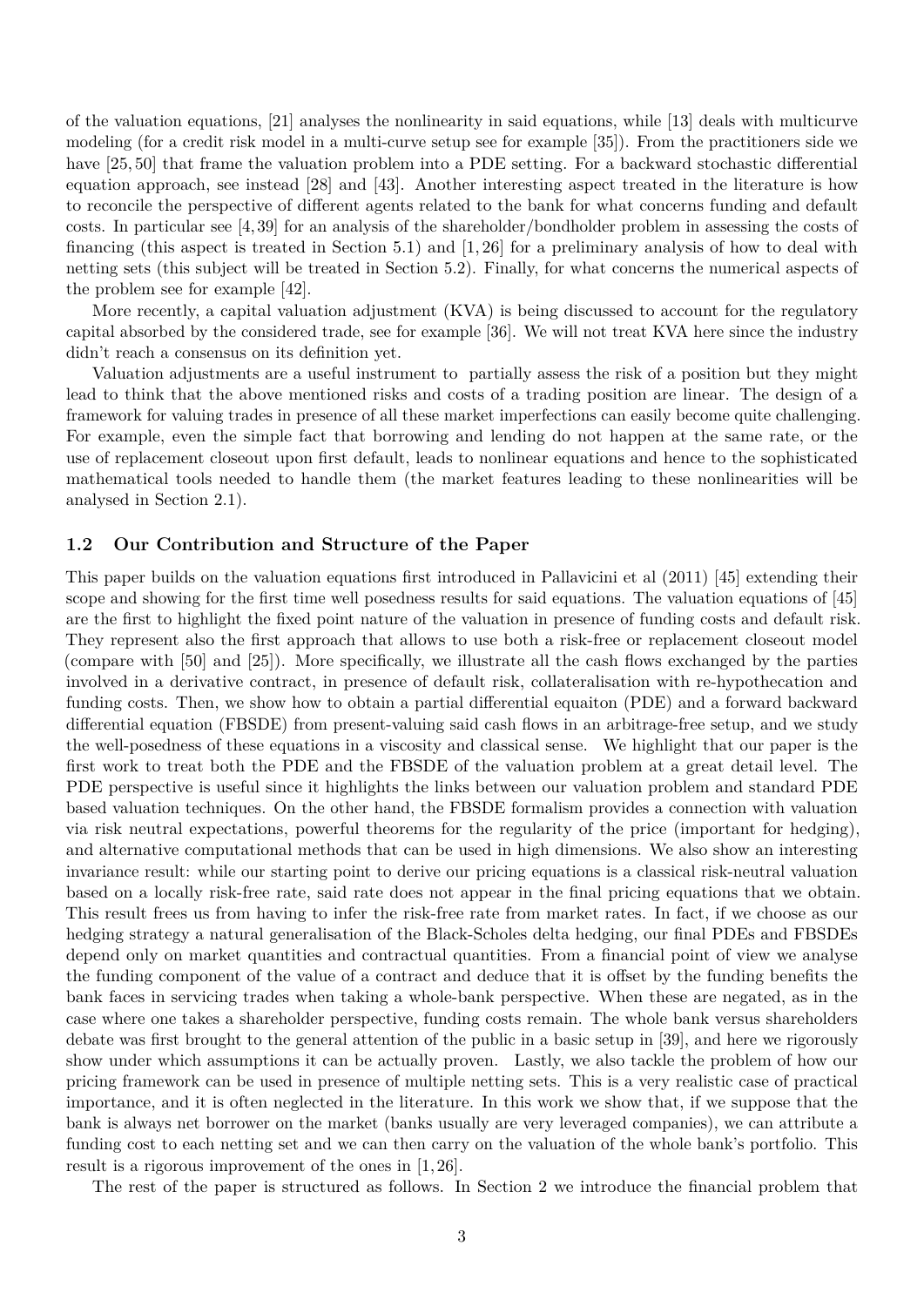of the valuation equations, [21] analyses the nonlinearity in said equations, while [13] deals with multicurve modeling (for a credit risk model in a multi-curve setup see for example [35]). From the practitioners side we have [25, 50] that frame the valuation problem into a PDE setting. For a backward stochastic differential equation approach, see instead [28] and [43]. Another interesting aspect treated in the literature is how to reconcile the perspective of different agents related to the bank for what concerns funding and default costs. In particular see [4, 39] for an analysis of the shareholder/bondholder problem in assessing the costs of financing (this aspect is treated in Section 5.1) and [1, 26] for a preliminary analysis of how to deal with netting sets (this subject will be treated in Section 5.2). Finally, for what concerns the numerical aspects of the problem see for example [42].

More recently, a capital valuation adjustment (KVA) is being discussed to account for the regulatory capital absorbed by the considered trade, see for example [36]. We will not treat KVA here since the industry didn't reach a consensus on its definition yet.

Valuation adjustments are a useful instrument to partially assess the risk of a position but they might lead to think that the above mentioned risks and costs of a trading position are linear. The design of a framework for valuing trades in presence of all these market imperfections can easily become quite challenging. For example, even the simple fact that borrowing and lending do not happen at the same rate, or the use of replacement closeout upon first default, leads to nonlinear equations and hence to the sophisticated mathematical tools needed to handle them (the market features leading to these nonlinearities will be analysed in Section 2.1).

### 1.2 Our Contribution and Structure of the Paper

This paper builds on the valuation equations first introduced in Pallavicini et al (2011) [45] extending their scope and showing for the first time well posedness results for said equations. The valuation equations of [45] are the first to highlight the fixed point nature of the valuation in presence of funding costs and default risk. They represent also the first approach that allows to use both a risk-free or replacement closeout model (compare with [50] and [25]). More specifically, we illustrate all the cash flows exchanged by the parties involved in a derivative contract, in presence of default risk, collateralisation with re-hypothecation and funding costs. Then, we show how to obtain a partial differential equaiton (PDE) and a forward backward differential equation (FBSDE) from present-valuing said cash flows in an arbitrage-free setup, and we study the well-posedness of these equations in a viscosity and classical sense. We highlight that our paper is the first work to treat both the PDE and the FBSDE of the valuation problem at a great detail level. The PDE perspective is useful since it highlights the links between our valuation problem and standard PDE based valuation techniques. On the other hand, the FBSDE formalism provides a connection with valuation via risk neutral expectations, powerful theorems for the regularity of the price (important for hedging), and alternative computational methods that can be used in high dimensions. We also show an interesting invariance result: while our starting point to derive our pricing equations is a classical risk-neutral valuation based on a locally risk-free rate, said rate does not appear in the final pricing equations that we obtain. This result frees us from having to infer the risk-free rate from market rates. In fact, if we choose as our hedging strategy a natural generalisation of the Black-Scholes delta hedging, our final PDEs and FBSDEs depend only on market quantities and contractual quantities. From a financial point of view we analyse the funding component of the value of a contract and deduce that it is offset by the funding benefits the bank faces in servicing trades when taking a whole-bank perspective. When these are negated, as in the case where one takes a shareholder perspective, funding costs remain. The whole bank versus shareholders debate was first brought to the general attention of the public in a basic setup in [39], and here we rigorously show under which assumptions it can be actually proven. Lastly, we also tackle the problem of how our pricing framework can be used in presence of multiple netting sets. This is a very realistic case of practical importance, and it is often neglected in the literature. In this work we show that, if we suppose that the bank is always net borrower on the market (banks usually are very leveraged companies), we can attribute a funding cost to each netting set and we can then carry on the valuation of the whole bank's portfolio. This result is a rigorous improvement of the ones in [1, 26].

The rest of the paper is structured as follows. In Section 2 we introduce the financial problem that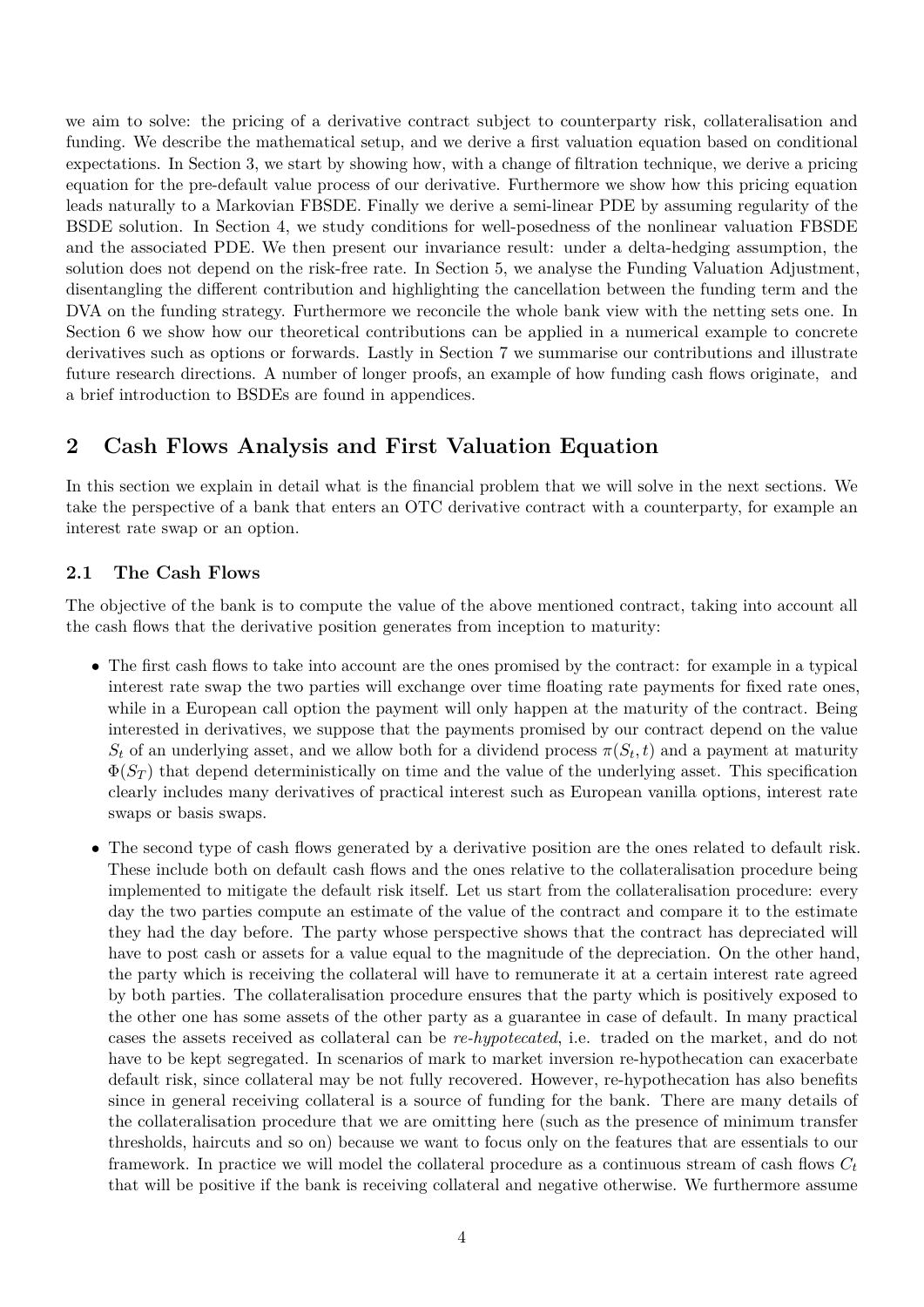we aim to solve: the pricing of a derivative contract subject to counterparty risk, collateralisation and funding. We describe the mathematical setup, and we derive a first valuation equation based on conditional expectations. In Section 3, we start by showing how, with a change of filtration technique, we derive a pricing equation for the pre-default value process of our derivative. Furthermore we show how this pricing equation leads naturally to a Markovian FBSDE. Finally we derive a semi-linear PDE by assuming regularity of the BSDE solution. In Section 4, we study conditions for well-posedness of the nonlinear valuation FBSDE and the associated PDE. We then present our invariance result: under a delta-hedging assumption, the solution does not depend on the risk-free rate. In Section 5, we analyse the Funding Valuation Adjustment, disentangling the different contribution and highlighting the cancellation between the funding term and the DVA on the funding strategy. Furthermore we reconcile the whole bank view with the netting sets one. In Section 6 we show how our theoretical contributions can be applied in a numerical example to concrete derivatives such as options or forwards. Lastly in Section 7 we summarise our contributions and illustrate future research directions. A number of longer proofs, an example of how funding cash flows originate, and a brief introduction to BSDEs are found in appendices.

## 2 Cash Flows Analysis and First Valuation Equation

In this section we explain in detail what is the financial problem that we will solve in the next sections. We take the perspective of a bank that enters an OTC derivative contract with a counterparty, for example an interest rate swap or an option.

### 2.1 The Cash Flows

The objective of the bank is to compute the value of the above mentioned contract, taking into account all the cash flows that the derivative position generates from inception to maturity:

- The first cash flows to take into account are the ones promised by the contract: for example in a typical interest rate swap the two parties will exchange over time floating rate payments for fixed rate ones, while in a European call option the payment will only happen at the maturity of the contract. Being interested in derivatives, we suppose that the payments promised by our contract depend on the value $S_t$ of an underlying asset, and we allow both for a dividend process $\pi(S_t, t)$ and a payment at maturity $\Phi(S_T)$ that depend deterministically on time and the value of the underlying asset. This specification clearly includes many derivatives of practical interest such as European vanilla options, interest rate swaps or basis swaps.
- The second type of cash flows generated by a derivative position are the ones related to default risk. These include both on default cash flows and the ones relative to the collateralisation procedure being implemented to mitigate the default risk itself. Let us start from the collateralisation procedure: every day the two parties compute an estimate of the value of the contract and compare it to the estimate they had the day before. The party whose perspective shows that the contract has depreciated will have to post cash or assets for a value equal to the magnitude of the depreciation. On the other hand, the party which is receiving the collateral will have to remunerate it at a certain interest rate agreed by both parties. The collateralisation procedure ensures that the party which is positively exposed to the other one has some assets of the other party as a guarantee in case of default. In many practical cases the assets received as collateral can be *re-hypotecated*, i.e. traded on the market, and do not have to be kept segregated. In scenarios of mark to market inversion re-hypothecation can exacerbate default risk, since collateral may be not fully recovered. However, re-hypothecation has also benefits since in general receiving collateral is a source of funding for the bank. There are many details of the collateralisation procedure that we are omitting here (such as the presence of minimum transfer thresholds, haircuts and so on) because we want to focus only on the features that are essentials to our framework. In practice we will model the collateral procedure as a continuous stream of cash flows $C_t$ that will be positive if the bank is receiving collateral and negative otherwise. We furthermore assume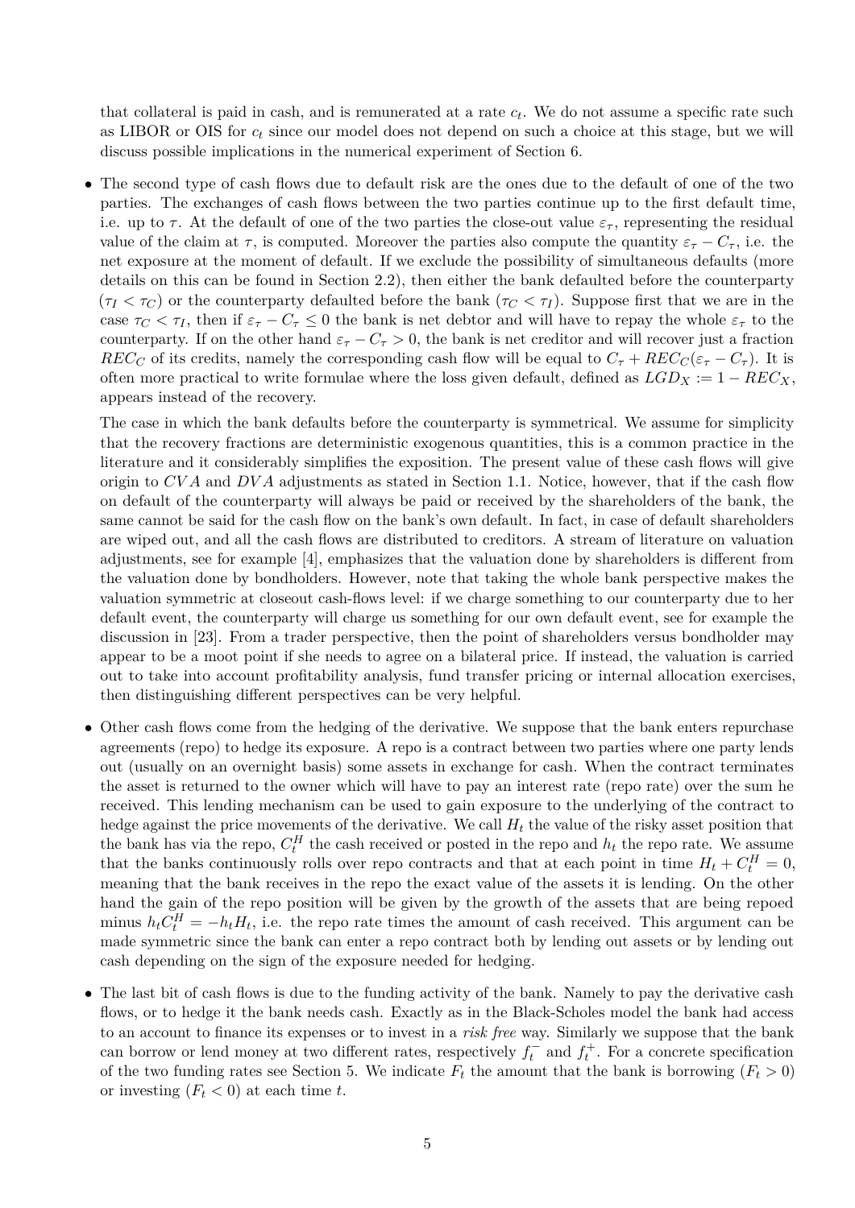that collateral is paid in cash, and is remunerated at a rate $c_t$. We do not assume a specific rate such as LIBOR or OIS for $c_t$ since our model does not depend on such a choice at this stage, but we will discuss possible implications in the numerical experiment of Section 6.

- The second type of cash flows due to default risk are the ones due to the default of one of the two parties. The exchanges of cash flows between the two parties continue up to the first default time, i.e. up to $\tau$. At the default of one of the two parties the close-out value $\varepsilon_\tau$, representing the residual value of the claim at $\tau$, is computed. Moreover the parties also compute the quantity $\varepsilon_\tau - C_\tau$, i.e. the net exposure at the moment of default. If we exclude the possibility of simultaneous defaults (more details on this can be found in Section 2.2), then either the bank defaulted before the counterparty ($\tau_I < \tau_C$) or the counterparty defaulted before the bank ($\tau_C < \tau_I$). Suppose first that we are in the case $\tau_C < \tau_I$, then if $\varepsilon_\tau - C_\tau \leq 0$ the bank is net debtor and will have to repay the whole $\varepsilon_\tau$ to the counterparty. If on the other hand $\varepsilon_\tau - C_\tau > 0$, the bank is net creditor and will recover just a fraction $REC_C$ of its credits, namely the corresponding cash flow will be equal to $C_\tau + REC_C(\varepsilon_\tau - C_\tau)$. It is often more practical to write formulae where the loss given default, defined as $LGD_X := 1 - REC_X$, appears instead of the recovery.

  The case in which the bank defaults before the counterparty is symmetrical. We assume for simplicity that the recovery fractions are deterministic exogenous quantities, this is a common practice in the literature and it considerably simplifies the exposition. The present value of these cash flows will give origin to $CVA$ and $DVA$ adjustments as stated in Section 1.1. Notice, however, that if the cash flow on default of the counterparty will always be paid or received by the shareholders of the bank, the same cannot be said for the cash flow on the bank's own default. In fact, in case of default shareholders are wiped out, and all the cash flows are distributed to creditors. A stream of literature on valuation adjustments, see for example [4], emphasizes that the valuation done by shareholders is different from the valuation done by bondholders. However, note that taking the whole bank perspective makes the valuation symmetric at closeout cash-flows level: if we charge something to our counterparty due to her default event, the counterparty will charge us something for our own default event, see for example the discussion in [23]. From a trader perspective, then the point of shareholders versus bondholder may appear to be a moot point if she needs to agree on a bilateral price. If instead, the valuation is carried out to take into account profitability analysis, fund transfer pricing or internal allocation exercises, then distinguishing different perspectives can be very helpful.

- Other cash flows come from the hedging of the derivative. We suppose that the bank enters repurchase agreements (repo) to hedge its exposure. A repo is a contract between two parties where one party lends out (usually on an overnight basis) some assets in exchange for cash. When the contract terminates the asset is returned to the owner which will have to pay an interest rate (repo rate) over the sum he received. This lending mechanism can be used to gain exposure to the underlying of the contract to hedge against the price movements of the derivative. We call $H_t$ the value of the risky asset position that the bank has via the repo, $C_t^H$ the cash received or posted in the repo and $h_t$ the repo rate. We assume that the banks continuously rolls over repo contracts and that at each point in time $H_t + C_t^H = 0$, meaning that the bank receives in the repo the exact value of the assets it is lending. On the other hand the gain of the repo position will be given by the growth of the assets that are being repoed minus $h_t C_t^H = -h_t H_t$, i.e. the repo rate times the amount of cash received. This argument can be made symmetric since the bank can enter a repo contract both by lending out assets or by lending out cash depending on the sign of the exposure needed for hedging.

- The last bit of cash flows is due to the funding activity of the bank. Namely to pay the derivative cash flows, or to hedge it the bank needs cash. Exactly as in the Black-Scholes model the bank had access to an account to finance its expenses or to invest in a *risk free* way. Similarly we suppose that the bank can borrow or lend money at two different rates, respectively $f_t^-$ and $f_t^+$. For a concrete specification of the two funding rates see Section 5. We indicate $F_t$ the amount that the bank is borrowing ($F_t > 0$) or investing ($F_t < 0$) at each time $t$.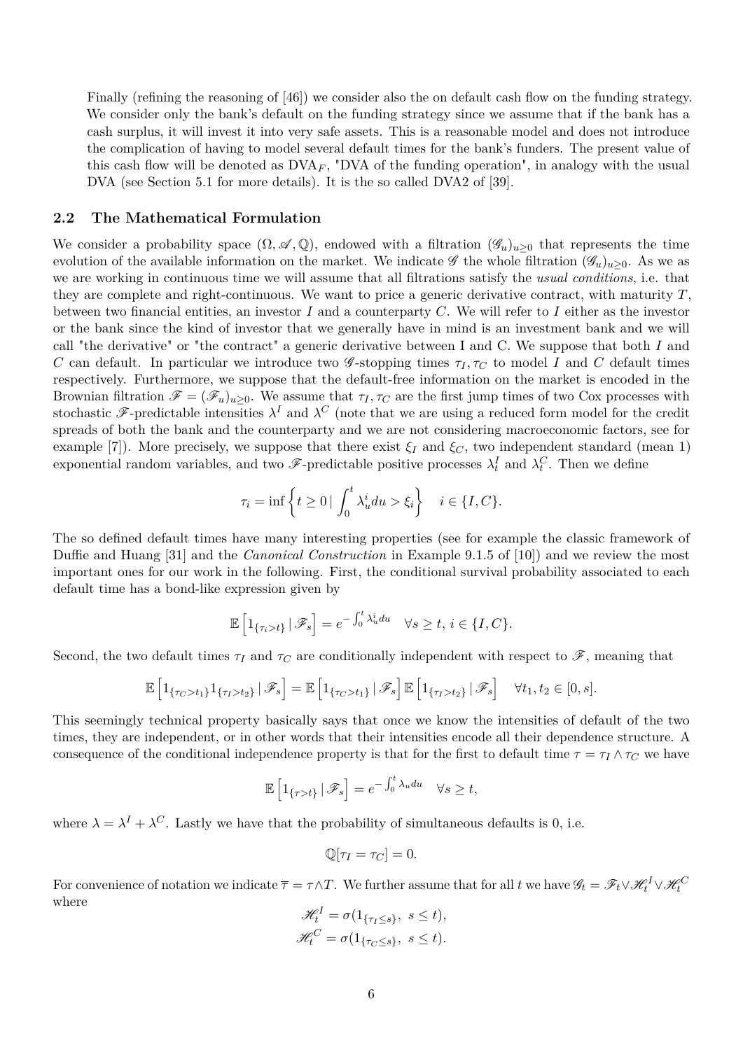Finally (refining the reasoning of [46]) we consider also the on default cash flow on the funding strategy. We consider only the bank's default on the funding strategy since we assume that if the bank has a cash surplus, it will invest it into very safe assets. This is a reasonable model and does not introduce the complication of having to model several default times for the bank's funders. The present value of this cash flow will be denoted as $\mathrm{DVA}_F$, "DVA of the funding operation", in analogy with the usual DVA (see Section 5.1 for more details). It is the so called DVA2 of [39].

## 2.2 The Mathematical Formulation

We consider a probability space $(\Omega, \mathscr{A}, \mathbb{Q})$, endowed with a filtration $(\mathscr{G}_u)_{u\geq 0}$ that represents the time evolution of the available information on the market. We indicate $\mathscr{G}$ the whole filtration $(\mathscr{G}_u)_{u\geq 0}$. As we as we are working in continuous time we will assume that all filtrations satisfy the *usual conditions*, i.e. that they are complete and right-continuous. We want to price a generic derivative contract, with maturity $T$, between two financial entities, an investor $I$ and a counterparty $C$. We will refer to $I$ either as the investor or the bank since the kind of investor that we generally have in mind is an investment bank and we will call "the derivative" or "the contract" a generic derivative between I and C. We suppose that both $I$ and $C$ can default. In particular we introduce two $\mathscr{G}$-stopping times $\tau_I, \tau_C$ to model $I$ and $C$ default times respectively. Furthermore, we suppose that the default-free information on the market is encoded in the Brownian filtration $\mathscr{F} = (\mathscr{F}_u)_{u\geq 0}$. We assume that $\tau_I, \tau_C$ are the first jump times of two Cox processes with stochastic $\mathscr{F}$-predictable intensities $\lambda^I$ and $\lambda^C$ (note that we are using a reduced form model for the credit spreads of both the bank and the counterparty and we are not considering macroeconomic factors, see for example [7]). More precisely, we suppose that there exist $\xi_I$ and $\xi_C$, two independent standard (mean 1) exponential random variables, and two $\mathscr{F}$-predictable positive processes $\lambda^I_t$ and $\lambda^C_t$. Then we define

$$
\tau_i = \inf\left\{ t \geq 0 \,|\, \int_0^t \lambda^i_u du > \xi_i \right\} \quad i \in \{I, C\}.
$$

The so defined default times have many interesting properties (see for example the classic framework of Duffie and Huang [31] and the *Canonical Construction* in Example 9.1.5 of [10]) and we review the most important ones for our work in the following. First, the conditional survival probability associated to each default time has a bond-like expression given by

$$
\mathbb{E}\left[ 1_{\{\tau_i > t\}} \,|\, \mathscr{F}_s \right] = e^{-\int_0^t \lambda^i_u du} \quad \forall s \geq t,\, i \in \{I, C\}.
$$

Second, the two default times $\tau_I$ and $\tau_C$ are conditionally independent with respect to $\mathscr{F}$, meaning that

$$
\mathbb{E}\left[ 1_{\{\tau_C > t_1\}} 1_{\{\tau_I > t_2\}} \,|\, \mathscr{F}_s \right] = \mathbb{E}\left[ 1_{\{\tau_C > t_1\}} \,|\, \mathscr{F}_s \right] \mathbb{E}\left[ 1_{\{\tau_I > t_2\}} \,|\, \mathscr{F}_s \right] \quad \forall t_1, t_2 \in [0, s].
$$

This seemingly technical property basically says that once we know the intensities of default of the two times, they are independent, or in other words that their intensities encode all their dependence structure. A consequence of the conditional independence property is that for the first to default time $\tau = \tau_I \wedge \tau_C$ we have

$$
\mathbb{E}\left[ 1_{\{\tau > t\}} \,|\, \mathscr{F}_s \right] = e^{-\int_0^t \lambda_u du} \quad \forall s \geq t,
$$

where $\lambda = \lambda^I + \lambda^C$. Lastly we have that the probability of simultaneous defaults is 0, i.e.

$$
\mathbb{Q}[\tau_I = \tau_C] = 0.
$$

For convenience of notation we indicate $\overline{\tau} = \tau \wedge T$. We further assume that for all $t$ we have $\mathscr{G}_t = \mathscr{F}_t \vee \mathscr{H}^I_t \vee \mathscr{H}^C_t$ where

$$
\mathscr{H}^I_t = \sigma(1_{\{\tau_I \leq s\}},\ s \leq t),
$$
$$
\mathscr{H}^C_t = \sigma(1_{\{\tau_C \leq s\}},\ s \leq t).
$$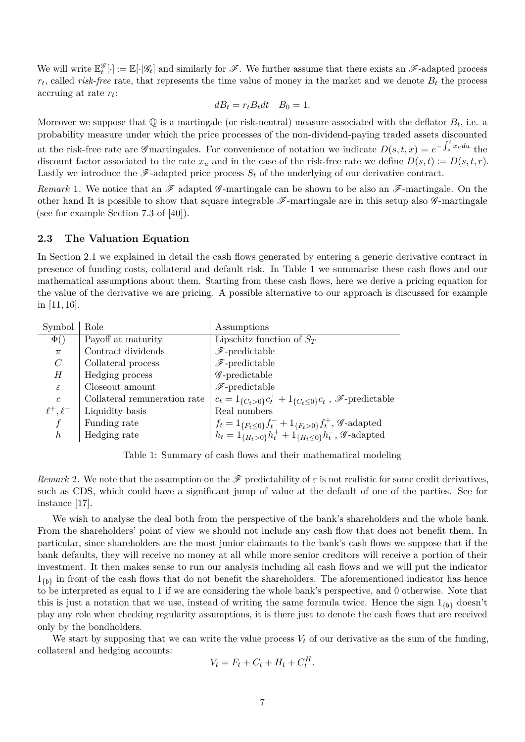We will write $\mathbb{E}_t^{\mathscr{G}}[\cdot] := \mathbb{E}[\cdot|\mathscr{G}_t]$ and similarly for $\mathscr{F}$. We further assume that there exists an $\mathscr{F}$-adapted process $r_t$, called *risk-free* rate, that represents the time value of money in the market and we denote $B_t$ the process accruing at rate $r_t$:

$$dB_t = r_t B_t dt \quad B_0 = 1.$$

Moreover we suppose that $\mathbb{Q}$ is a martingale (or risk-neutral) measure associated with the deflator $B_t$, i.e. a probability measure under which the price processes of the non-dividend-paying traded assets discounted at the risk-free rate are $\mathscr{G}$martingales. For convenience of notation we indicate $D(s,t,x) = e^{-\int_s^t x_u du}$ the discount factor associated to the rate $x_u$ and in the case of the risk-free rate we define $D(s,t) := D(s,t,r)$. Lastly we introduce the $\mathscr{F}$-adapted price process $S_t$ of the underlying of our derivative contract.

*Remark* 1. We notice that an $\mathscr{F}$ adapted $\mathscr{G}$-martingale can be shown to be also an $\mathscr{F}$-martingale. On the other hand It is possible to show that square integrable $\mathscr{F}$-martingale are in this setup also $\mathscr{G}$-martingale (see for example Section 7.3 of [40]).

### 2.3 The Valuation Equation

In Section 2.1 we explained in detail the cash flows generated by entering a generic derivative contract in presence of funding costs, collateral and default risk. In Table 1 we summarise these cash flows and our mathematical assumptions about them. Starting from these cash flows, here we derive a pricing equation for the value of the derivative we are pricing. A possible alternative to our approach is discussed for example in [11, 16].

| Symbol | Role | Assumptions |
|---|---|---|
| $\Phi()$ | Payoff at maturity | Lipschitz function of $S_T$ |
| $\pi$ | Contract dividends | $\mathscr{F}$-predictable |
| $C$ | Collateral process | $\mathscr{F}$-predictable |
| $H$ | Hedging process | $\mathscr{G}$-predictable |
| $\varepsilon$ | Closeout amount | $\mathscr{F}$-predictable |
| $c$ | Collateral remuneration rate | $c_t = 1_{\{C_t>0\}}c_t^+ + 1_{\{C_t\leq 0\}}c_t^-$, $\mathscr{F}$-predictable |
| $\ell^+, \ell^-$ | Liquidity basis | Real numbers |
| $f$ | Funding rate | $f_t = 1_{\{F_t\leq 0\}}f_t^- + 1_{\{F_t>0\}}f_t^+$, $\mathscr{G}$-adapted |
| $h$ | Hedging rate | $h_t = 1_{\{H_t>0\}}h_t^+ + 1_{\{H_t\leq 0\}}h_t^-$, $\mathscr{G}$-adapted |

Table 1: Summary of cash flows and their mathematical modeling

*Remark* 2. We note that the assumption on the $\mathscr{F}$ predictability of $\varepsilon$ is not realistic for some credit derivatives, such as CDS, which could have a significant jump of value at the default of one of the parties. See for instance [17].

We wish to analyse the deal both from the perspective of the bank's shareholders and the whole bank. From the shareholders' point of view we should not include any cash flow that does not benefit them. In particular, since shareholders are the most junior claimants to the bank's cash flows we suppose that if the bank defaults, they will receive no money at all while more senior creditors will receive a portion of their investment. It then makes sense to run our analysis including all cash flows and we will put the indicator $1_{\{\mathfrak{b}\}}$ in front of the cash flows that do not benefit the shareholders. The aforementioned indicator has hence to be interpreted as equal to 1 if we are considering the whole bank's perspective, and 0 otherwise. Note that this is just a notation that we use, instead of writing the same formula twice. Hence the sign $1_{\{\mathfrak{b}\}}$ doesn't play any role when checking regularity assumptions, it is there just to denote the cash flows that are received only by the bondholders.

We start by supposing that we can write the value process $V_t$ of our derivative as the sum of the funding, collateral and hedging accounts:

$$V_t = F_t + C_t + H_t + C_t^H.$$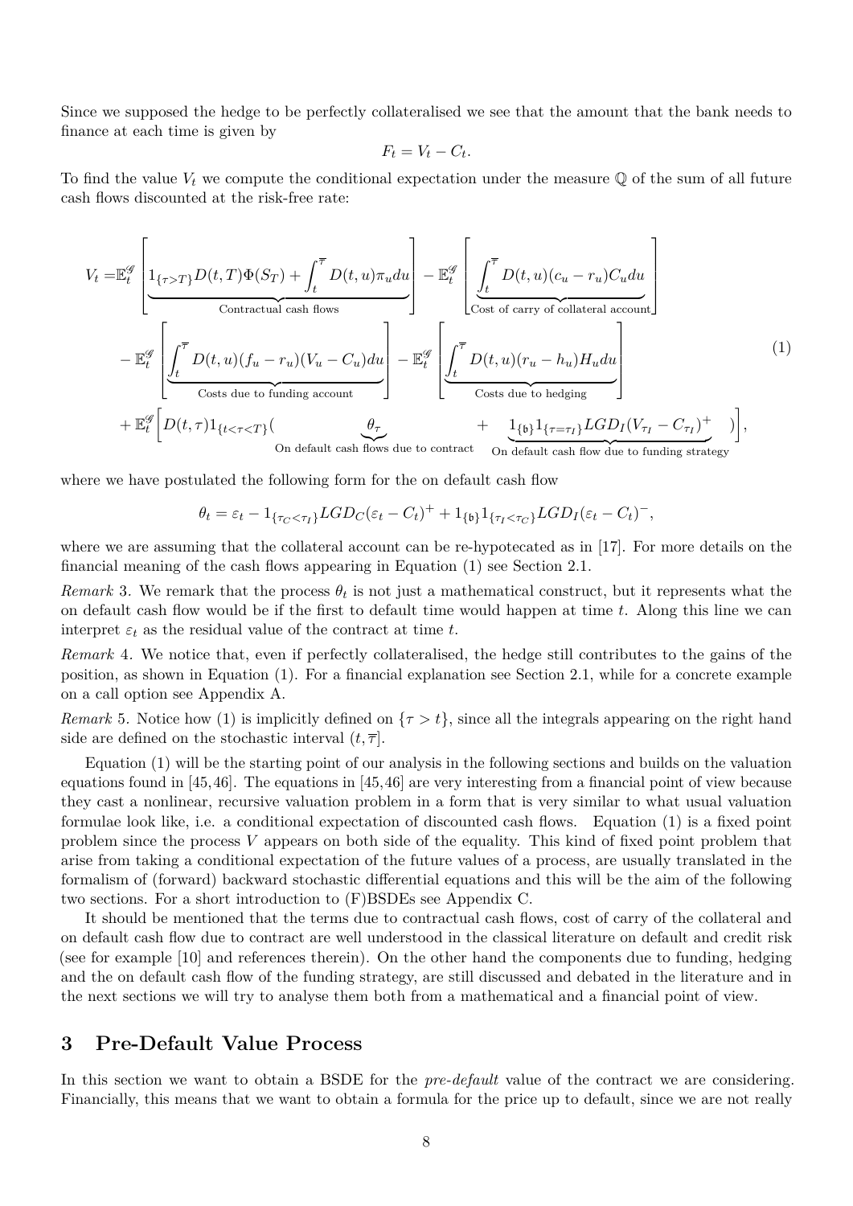Since we supposed the hedge to be perfectly collateralised we see that the amount that the bank needs to finance at each time is given by

$$F_t = V_t - C_t.$$

To find the value $V_t$ we compute the conditional expectation under the measure $\mathbb{Q}$ of the sum of all future cash flows discounted at the risk-free rate:

$$
\begin{aligned}
V_t =& \mathbb{E}_t^{\mathscr{G}}\left[\underbrace{1_{\{\tau>T\}}D(t,T)\Phi(S_T) + \int_t^{\overline{\tau}} D(t,u)\pi_u du}_{\text{Contractual cash flows}}\right] - \mathbb{E}_t^{\mathscr{G}}\left[\underbrace{\int_t^{\overline{\tau}} D(t,u)(c_u - r_u)C_u du}_{\text{Cost of carry of collateral account}}\right] \\
&- \mathbb{E}_t^{\mathscr{G}}\left[\underbrace{\int_t^{\overline{\tau}} D(t,u)(f_u - r_u)(V_u - C_u) du}_{\text{Costs due to funding account}}\right] - \mathbb{E}_t^{\mathscr{G}}\left[\underbrace{\int_t^{\overline{\tau}} D(t,u)(r_u - h_u)H_u du}_{\text{Costs due to hedging}}\right] \\
&+ \mathbb{E}_t^{\mathscr{G}}\Big[D(t,\tau)1_{\{t<\tau<T\}}\big(\underbrace{\theta_\tau}_{\text{On default cash flows due to contract}} + \underbrace{1_{\{\mathfrak{b}\}}1_{\{\tau=\tau_I\}}LGD_I(V_{\tau_I} - C_{\tau_I})^+}_{\text{On default cash flow due to funding strategy}}\big)\Big],
\end{aligned}
\tag{1}
$$

where we have postulated the following form for the on default cash flow

$$\theta_t = \varepsilon_t - 1_{\{\tau_C<\tau_I\}}LGD_C(\varepsilon_t - C_t)^+ + 1_{\{\mathfrak{b}\}}1_{\{\tau_I<\tau_C\}}LGD_I(\varepsilon_t - C_t)^-,$$

where we are assuming that the collateral account can be re-hypotecated as in [17]. For more details on the financial meaning of the cash flows appearing in Equation (1) see Section 2.1.

*Remark* 3. We remark that the process $\theta_t$ is not just a mathematical construct, but it represents what the on default cash flow would be if the first to default time would happen at time $t$. Along this line we can interpret $\varepsilon_t$ as the residual value of the contract at time $t$.

*Remark* 4. We notice that, even if perfectly collateralised, the hedge still contributes to the gains of the position, as shown in Equation (1). For a financial explanation see Section 2.1, while for a concrete example on a call option see Appendix A.

*Remark* 5. Notice how (1) is implicitly defined on $\{\tau > t\}$, since all the integrals appearing on the right hand side are defined on the stochastic interval $(t, \overline{\tau}]$.

Equation (1) will be the starting point of our analysis in the following sections and builds on the valuation equations found in [45,46]. The equations in [45,46] are very interesting from a financial point of view because they cast a nonlinear, recursive valuation problem in a form that is very similar to what usual valuation formulae look like, i.e. a conditional expectation of discounted cash flows. Equation (1) is a fixed point problem since the process $V$ appears on both side of the equality. This kind of fixed point problem that arise from taking a conditional expectation of the future values of a process, are usually translated in the formalism of (forward) backward stochastic differential equations and this will be the aim of the following two sections. For a short introduction to (F)BSDEs see Appendix C.

It should be mentioned that the terms due to contractual cash flows, cost of carry of the collateral and on default cash flow due to contract are well understood in the classical literature on default and credit risk (see for example [10] and references therein). On the other hand the components due to funding, hedging and the on default cash flow of the funding strategy, are still discussed and debated in the literature and in the next sections we will try to analyse them both from a mathematical and a financial point of view.

## 3 Pre-Default Value Process

In this section we want to obtain a BSDE for the *pre-default* value of the contract we are considering. Financially, this means that we want to obtain a formula for the price up to default, since we are not really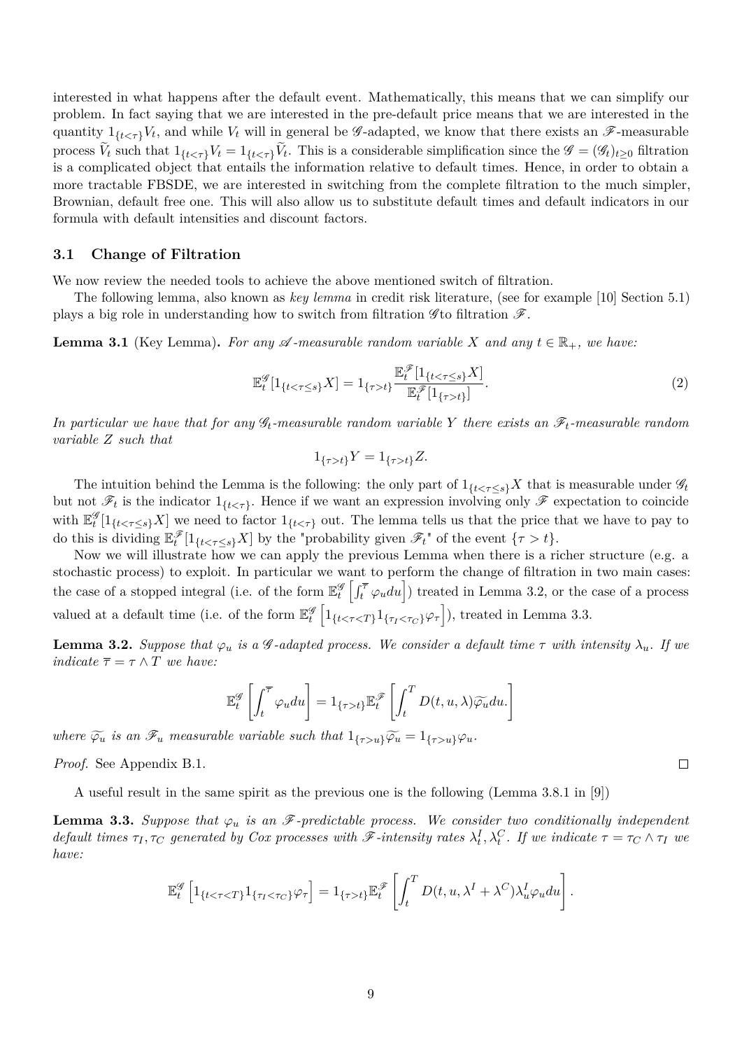interested in what happens after the default event. Mathematically, this means that we can simplify our problem. In fact saying that we are interested in the pre-default price means that we are interested in the quantity $1_{\{t<\tau\}}V_t$, and while $V_t$ will in general be $\mathscr{G}$-adapted, we know that there exists an $\mathscr{F}$-measurable process $\widetilde{V}_t$ such that $1_{\{t<\tau\}}V_t = 1_{\{t<\tau\}}\widetilde{V}_t$. This is a considerable simplification since the $\mathscr{G} = (\mathscr{G}_t)_{t\geq 0}$ filtration is a complicated object that entails the information relative to default times. Hence, in order to obtain a more tractable FBSDE, we are interested in switching from the complete filtration to the much simpler, Brownian, default free one. This will also allow us to substitute default times and default indicators in our formula with default intensities and discount factors.

### 3.1 Change of Filtration

We now review the needed tools to achieve the above mentioned switch of filtration.

The following lemma, also known as *key lemma* in credit risk literature, (see for example [10] Section 5.1) plays a big role in understanding how to switch from filtration $\mathscr{G}$to filtration $\mathscr{F}$.

**Lemma 3.1** (Key Lemma)**.** *For any $\mathscr{A}$-measurable random variable $X$ and any $t \in \mathbb{R}_+$, we have:*

$$\mathbb{E}_t^{\mathscr{G}}[1_{\{t<\tau\leq s\}}X] = 1_{\{\tau>t\}}\frac{\mathbb{E}_t^{\mathscr{F}}[1_{\{t<\tau\leq s\}}X]}{\mathbb{E}_t^{\mathscr{F}}[1_{\{\tau>t\}}]}. \tag{2}$$

*In particular we have that for any $\mathscr{G}_t$-measurable random variable $Y$ there exists an $\mathscr{F}_t$-measurable random variable $Z$ such that*

$$1_{\{\tau>t\}}Y = 1_{\{\tau>t\}}Z.$$

The intuition behind the Lemma is the following: the only part of $1_{\{t<\tau\leq s\}}X$ that is measurable under $\mathscr{G}_t$ but not $\mathscr{F}_t$ is the indicator $1_{\{t<\tau\}}$. Hence if we want an expression involving only $\mathscr{F}$ expectation to coincide with $\mathbb{E}_t^{\mathscr{G}}[1_{\{t<\tau\leq s\}}X]$ we need to factor $1_{\{t<\tau\}}$ out. The lemma tells us that the price that we have to pay to do this is dividing $\mathbb{E}_t^{\mathscr{F}}[1_{\{t<\tau\leq s\}}X]$ by the "probability given $\mathscr{F}_t$" of the event $\{\tau > t\}$.

Now we will illustrate how we can apply the previous Lemma when there is a richer structure (e.g. a stochastic process) to exploit. In particular we want to perform the change of filtration in two main cases: the case of a stopped integral (i.e. of the form $\mathbb{E}_t^{\mathscr{G}}\left[\int_t^{\overline{\tau}}\varphi_u du\right]$) treated in Lemma 3.2, or the case of a process valued at a default time (i.e. of the form $\mathbb{E}_t^{\mathscr{G}}\left[1_{\{t<\tau<T\}}1_{\{\tau_I<\tau_C\}}\varphi_\tau\right]$), treated in Lemma 3.3.

**Lemma 3.2.** *Suppose that $\varphi_u$ is a $\mathscr{G}$-adapted process. We consider a default time $\tau$ with intensity $\lambda_u$. If we indicate $\overline{\tau} = \tau \wedge T$ we have:*

$$\mathbb{E}_t^{\mathscr{G}}\left[\int_t^{\overline{\tau}}\varphi_u du\right] = 1_{\{\tau>t\}}\mathbb{E}_t^{\mathscr{F}}\left[\int_t^T D(t,u,\lambda)\widetilde{\varphi_u}du.\right]$$

*where $\widetilde{\varphi_u}$ is an $\mathscr{F}_u$ measurable variable such that $1_{\{\tau>u\}}\widetilde{\varphi_u} = 1_{\{\tau>u\}}\varphi_u$.*

*Proof.* See Appendix B.1. $\square$

A useful result in the same spirit as the previous one is the following (Lemma 3.8.1 in [9])

**Lemma 3.3.** *Suppose that $\varphi_u$ is an $\mathscr{F}$-predictable process. We consider two conditionally independent default times $\tau_I, \tau_C$ generated by Cox processes with $\mathscr{F}$-intensity rates $\lambda_t^I, \lambda_t^C$. If we indicate $\tau = \tau_C \wedge \tau_I$ we have:*

$$\mathbb{E}_t^{\mathscr{G}}\left[1_{\{t<\tau<T\}}1_{\{\tau_I<\tau_C\}}\varphi_\tau\right] = 1_{\{\tau>t\}}\mathbb{E}_t^{\mathscr{F}}\left[\int_t^T D(t,u,\lambda^I+\lambda^C)\lambda_u^I\varphi_u du\right].$$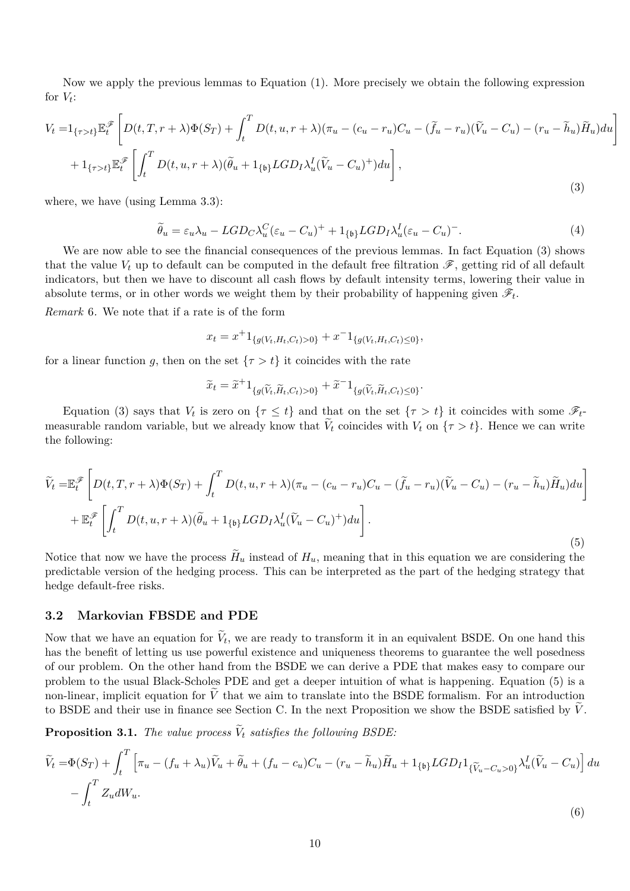Now we apply the previous lemmas to Equation (1). More precisely we obtain the following expression for $V_t$:

$$
\begin{aligned}
V_t =& 1_{\{\tau>t\}} \mathbb{E}_t^{\mathscr{F}} \left[ D(t,T,r+\lambda)\Phi(S_T) + \int_t^T D(t,u,r+\lambda)(\pi_u - (c_u - r_u)C_u - (\widetilde{f}_u - r_u)(\widetilde{V}_u - C_u) - (r_u - \widetilde{h}_u)\widetilde{H}_u)du \right] \\
&+ 1_{\{\tau>t\}} \mathbb{E}_t^{\mathscr{F}} \left[ \int_t^T D(t,u,r+\lambda)(\widetilde{\theta}_u + 1_{\{\mathfrak{b}\}} LGD_I \lambda_u^I (\widetilde{V}_u - C_u)^+)du \right],
\end{aligned}
\tag{3}
$$

where, we have (using Lemma 3.3):

$$
\widetilde{\theta}_u = \varepsilon_u \lambda_u - LGD_C \lambda_u^C (\varepsilon_u - C_u)^+ + 1_{\{\mathfrak{b}\}} LGD_I \lambda_u^I (\varepsilon_u - C_u)^-. \tag{4}
$$

We are now able to see the financial consequences of the previous lemmas. In fact Equation (3) shows that the value $V_t$ up to default can be computed in the default free filtration $\mathscr{F}$, getting rid of all default indicators, but then we have to discount all cash flows by default intensity terms, lowering their value in absolute terms, or in other words we weight them by their probability of happening given $\mathscr{F}_t$.

*Remark* 6. We note that if a rate is of the form

$$
x_t = x^+ 1_{\{g(V_t,H_t,C_t)>0\}} + x^- 1_{\{g(V_t,H_t,C_t)\leq 0\}},
$$

for a linear function $g$, then on the set $\{\tau > t\}$ it coincides with the rate

$$
\widetilde{x}_t = \widetilde{x}^+ 1_{\{g(\widetilde{V}_t,\widetilde{H}_t,C_t)>0\}} + \widetilde{x}^- 1_{\{g(\widetilde{V}_t,\widetilde{H}_t,C_t)\leq 0\}}.
$$

Equation (3) says that $V_t$ is zero on $\{\tau \leq t\}$ and that on the set $\{\tau > t\}$ it coincides with some $\mathscr{F}_t$-measurable random variable, but we already know that $\widetilde{V}_t$ coincides with $V_t$ on $\{\tau > t\}$. Hence we can write the following:

$$
\begin{aligned}
\widetilde{V}_t =& \mathbb{E}_t^{\mathscr{F}} \left[ D(t,T,r+\lambda)\Phi(S_T) + \int_t^T D(t,u,r+\lambda)(\pi_u - (c_u - r_u)C_u - (\widetilde{f}_u - r_u)(\widetilde{V}_u - C_u) - (r_u - \widetilde{h}_u)\widetilde{H}_u)du \right] \\
&+ \mathbb{E}_t^{\mathscr{F}} \left[ \int_t^T D(t,u,r+\lambda)(\widetilde{\theta}_u + 1_{\{\mathfrak{b}\}} LGD_I \lambda_u^I (\widetilde{V}_u - C_u)^+)du \right].
\end{aligned}
\tag{5}
$$

Notice that now we have the process $\widetilde{H}_u$ instead of $H_u$, meaning that in this equation we are considering the predictable version of the hedging process. This can be interpreted as the part of the hedging strategy that hedge default-free risks.

### 3.2 Markovian FBSDE and PDE

Now that we have an equation for $\widetilde{V}_t$, we are ready to transform it in an equivalent BSDE. On one hand this has the benefit of letting us use powerful existence and uniqueness theorems to guarantee the well posedness of our problem. On the other hand from the BSDE we can derive a PDE that makes easy to compare our problem to the usual Black-Scholes PDE and get a deeper intuition of what is happening. Equation (5) is a non-linear, implicit equation for $\widetilde{V}$ that we aim to translate into the BSDE formalism. For an introduction to BSDE and their use in finance see Section C. In the next Proposition we show the BSDE satisfied by $\widetilde{V}$.

**Proposition 3.1.** *The value process $\widetilde{V}_t$ satisfies the following BSDE:*

$$
\begin{aligned}
\widetilde{V}_t =& \Phi(S_T) + \int_t^T \left[ \pi_u - (f_u + \lambda_u)\widetilde{V}_u + \widetilde{\theta}_u + (f_u - c_u)C_u - (r_u - \widetilde{h}_u)\widetilde{H}_u + 1_{\{\mathfrak{b}\}} LGD_I 1_{\{\widetilde{V}_u - C_u>0\}} \lambda_u^I (\widetilde{V}_u - C_u) \right] du \\
&- \int_t^T Z_u dW_u.
\end{aligned}
\tag{6}
$$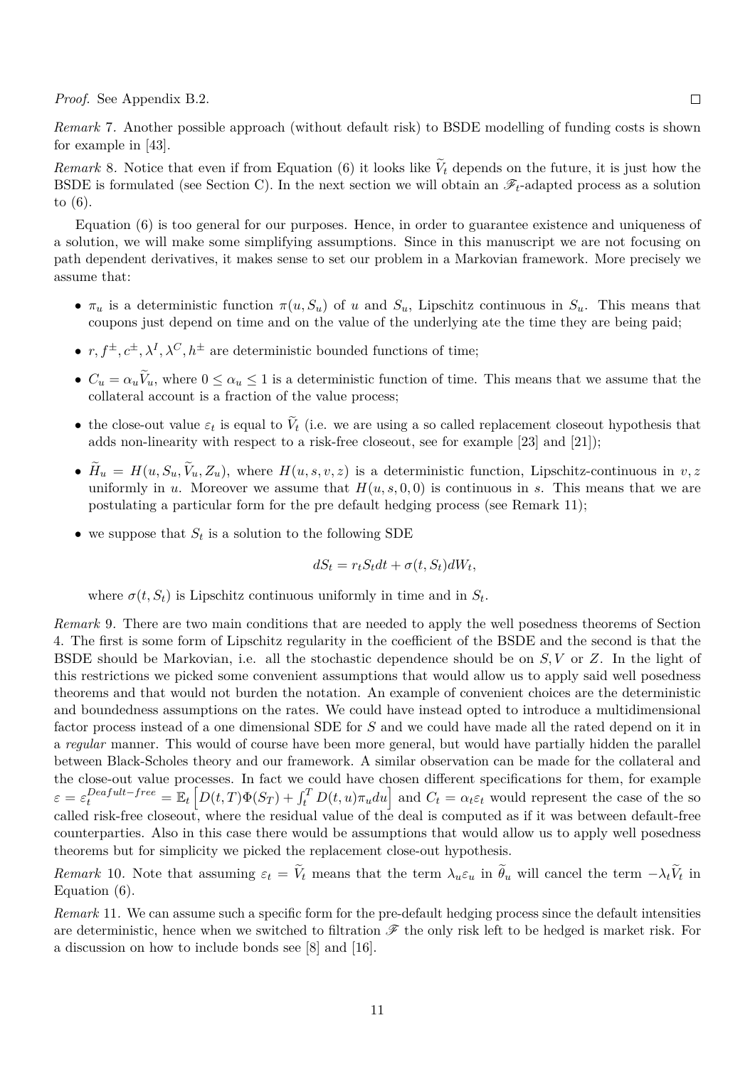*Proof.* See Appendix B.2. ◻

*Remark* 7. Another possible approach (without default risk) to BSDE modelling of funding costs is shown for example in [43].

*Remark* 8. Notice that even if from Equation (6) it looks like $\widetilde{V}_t$ depends on the future, it is just how the BSDE is formulated (see Section C). In the next section we will obtain an $\mathscr{F}_t$-adapted process as a solution to (6).

Equation (6) is too general for our purposes. Hence, in order to guarantee existence and uniqueness of a solution, we will make some simplifying assumptions. Since in this manuscript we are not focusing on path dependent derivatives, it makes sense to set our problem in a Markovian framework. More precisely we assume that:

- $\pi_u$ is a deterministic function $\pi(u, S_u)$ of $u$ and $S_u$, Lipschitz continuous in $S_u$. This means that coupons just depend on time and on the value of the underlying ate the time they are being paid;
- $r, f^{\pm}, c^{\pm}, \lambda^I, \lambda^C, h^{\pm}$ are deterministic bounded functions of time;
- $C_u = \alpha_u \widetilde{V}_u$, where $0 \leq \alpha_u \leq 1$ is a deterministic function of time. This means that we assume that the collateral account is a fraction of the value process;
- the close-out value $\varepsilon_t$ is equal to $\widetilde{V}_t$ (i.e. we are using a so called replacement closeout hypothesis that adds non-linearity with respect to a risk-free closeout, see for example [23] and [21]);
- $\widetilde{H}_u = H(u, S_u, \widetilde{V}_u, Z_u)$, where $H(u, s, v, z)$ is a deterministic function, Lipschitz-continuous in $v, z$ uniformly in $u$. Moreover we assume that $H(u, s, 0, 0)$ is continuous in $s$. This means that we are postulating a particular form for the pre default hedging process (see Remark 11);
- we suppose that $S_t$ is a solution to the following SDE

$$dS_t = r_t S_t dt + \sigma(t, S_t) dW_t,$$

where $\sigma(t, S_t)$ is Lipschitz continuous uniformly in time and in $S_t$.

*Remark* 9. There are two main conditions that are needed to apply the well posedness theorems of Section 4. The first is some form of Lipschitz regularity in the coefficient of the BSDE and the second is that the BSDE should be Markovian, i.e. all the stochastic dependence should be on $S, V$ or $Z$. In the light of this restrictions we picked some convenient assumptions that would allow us to apply said well posedness theorems and that would not burden the notation. An example of convenient choices are the deterministic and boundedness assumptions on the rates. We could have instead opted to introduce a multidimensional factor process instead of a one dimensional SDE for $S$ and we could have made all the rated depend on it in a *regular* manner. This would of course have been more general, but would have partially hidden the parallel between Black-Scholes theory and our framework. A similar observation can be made for the collateral and the close-out value processes. In fact we could have chosen different specifications for them, for example $\varepsilon = \varepsilon_t^{Deafult-free} = \mathbb{E}_t \left[ D(t,T)\Phi(S_T) + \int_t^T D(t,u)\pi_u du \right]$ and $C_t = \alpha_t \varepsilon_t$ would represent the case of the so called risk-free closeout, where the residual value of the deal is computed as if it was between default-free counterparties. Also in this case there would be assumptions that would allow us to apply well posedness theorems but for simplicity we picked the replacement close-out hypothesis.

*Remark* 10. Note that assuming $\varepsilon_t = \widetilde{V}_t$ means that the term $\lambda_u \varepsilon_u$ in $\widetilde{\theta}_u$ will cancel the term $-\lambda_t \widetilde{V}_t$ in Equation (6).

*Remark* 11. We can assume such a specific form for the pre-default hedging process since the default intensities are deterministic, hence when we switched to filtration $\mathscr{F}$ the only risk left to be hedged is market risk. For a discussion on how to include bonds see [8] and [16].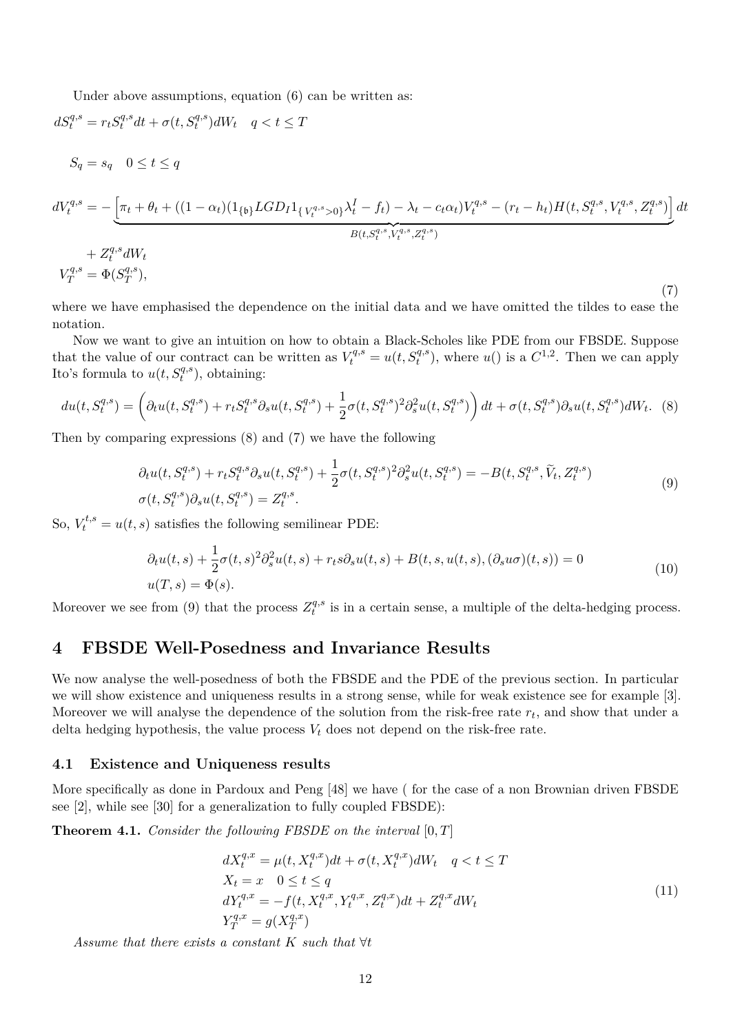Under above assumptions, equation (6) can be written as:

$$dS_t^{q,s} = r_t S_t^{q,s} dt + \sigma(t, S_t^{q,s}) dW_t \quad q < t \leq T$$

$$S_q = s_q \quad 0 \leq t \leq q$$

$$dV_t^{q,s} = -\underbrace{\left[\pi_t + \theta_t + ((1-\alpha_t)(1_{\{\mathfrak{b}\}} LGD_I 1_{\{V_t^{q,s}>0\}} \lambda_t^I - f_t) - \lambda_t - c_t \alpha_t) V_t^{q,s} - (r_t - h_t) H(t, S_t^{q,s}, V_t^{q,s}, Z_t^{q,s})\right]}_{B(t, S_t^{q,s}, V_t^{q,s}, Z_t^{q,s})} dt$$

$$+ Z_t^{q,s} dW_t$$

$$V_T^{q,s} = \Phi(S_T^{q,s}), \tag{7}$$

where we have emphasised the dependence on the initial data and we have omitted the tildes to ease the notation.

Now we want to give an intuition on how to obtain a Black-Scholes like PDE from our FBSDE. Suppose that the value of our contract can be written as $V_t^{q,s} = u(t, S_t^{q,s})$, where $u()$ is a $C^{1,2}$. Then we can apply Ito's formula to $u(t, S_t^{q,s})$, obtaining:

$$du(t, S_t^{q,s}) = \left(\partial_t u(t, S_t^{q,s}) + r_t S_t^{q,s} \partial_s u(t, S_t^{q,s}) + \frac{1}{2}\sigma(t, S_t^{q,s})^2 \partial_s^2 u(t, S_t^{q,s})\right) dt + \sigma(t, S_t^{q,s}) \partial_s u(t, S_t^{q,s}) dW_t. \tag{8}$$

Then by comparing expressions (8) and (7) we have the following

$$\begin{aligned} &\partial_t u(t, S_t^{q,s}) + r_t S_t^{q,s} \partial_s u(t, S_t^{q,s}) + \frac{1}{2}\sigma(t, S_t^{q,s})^2 \partial_s^2 u(t, S_t^{q,s}) = -B(t, S_t^{q,s}, \widetilde{V}_t, Z_t^{q,s}) \\ &\sigma(t, S_t^{q,s}) \partial_s u(t, S_t^{q,s}) = Z_t^{q,s}. \end{aligned} \tag{9}$$

So, $V_t^{t,s} = u(t,s)$ satisfies the following semilinear PDE:

$$\begin{aligned} &\partial_t u(t,s) + \frac{1}{2}\sigma(t,s)^2 \partial_s^2 u(t,s) + r_t s \partial_s u(t,s) + B(t, s, u(t,s), (\partial_s u \sigma)(t,s)) = 0 \\ &u(T,s) = \Phi(s). \end{aligned} \tag{10}$$

Moreover we see from (9) that the process $Z_t^{q,s}$ is in a certain sense, a multiple of the delta-hedging process.

# 4 FBSDE Well-Posedness and Invariance Results

We now analyse the well-posedness of both the FBSDE and the PDE of the previous section. In particular we will show existence and uniqueness results in a strong sense, while for weak existence see for example [3]. Moreover we will analyse the dependence of the solution from the risk-free rate $r_t$, and show that under a delta hedging hypothesis, the value process $V_t$ does not depend on the risk-free rate.

## 4.1 Existence and Uniqueness results

More specifically as done in Pardoux and Peng [48] we have ( for the case of a non Brownian driven FBSDE see [2], while see [30] for a generalization to fully coupled FBSDE):

**Theorem 4.1.** *Consider the following FBSDE on the interval* $[0,T]$

$$\begin{aligned} &dX_t^{q,x} = \mu(t, X_t^{q,x}) dt + \sigma(t, X_t^{q,x}) dW_t \quad q < t \leq T \\ &X_t = x \quad 0 \leq t \leq q \\ &dY_t^{q,x} = -f(t, X_t^{q,x}, Y_t^{q,x}, Z_t^{q,x}) dt + Z_t^{q,x} dW_t \\ &Y_T^{q,x} = g(X_T^{q,x}) \end{aligned} \tag{11}$$

*Assume that there exists a constant $K$ such that $\forall t$*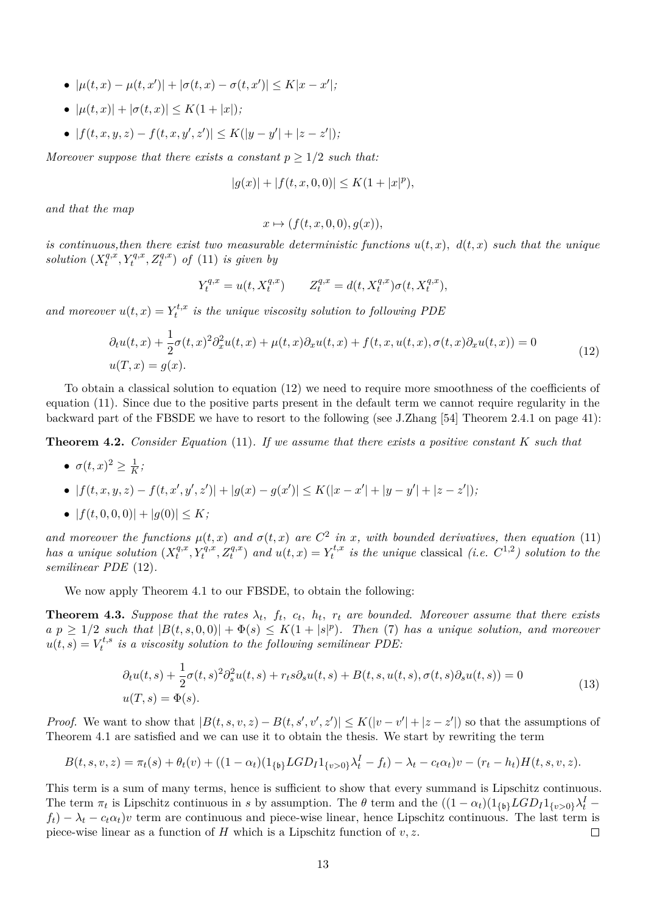- $|\mu(t,x) - \mu(t,x')| + |\sigma(t,x) - \sigma(t,x')| \leq K|x - x'|$;
- $|\mu(t,x)| + |\sigma(t,x)| \leq K(1 + |x|)$;
- $|f(t,x,y,z) - f(t,x,y',z')| \leq K(|y - y'| + |z - z'|)$;

*Moreover suppose that there exists a constant $p \geq 1/2$ such that:*

$$|g(x)| + |f(t,x,0,0)| \leq K(1 + |x|^p),$$

*and that the map*

$$x \mapsto (f(t,x,0,0), g(x)),$$

*is continuous,then there exist two measurable deterministic functions $u(t,x)$, $d(t,x)$ such that the unique solution $(X_t^{q,x}, Y_t^{q,x}, Z_t^{q,x})$ of* (11) *is given by*

$$Y_t^{q,x} = u(t, X_t^{q,x}) \qquad Z_t^{q,x} = d(t, X_t^{q,x})\sigma(t, X_t^{q,x}),$$

*and moreover $u(t,x) = Y_t^{t,x}$ is the unique viscosity solution to following PDE*

$$\begin{aligned} &\partial_t u(t,x) + \frac{1}{2}\sigma(t,x)^2 \partial_x^2 u(t,x) + \mu(t,x)\partial_x u(t,x) + f(t,x,u(t,x),\sigma(t,x)\partial_x u(t,x)) = 0 \\ &u(T,x) = g(x). \end{aligned} \tag{12}$$

To obtain a classical solution to equation (12) we need to require more smoothness of the coefficients of equation (11). Since due to the positive parts present in the default term we cannot require regularity in the backward part of the FBSDE we have to resort to the following (see J.Zhang [54] Theorem 2.4.1 on page 41):

**Theorem 4.2.** *Consider Equation* (11). *If we assume that there exists a positive constant $K$ such that*

- $\sigma(t,x)^2 \geq \frac{1}{K}$;
- $|f(t,x,y,z) - f(t,x',y',z')| + |g(x) - g(x')| \leq K(|x - x'| + |y - y'| + |z - z'|)$;
- $|f(t,0,0,0)| + |g(0)| \leq K$;

*and moreover the functions $\mu(t,x)$ and $\sigma(t,x)$ are $C^2$ in $x$, with bounded derivatives, then equation* (11) *has a unique solution $(X_t^{q,x}, Y_t^{q,x}, Z_t^{q,x})$ and $u(t,x) = Y_t^{t,x}$ is the unique* classical *(i.e. $C^{1,2}$) solution to the semilinear PDE* (12).

We now apply Theorem 4.1 to our FBSDE, to obtain the following:

**Theorem 4.3.** *Suppose that the rates $\lambda_t$, $f_t$, $c_t$, $h_t$, $r_t$ are bounded. Moreover assume that there exists a $p \geq 1/2$ such that $|B(t,s,0,0)| + \Phi(s) \leq K(1 + |s|^p)$. Then* (7) *has a unique solution, and moreover $u(t,s) = V_t^{t,s}$ is a viscosity solution to the following semilinear PDE:*

$$\begin{aligned} &\partial_t u(t,s) + \frac{1}{2}\sigma(t,s)^2 \partial_s^2 u(t,s) + r_t s \partial_s u(t,s) + B(t,s,u(t,s),\sigma(t,s)\partial_s u(t,s)) = 0 \\ &u(T,s) = \Phi(s). \end{aligned} \tag{13}$$

*Proof.* We want to show that $|B(t,s,v,z) - B(t,s',v',z')| \leq K(|v - v'| + |z - z'|)$ so that the assumptions of Theorem 4.1 are satisfied and we can use it to obtain the thesis. We start by rewriting the term

$$B(t,s,v,z) = \pi_t(s) + \theta_t(v) + ((1 - \alpha_t)(1_{\{\mathfrak{b}\}} LGD_I 1_{\{v>0\}} \lambda_t^I - f_t) - \lambda_t - c_t \alpha_t)v - (r_t - h_t)H(t,s,v,z).$$

This term is a sum of many terms, hence is sufficient to show that every summand is Lipschitz continuous. The term $\pi_t$ is Lipschitz continuous in $s$ by assumption. The $\theta$ term and the $((1 - \alpha_t)(1_{\{\mathfrak{b}\}} LGD_I 1_{\{v>0\}} \lambda_t^I - f_t) - \lambda_t - c_t \alpha_t)v$ term are continuous and piece-wise linear, hence Lipschitz continuous. The last term is piece-wise linear as a function of $H$ which is a Lipschitz function of $v, z$. $\square$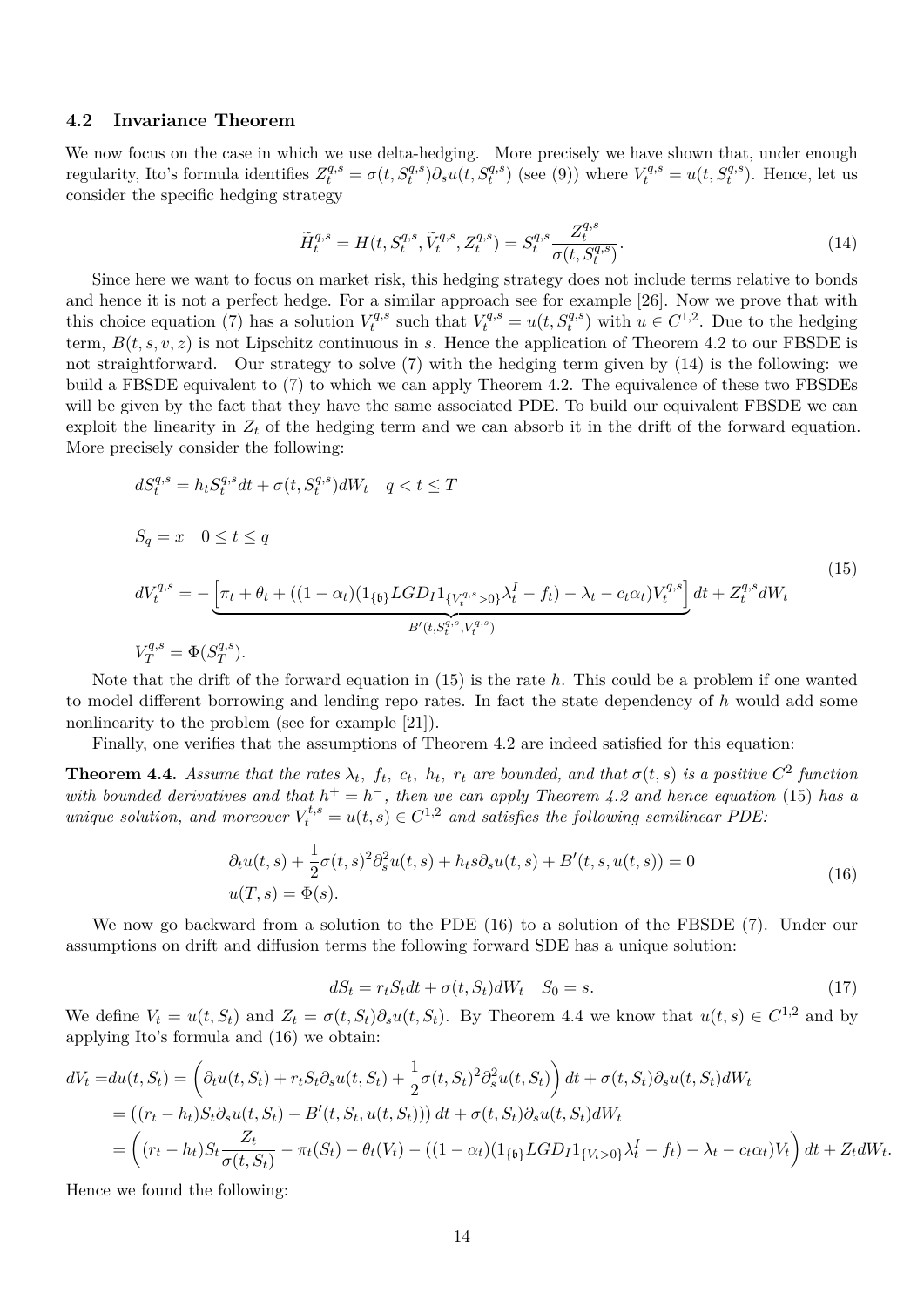### 4.2 Invariance Theorem

We now focus on the case in which we use delta-hedging. More precisely we have shown that, under enough regularity, Ito's formula identifies $Z_t^{q,s} = \sigma(t, S_t^{q,s})\partial_s u(t, S_t^{q,s})$ (see (9)) where $V_t^{q,s} = u(t, S_t^{q,s})$. Hence, let us consider the specific hedging strategy

$$
\widetilde{H}_t^{q,s} = H(t, S_t^{q,s}, \widetilde{V}_t^{q,s}, Z_t^{q,s}) = S_t^{q,s} \frac{Z_t^{q,s}}{\sigma(t, S_t^{q,s})}. \tag{14}
$$

Since here we want to focus on market risk, this hedging strategy does not include terms relative to bonds and hence it is not a perfect hedge. For a similar approach see for example [26]. Now we prove that with this choice equation (7) has a solution $V_t^{q,s}$ such that $V_t^{q,s} = u(t, S_t^{q,s})$ with $u \in C^{1,2}$. Due to the hedging term, $B(t, s, v, z)$ is not Lipschitz continuous in $s$. Hence the application of Theorem 4.2 to our FBSDE is not straightforward. Our strategy to solve (7) with the hedging term given by (14) is the following: we build a FBSDE equivalent to (7) to which we can apply Theorem 4.2. The equivalence of these two FBSDEs will be given by the fact that they have the same associated PDE. To build our equivalent FBSDE we can exploit the linearity in $Z_t$ of the hedging term and we can absorb it in the drift of the forward equation. More precisely consider the following:

$$
\begin{aligned}
&dS_t^{q,s} = h_t S_t^{q,s} dt + \sigma(t, S_t^{q,s}) dW_t \quad q < t \leq T \\
&S_q = x \quad 0 \leq t \leq q \\
&dV_t^{q,s} = -\underbrace{\left[\pi_t + \theta_t + ((1-\alpha_t)(1_{\{\mathfrak{b}\}} LGD_I 1_{\{V_t^{q,s}>0\}} \lambda_t^I - f_t) - \lambda_t - c_t\alpha_t) V_t^{q,s}\right]}_{B'(t, S_t^{q,s}, V_t^{q,s})} dt + Z_t^{q,s} dW_t \\
&V_T^{q,s} = \Phi(S_T^{q,s}).
\end{aligned} \tag{15}
$$

Note that the drift of the forward equation in (15) is the rate $h$. This could be a problem if one wanted to model different borrowing and lending repo rates. In fact the state dependency of $h$ would add some nonlinearity to the problem (see for example [21]).

Finally, one verifies that the assumptions of Theorem 4.2 are indeed satisfied for this equation:

**Theorem 4.4.** *Assume that the rates $\lambda_t$, $f_t$, $c_t$, $h_t$, $r_t$ are bounded, and that $\sigma(t, s)$ is a positive $C^2$ function with bounded derivatives and that $h^+ = h^-$, then we can apply Theorem 4.2 and hence equation* (15) *has a unique solution, and moreover $V_t^{t,s} = u(t, s) \in C^{1,2}$ and satisfies the following semilinear PDE:*

$$
\begin{aligned}
&\partial_t u(t, s) + \frac{1}{2}\sigma(t, s)^2 \partial_s^2 u(t, s) + h_t s \partial_s u(t, s) + B'(t, s, u(t, s)) = 0 \\
&u(T, s) = \Phi(s).
\end{aligned} \tag{16}
$$

We now go backward from a solution to the PDE (16) to a solution of the FBSDE (7). Under our assumptions on drift and diffusion terms the following forward SDE has a unique solution:

$$
dS_t = r_t S_t dt + \sigma(t, S_t) dW_t \quad S_0 = s. \tag{17}
$$

We define $V_t = u(t, S_t)$ and $Z_t = \sigma(t, S_t)\partial_s u(t, S_t)$. By Theorem 4.4 we know that $u(t, s) \in C^{1,2}$ and by applying Ito's formula and (16) we obtain:

$$
\begin{aligned}
dV_t =& du(t, S_t) = \left(\partial_t u(t, S_t) + r_t S_t \partial_s u(t, S_t) + \frac{1}{2}\sigma(t, S_t)^2 \partial_s^2 u(t, S_t)\right) dt + \sigma(t, S_t)\partial_s u(t, S_t) dW_t \\
=& \left((r_t - h_t) S_t \partial_s u(t, S_t) - B'(t, S_t, u(t, S_t))\right) dt + \sigma(t, S_t)\partial_s u(t, S_t) dW_t \\
=& \left((r_t - h_t) S_t \frac{Z_t}{\sigma(t, S_t)} - \pi_t(S_t) - \theta_t(V_t) - ((1-\alpha_t)(1_{\{\mathfrak{b}\}} LGD_I 1_{\{V_t>0\}} \lambda_t^I - f_t) - \lambda_t - c_t\alpha_t) V_t\right) dt + Z_t dW_t.
\end{aligned}
$$

Hence we found the following: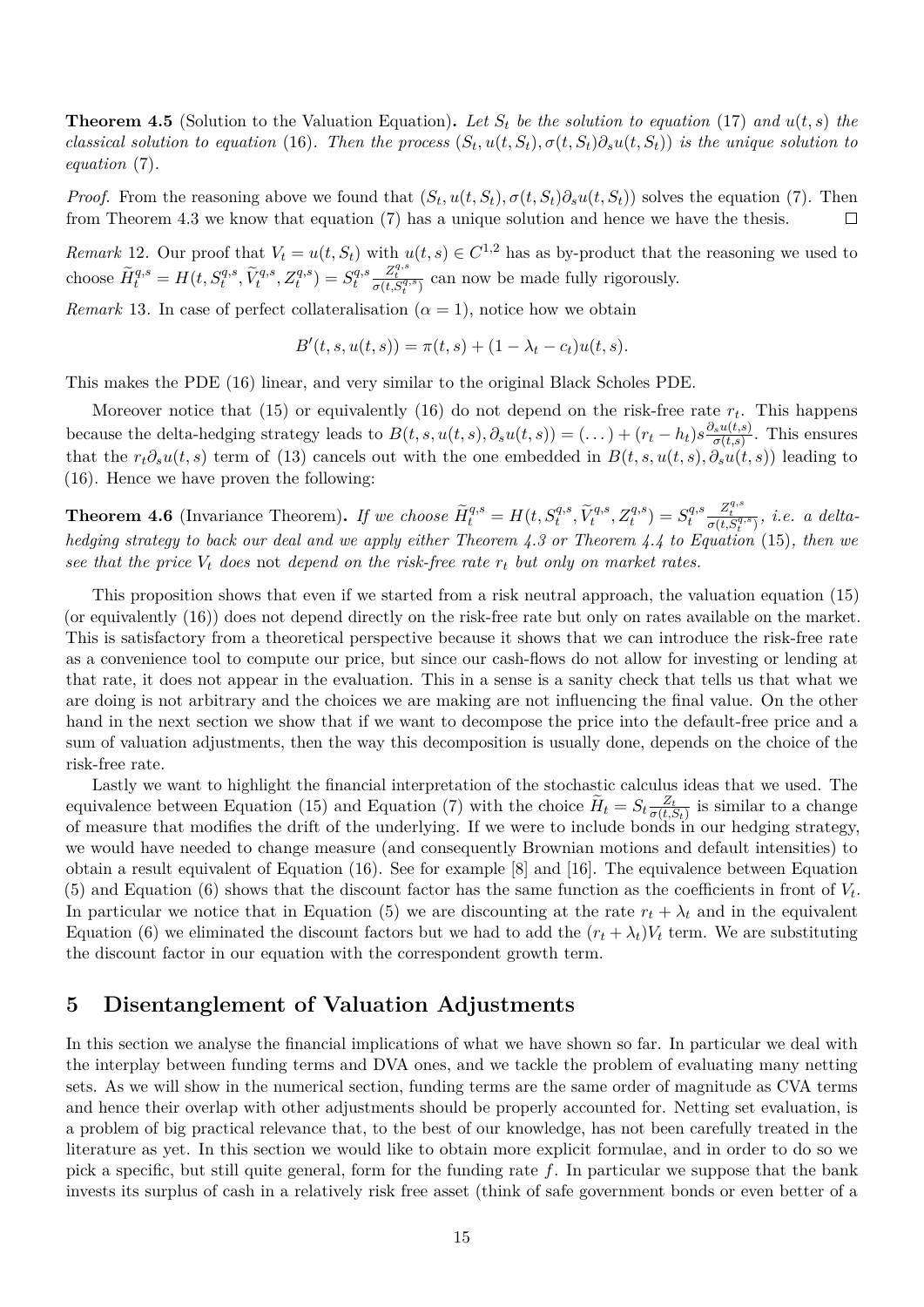**Theorem 4.5** (Solution to the Valuation Equation)**.** *Let $S_t$ be the solution to equation* (17) *and $u(t,s)$ the classical solution to equation* (16)*. Then the process $(S_t, u(t,S_t), \sigma(t,S_t)\partial_s u(t,S_t))$ is the unique solution to equation* (7)*.*

*Proof.* From the reasoning above we found that $(S_t, u(t,S_t), \sigma(t,S_t)\partial_s u(t,S_t))$ solves the equation (7). Then from Theorem 4.3 we know that equation (7) has a unique solution and hence we have the thesis. □

*Remark* 12. Our proof that $V_t = u(t,S_t)$ with $u(t,s) \in C^{1,2}$ has as by-product that the reasoning we used to choose $\widetilde{H}_t^{q,s} = H(t, S_t^{q,s}, \widetilde{V}_t^{q,s}, Z_t^{q,s}) = S_t^{q,s}\frac{Z_t^{q,s}}{\sigma(t,S_t^{q,s})}$ can now be made fully rigorously.

*Remark* 13. In case of perfect collateralisation ($\alpha = 1$), notice how we obtain

$$B'(t,s,u(t,s)) = \pi(t,s) + (1 - \lambda_t - c_t)u(t,s).$$

This makes the PDE (16) linear, and very similar to the original Black Scholes PDE.

Moreover notice that (15) or equivalently (16) do not depend on the risk-free rate $r_t$. This happens because the delta-hedging strategy leads to $B(t,s,u(t,s),\partial_s u(t,s)) = (\dots) + (r_t - h_t)s\frac{\partial_s u(t,s)}{\sigma(t,s)}$. This ensures that the $r_t \partial_s u(t,s)$ term of (13) cancels out with the one embedded in $B(t,s,u(t,s),\partial_s u(t,s))$ leading to (16). Hence we have proven the following:

**Theorem 4.6** (Invariance Theorem)**.** *If we choose $\widetilde{H}_t^{q,s} = H(t, S_t^{q,s}, \widetilde{V}_t^{q,s}, Z_t^{q,s}) = S_t^{q,s}\frac{Z_t^{q,s}}{\sigma(t,S_t^{q,s})}$, i.e. a delta-hedging strategy to back our deal and we apply either Theorem 4.3 or Theorem 4.4 to Equation* (15)*, then we see that the price $V_t$ does* not *depend on the risk-free rate $r_t$ but only on market rates.*

This proposition shows that even if we started from a risk neutral approach, the valuation equation (15) (or equivalently (16)) does not depend directly on the risk-free rate but only on rates available on the market. This is satisfactory from a theoretical perspective because it shows that we can introduce the risk-free rate as a convenience tool to compute our price, but since our cash-flows do not allow for investing or lending at that rate, it does not appear in the evaluation. This in a sense is a sanity check that tells us that what we are doing is not arbitrary and the choices we are making are not influencing the final value. On the other hand in the next section we show that if we want to decompose the price into the default-free price and a sum of valuation adjustments, then the way this decomposition is usually done, depends on the choice of the risk-free rate.

Lastly we want to highlight the financial interpretation of the stochastic calculus ideas that we used. The equivalence between Equation (15) and Equation (7) with the choice $\widetilde{H}_t = S_t\frac{Z_t}{\sigma(t,S_t)}$ is similar to a change of measure that modifies the drift of the underlying. If we were to include bonds in our hedging strategy, we would have needed to change measure (and consequently Brownian motions and default intensities) to obtain a result equivalent of Equation (16). See for example [8] and [16]. The equivalence between Equation (5) and Equation (6) shows that the discount factor has the same function as the coefficients in front of $V_t$. In particular we notice that in Equation (5) we are discounting at the rate $r_t + \lambda_t$ and in the equivalent Equation (6) we eliminated the discount factors but we had to add the $(r_t + \lambda_t)V_t$ term. We are substituting the discount factor in our equation with the correspondent growth term.

## 5 Disentanglement of Valuation Adjustments

In this section we analyse the financial implications of what we have shown so far. In particular we deal with the interplay between funding terms and DVA ones, and we tackle the problem of evaluating many netting sets. As we will show in the numerical section, funding terms are the same order of magnitude as CVA terms and hence their overlap with other adjustments should be properly accounted for. Netting set evaluation, is a problem of big practical relevance that, to the best of our knowledge, has not been carefully treated in the literature as yet. In this section we would like to obtain more explicit formulae, and in order to do so we pick a specific, but still quite general, form for the funding rate $f$. In particular we suppose that the bank invests its surplus of cash in a relatively risk free asset (think of safe government bonds or even better of a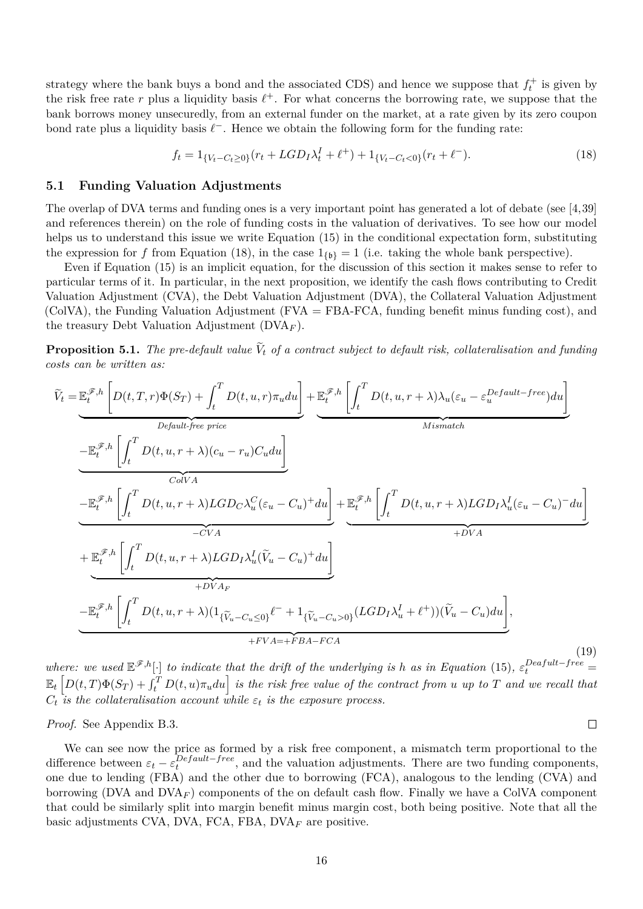strategy where the bank buys a bond and the associated CDS) and hence we suppose that $f_t^+$ is given by the risk free rate $r$ plus a liquidity basis $\ell^+$. For what concerns the borrowing rate, we suppose that the bank borrows money unsecuredly, from an external funder on the market, at a rate given by its zero coupon bond rate plus a liquidity basis $\ell^-$. Hence we obtain the following form for the funding rate:

$$f_t = 1_{\{V_t - C_t \geq 0\}}(r_t + LGD_I \lambda_t^I + \ell^+) + 1_{\{V_t - C_t < 0\}}(r_t + \ell^-). \tag{18}$$

### 5.1 Funding Valuation Adjustments

The overlap of DVA terms and funding ones is a very important point has generated a lot of debate (see [4,39] and references therein) on the role of funding costs in the valuation of derivatives. To see how our model helps us to understand this issue we write Equation (15) in the conditional expectation form, substituting the expression for $f$ from Equation (18), in the case $1_{\{\mathfrak{b}\}} = 1$ (i.e. taking the whole bank perspective).

Even if Equation (15) is an implicit equation, for the discussion of this section it makes sense to refer to particular terms of it. In particular, in the next proposition, we identify the cash flows contributing to Credit Valuation Adjustment (CVA), the Debt Valuation Adjustment (DVA), the Collateral Valuation Adjustment (ColVA), the Funding Valuation Adjustment (FVA = FBA-FCA, funding benefit minus funding cost), and the treasury Debt Valuation Adjustment (DVA$_F$).

**Proposition 5.1.** *The pre-default value $\widetilde{V}_t$ of a contract subject to default risk, collateralisation and funding costs can be written as:*

$$\begin{aligned}
\widetilde{V}_t =& \underbrace{\mathbb{E}_t^{\mathscr{F},h}\left[D(t,T,r)\Phi(S_T) + \int_t^T D(t,u,r)\pi_u du\right]}_{\text{Default-free price}} + \underbrace{\mathbb{E}_t^{\mathscr{F},h}\left[\int_t^T D(t,u,r+\lambda)\lambda_u(\varepsilon_u - \varepsilon_u^{Default-free})du\right]}_{Mismatch} \\
& \underbrace{-\mathbb{E}_t^{\mathscr{F},h}\left[\int_t^T D(t,u,r+\lambda)(c_u - r_u)C_u du\right]}_{ColVA} \\
& \underbrace{-\mathbb{E}_t^{\mathscr{F},h}\left[\int_t^T D(t,u,r+\lambda)LGD_C\lambda_u^C(\varepsilon_u - C_u)^+ du\right]}_{-CVA} + \underbrace{\mathbb{E}_t^{\mathscr{F},h}\left[\int_t^T D(t,u,r+\lambda)LGD_I\lambda_u^I(\varepsilon_u - C_u)^- du\right]}_{+DVA} \\
& \underbrace{+\mathbb{E}_t^{\mathscr{F},h}\left[\int_t^T D(t,u,r+\lambda)LGD_I\lambda_u^I(\widetilde{V}_u - C_u)^+ du\right]}_{+DVA_F} \\
& \underbrace{-\mathbb{E}_t^{\mathscr{F},h}\left[\int_t^T D(t,u,r+\lambda)(1_{\{\widetilde{V}_u - C_u \leq 0\}}\ell^- + 1_{\{\widetilde{V}_u - C_u > 0\}}(LGD_I\lambda_u^I + \ell^+))(\widetilde{V}_u - C_u)du\right]}_{+FVA=+FBA-FCA},
\end{aligned} \tag{19}$$

*where: we used $\mathbb{E}^{\mathscr{F},h}[\cdot]$ to indicate that the drift of the underlying is $h$ as in Equation* (15)*, $\varepsilon_t^{Deafult-free} = \mathbb{E}_t\left[D(t,T)\Phi(S_T) + \int_t^T D(t,u)\pi_u du\right]$ is the risk free value of the contract from $u$ up to $T$ and we recall that $C_t$ is the collateralisation account while $\varepsilon_t$ is the exposure process.*

*Proof.* See Appendix B.3. □

We can see now the price as formed by a risk free component, a mismatch term proportional to the difference between $\varepsilon_t - \varepsilon_t^{Default-free}$, and the valuation adjustments. There are two funding components, one due to lending (FBA) and the other due to borrowing (FCA), analogous to the lending (CVA) and borrowing (DVA and DVA$_F$) components of the on default cash flow. Finally we have a ColVA component that could be similarly split into margin benefit minus margin cost, both being positive. Note that all the basic adjustments CVA, DVA, FCA, FBA, DVA$_F$ are positive.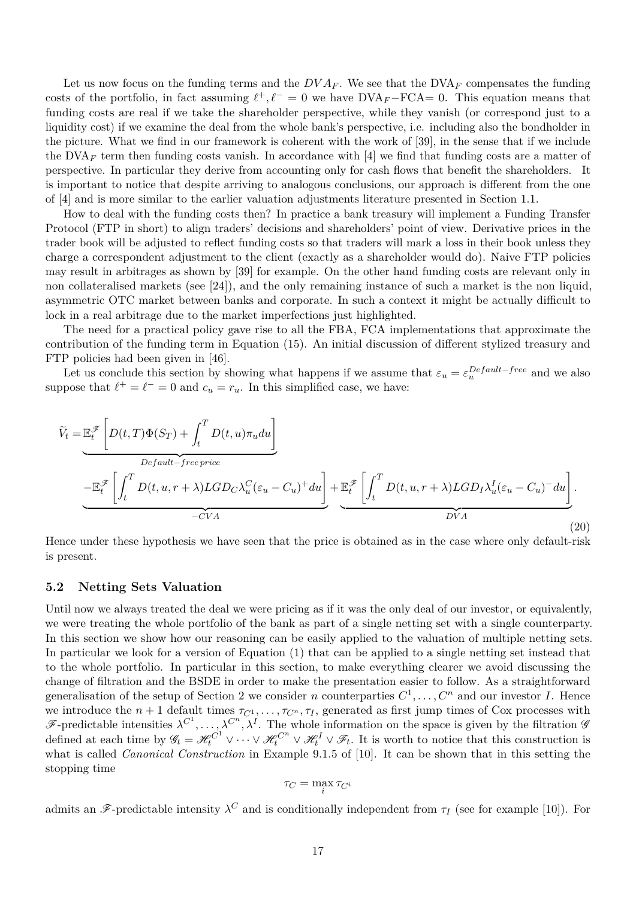Let us now focus on the funding terms and the $DVA_F$. We see that the $\mathrm{DVA}_F$ compensates the funding costs of the portfolio, in fact assuming $\ell^+, \ell^- = 0$ we have $\mathrm{DVA}_F - \mathrm{FCA} = 0$. This equation means that funding costs are real if we take the shareholder perspective, while they vanish (or correspond just to a liquidity cost) if we examine the deal from the whole bank's perspective, i.e. including also the bondholder in the picture. What we find in our framework is coherent with the work of [39], in the sense that if we include the $\mathrm{DVA}_F$ term then funding costs vanish. In accordance with [4] we find that funding costs are a matter of perspective. In particular they derive from accounting only for cash flows that benefit the shareholders. It is important to notice that despite arriving to analogous conclusions, our approach is different from the one of [4] and is more similar to the earlier valuation adjustments literature presented in Section 1.1.

How to deal with the funding costs then? In practice a bank treasury will implement a Funding Transfer Protocol (FTP in short) to align traders' decisions and shareholders' point of view. Derivative prices in the trader book will be adjusted to reflect funding costs so that traders will mark a loss in their book unless they charge a correspondent adjustment to the client (exactly as a shareholder would do). Naive FTP policies may result in arbitrages as shown by [39] for example. On the other hand funding costs are relevant only in non collateralised markets (see [24]), and the only remaining instance of such a market is the non liquid, asymmetric OTC market between banks and corporate. In such a context it might be actually difficult to lock in a real arbitrage due to the market imperfections just highlighted.

The need for a practical policy gave rise to all the FBA, FCA implementations that approximate the contribution of the funding term in Equation (15). An initial discussion of different stylized treasury and FTP policies had been given in [46].

Let us conclude this section by showing what happens if we assume that $\varepsilon_u = \varepsilon_u^{Default-free}$ and we also suppose that $\ell^+ = \ell^- = 0$ and $c_u = r_u$. In this simplified case, we have:

$$
\begin{aligned}
\widetilde{V}_t = & \underbrace{\mathbb{E}_t^{\mathscr{F}}\left[D(t,T)\Phi(S_T) + \int_t^T D(t,u)\pi_u du\right]}_{Default-free\, price} \\
& \underbrace{-\mathbb{E}_t^{\mathscr{F}}\left[\int_t^T D(t,u,r+\lambda) LGD_C \lambda_u^C (\varepsilon_u - C_u)^+ du\right]}_{-CVA} + \underbrace{\mathbb{E}_t^{\mathscr{F}}\left[\int_t^T D(t,u,r+\lambda) LGD_I \lambda_u^I (\varepsilon_u - C_u)^- du\right]}_{DVA}.
\end{aligned}
\tag{20}
$$

Hence under these hypothesis we have seen that the price is obtained as in the case where only default-risk is present.

### 5.2 Netting Sets Valuation

Until now we always treated the deal we were pricing as if it was the only deal of our investor, or equivalently, we were treating the whole portfolio of the bank as part of a single netting set with a single counterparty. In this section we show how our reasoning can be easily applied to the valuation of multiple netting sets. In particular we look for a version of Equation (1) that can be applied to a single netting set instead that to the whole portfolio. In particular in this section, to make everything clearer we avoid discussing the change of filtration and the BSDE in order to make the presentation easier to follow. As a straightforward generalisation of the setup of Section 2 we consider $n$ counterparties $C^1, \dots, C^n$ and our investor $I$. Hence we introduce the $n+1$ default times $\tau_{C^1}, \dots, \tau_{C^n}, \tau_I$, generated as first jump times of Cox processes with $\mathscr{F}$-predictable intensities $\lambda^{C^1}, \dots, \lambda^{C^n}, \lambda^I$. The whole information on the space is given by the filtration $\mathscr{G}$ defined at each time by $\mathscr{G}_t = \mathscr{H}_t^{C^1} \vee \dots \vee \mathscr{H}_t^{C^n} \vee \mathscr{H}_t^I \vee \mathscr{F}_t$. It is worth to notice that this construction is what is called *Canonical Construction* in Example 9.1.5 of [10]. It can be shown that in this setting the stopping time

$$
\tau_C = \max_i \tau_{C^i}
$$

admits an $\mathscr{F}$-predictable intensity $\lambda^C$ and is conditionally independent from $\tau_I$ (see for example [10]). For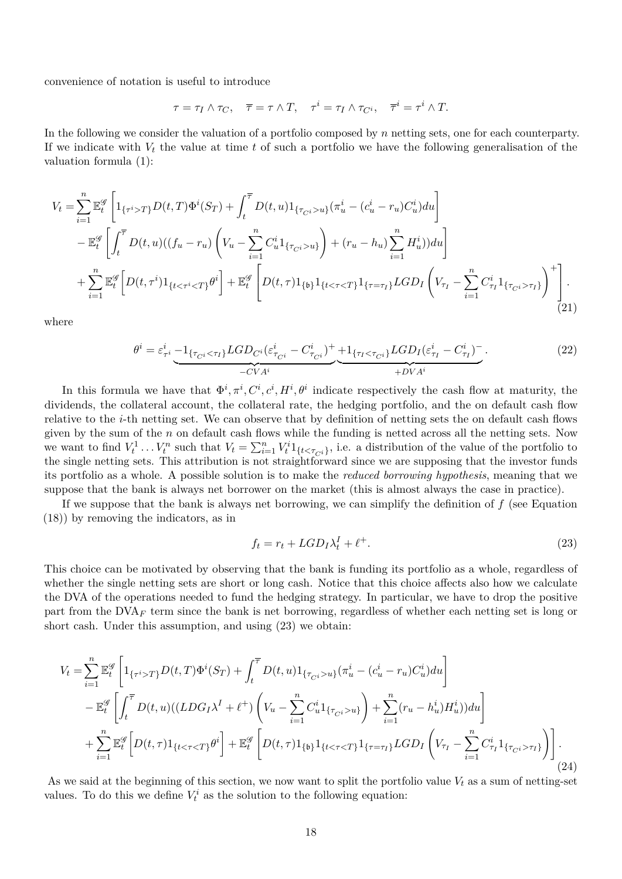convenience of notation is useful to introduce

$$\tau = \tau_I \wedge \tau_C, \quad \overline{\tau} = \tau \wedge T, \quad \tau^i = \tau_I \wedge \tau_{C^i}, \quad \overline{\tau}^i = \tau^i \wedge T.$$

In the following we consider the valuation of a portfolio composed by $n$ netting sets, one for each counterparty. If we indicate with $V_t$ the value at time $t$ of such a portfolio we have the following generalisation of the valuation formula (1):

$$\begin{aligned}
V_t =& \sum_{i=1}^{n} \mathbb{E}_t^{\mathscr{G}} \left[ 1_{\{\tau^i > T\}} D(t,T) \Phi^i(S_T) + \int_t^{\overline{\tau}} D(t,u) 1_{\{\tau_{C^i} > u\}} (\pi_u^i - (c_u^i - r_u) C_u^i) du \right] \\
&- \mathbb{E}_t^{\mathscr{G}} \left[ \int_t^{\overline{\tau}} D(t,u) ((f_u - r_u) \left( V_u - \sum_{i=1}^{n} C_u^i 1_{\{\tau_{C^i} > u\}} \right) + (r_u - h_u) \sum_{i=1}^{n} H_u^i)) du \right] \\
&+ \sum_{i=1}^{n} \mathbb{E}_t^{\mathscr{G}} \Big[ D(t,\tau^i) 1_{\{t < \tau^i < T\}} \theta^i \Big] + \mathbb{E}_t^{\mathscr{G}} \left[ D(t,\tau) 1_{\{\mathfrak{b}\}} 1_{\{t < \tau < T\}} 1_{\{\tau = \tau_I\}} LGD_I \left( V_{\tau_I} - \sum_{i=1}^{n} C_{\tau_I}^i 1_{\{\tau_{C^i} > \tau_I\}} \right)^+ \right].
\end{aligned} \tag{21}$$

where

$$\theta^i = \varepsilon_{\tau^i}^i \underbrace{- 1_{\{\tau_{C^i} < \tau_I\}} LGD_{C^i} (\varepsilon_{\tau_{C^i}}^i - C_{\tau_{C^i}}^i)^+}_{-CVA^i} \underbrace{+ 1_{\{\tau_I < \tau_{C^i}\}} LGD_I (\varepsilon_{\tau_I}^i - C_{\tau_I}^i)^-}_{+DVA^i}. \tag{22}$$

In this formula we have that $\Phi^i, \pi^i, C^i, c^i, H^i, \theta^i$ indicate respectively the cash flow at maturity, the dividends, the collateral account, the collateral rate, the hedging portfolio, and the on default cash flow relative to the $i$-th netting set. We can observe that by definition of netting sets the on default cash flows given by the sum of the $n$ on default cash flows while the funding is netted across all the netting sets. Now we want to find $V_t^1 \dots V_t^n$ such that $V_t = \sum_{i=1}^{n} V_t^i 1_{\{t < \tau_{C^i}\}}$, i.e. a distribution of the value of the portfolio to the single netting sets. This attribution is not straightforward since we are supposing that the investor funds its portfolio as a whole. A possible solution is to make the *reduced borrowing hypothesis*, meaning that we suppose that the bank is always net borrower on the market (this is almost always the case in practice).

If we suppose that the bank is always net borrowing, we can simplify the definition of $f$ (see Equation (18)) by removing the indicators, as in

$$f_t = r_t + LGD_I \lambda_t^I + \ell^+. \tag{23}$$

This choice can be motivated by observing that the bank is funding its portfolio as a whole, regardless of whether the single netting sets are short or long cash. Notice that this choice affects also how we calculate the DVA of the operations needed to fund the hedging strategy. In particular, we have to drop the positive part from the $\text{DVA}_F$ term since the bank is net borrowing, regardless of whether each netting set is long or short cash. Under this assumption, and using (23) we obtain:

$$\begin{aligned}
V_t =& \sum_{i=1}^{n} \mathbb{E}_t^{\mathscr{G}} \left[ 1_{\{\tau^i > T\}} D(t,T) \Phi^i(S_T) + \int_t^{\overline{\tau}} D(t,u) 1_{\{\tau_{C^i} > u\}} (\pi_u^i - (c_u^i - r_u) C_u^i) du \right] \\
&- \mathbb{E}_t^{\mathscr{G}} \left[ \int_t^{\overline{\tau}} D(t,u) ((LDG_I \lambda^I + \ell^+) \left( V_u - \sum_{i=1}^{n} C_u^i 1_{\{\tau_{C^i} > u\}} \right) + \sum_{i=1}^{n} (r_u - h_u^i) H_u^i)) du \right] \\
&+ \sum_{i=1}^{n} \mathbb{E}_t^{\mathscr{G}} \Big[ D(t,\tau) 1_{\{t < \tau < T\}} \theta^i \Big] + \mathbb{E}_t^{\mathscr{G}} \left[ D(t,\tau) 1_{\{\mathfrak{b}\}} 1_{\{t < \tau < T\}} 1_{\{\tau = \tau_I\}} LGD_I \left( V_{\tau_I} - \sum_{i=1}^{n} C_{\tau_I}^i 1_{\{\tau_{C^i} > \tau_I\}} \right) \right].
\end{aligned} \tag{24}$$

As we said at the beginning of this section, we now want to split the portfolio value $V_t$ as a sum of netting-set values. To do this we define $V_t^i$ as the solution to the following equation: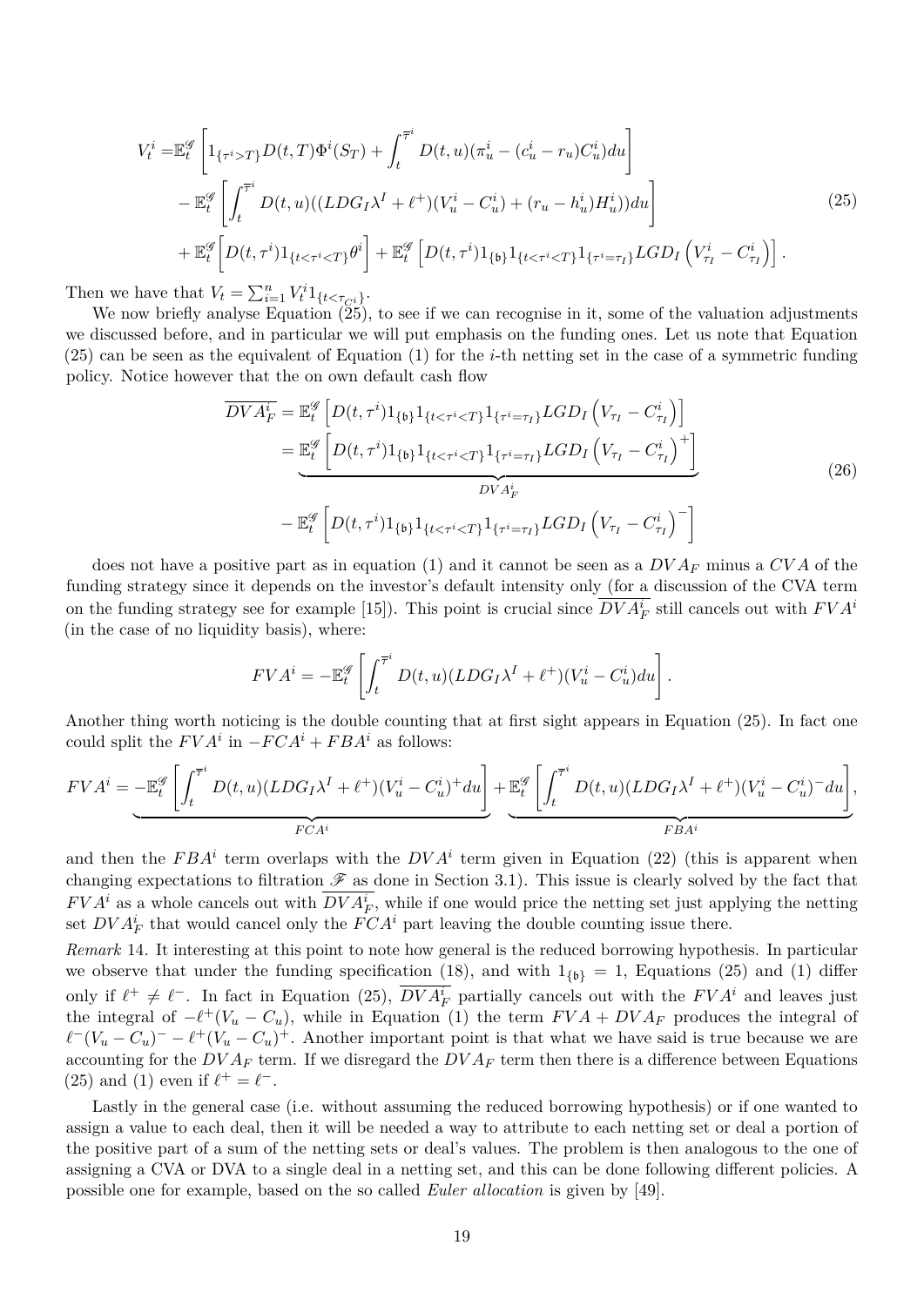$$
\begin{aligned}
V_t^i =& \mathbb{E}_t^{\mathscr{G}}\left[1_{\{\tau^i>T\}}D(t,T)\Phi^i(S_T) + \int_t^{\overline{\tau}^i} D(t,u)(\pi_u^i - (c_u^i - r_u)C_u^i)du\right] \\
&- \mathbb{E}_t^{\mathscr{G}}\left[\int_t^{\overline{\tau}^i} D(t,u)((LDG_I\lambda^I + \ell^+)(V_u^i - C_u^i) + (r_u - h_u^i)H_u^i))du\right] \\
&+ \mathbb{E}_t^{\mathscr{G}}\left[D(t,\tau^i)1_{\{t<\tau^i<T\}}\theta^i\right] + \mathbb{E}_t^{\mathscr{G}}\left[D(t,\tau^i)1_{\{\mathfrak{b}\}}1_{\{t<\tau^i<T\}}1_{\{\tau^i=\tau_I\}}LGD_I\left(V_{\tau_I}^i - C_{\tau_I}^i\right)\right].
\end{aligned}
\tag{25}
$$

Then we have that $V_t = \sum_{i=1}^n V_t^i 1_{\{t<\tau_{C^i}\}}$.

We now briefly analyse Equation (25), to see if we can recognise in it, some of the valuation adjustments we discussed before, and in particular we will put emphasis on the funding ones. Let us note that Equation (25) can be seen as the equivalent of Equation (1) for the $i$-th netting set in the case of a symmetric funding policy. Notice however that the on own default cash flow

$$
\begin{aligned}
\overline{DVA_F^i} &= \mathbb{E}_t^{\mathscr{G}}\left[D(t,\tau^i)1_{\{\mathfrak{b}\}}1_{\{t<\tau^i<T\}}1_{\{\tau^i=\tau_I\}}LGD_I\left(V_{\tau_I} - C_{\tau_I}^i\right)\right] \\
&= \underbrace{\mathbb{E}_t^{\mathscr{G}}\left[D(t,\tau^i)1_{\{\mathfrak{b}\}}1_{\{t<\tau^i<T\}}1_{\{\tau^i=\tau_I\}}LGD_I\left(V_{\tau_I} - C_{\tau_I}^i\right)^+\right]}_{DVA_F^i} \\
&\quad - \mathbb{E}_t^{\mathscr{G}}\left[D(t,\tau^i)1_{\{\mathfrak{b}\}}1_{\{t<\tau^i<T\}}1_{\{\tau^i=\tau_I\}}LGD_I\left(V_{\tau_I} - C_{\tau_I}^i\right)^-\right]
\end{aligned}
\tag{26}
$$

does not have a positive part as in equation (1) and it cannot be seen as a $DVA_F$ minus a $CVA$ of the funding strategy since it depends on the investor's default intensity only (for a discussion of the CVA term on the funding strategy see for example [15]). This point is crucial since $\overline{DVA_F^i}$ still cancels out with $FVA^i$ (in the case of no liquidity basis), where:

$$
FVA^i = -\mathbb{E}_t^{\mathscr{G}}\left[\int_t^{\overline{\tau}^i} D(t,u)(LDG_I\lambda^I + \ell^+)(V_u^i - C_u^i)du\right].
$$

Another thing worth noticing is the double counting that at first sight appears in Equation (25). In fact one could split the $FVA^i$ in $-FCA^i + FBA^i$ as follows:

$$
FVA^i = \underbrace{-\mathbb{E}_t^{\mathscr{G}}\left[\int_t^{\overline{\tau}^i} D(t,u)(LDG_I\lambda^I + \ell^+)(V_u^i - C_u^i)^+du\right]}_{FCA^i} + \underbrace{\mathbb{E}_t^{\mathscr{G}}\left[\int_t^{\overline{\tau}^i} D(t,u)(LDG_I\lambda^I + \ell^+)(V_u^i - C_u^i)^-du\right]}_{FBA^i},
$$

and then the $FBA^i$ term overlaps with the $DVA^i$ term given in Equation (22) (this is apparent when changing expectations to filtration $\mathscr{F}$ as done in Section 3.1). This issue is clearly solved by the fact that $FVA^i$ as a whole cancels out with $\overline{DVA_F^i}$, while if one would price the netting set just applying the netting set $DVA_F^i$ that would cancel only the $FCA^i$ part leaving the double counting issue there.

*Remark* 14. It interesting at this point to note how general is the reduced borrowing hypothesis. In particular we observe that under the funding specification (18), and with $1_{\{\mathfrak{b}\}} = 1$, Equations (25) and (1) differ only if $\ell^+ \neq \ell^-$. In fact in Equation (25), $\overline{DVA_F^i}$ partially cancels out with the $FVA^i$ and leaves just the integral of $-\ell^+(V_u - C_u)$, while in Equation (1) the term $FVA + DVA_F$ produces the integral of $\ell^-(V_u - C_u)^- - \ell^+(V_u - C_u)^+$. Another important point is that what we have said is true because we are accounting for the $DVA_F$ term. If we disregard the $DVA_F$ term then there is a difference between Equations (25) and (1) even if $\ell^+ = \ell^-$.

Lastly in the general case (i.e. without assuming the reduced borrowing hypothesis) or if one wanted to assign a value to each deal, then it will be needed a way to attribute to each netting set or deal a portion of the positive part of a sum of the netting sets or deal's values. The problem is then analogous to the one of assigning a CVA or DVA to a single deal in a netting set, and this can be done following different policies. A possible one for example, based on the so called *Euler allocation* is given by [49].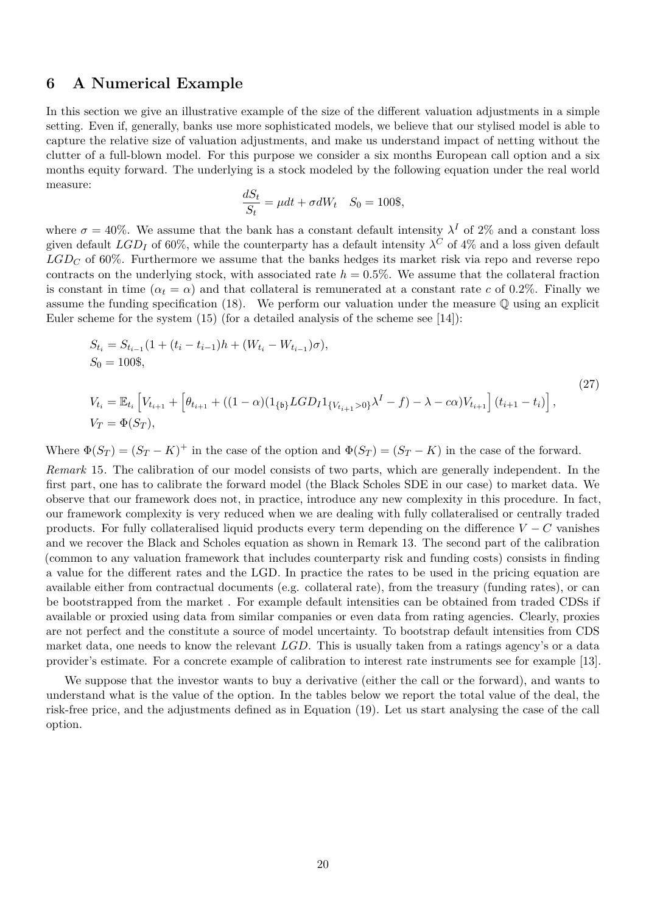## 6 A Numerical Example

In this section we give an illustrative example of the size of the different valuation adjustments in a simple setting. Even if, generally, banks use more sophisticated models, we believe that our stylised model is able to capture the relative size of valuation adjustments, and make us understand impact of netting without the clutter of a full-blown model. For this purpose we consider a six months European call option and a six months equity forward. The underlying is a stock modeled by the following equation under the real world measure:

$$\frac{dS_t}{S_t} = \mu dt + \sigma dW_t \quad S_0 = 100\$,$$

where $\sigma = 40\%$. We assume that the bank has a constant default intensity $\lambda^I$ of 2% and a constant loss given default $LGD_I$ of 60%, while the counterparty has a default intensity $\lambda^C$ of 4% and a loss given default $LGD_C$ of 60%. Furthermore we assume that the banks hedges its market risk via repo and reverse repo contracts on the underlying stock, with associated rate $h = 0.5\%$. We assume that the collateral fraction is constant in time ($\alpha_t = \alpha$) and that collateral is remunerated at a constant rate $c$ of 0.2%. Finally we assume the funding specification (18). We perform our valuation under the measure $\mathbb{Q}$ using an explicit Euler scheme for the system (15) (for a detailed analysis of the scheme see [14]):

$$\begin{aligned}
&S_{t_i} = S_{t_{i-1}}(1 + (t_i - t_{i-1})h + (W_{t_i} - W_{t_{i-1}})\sigma), \\
&S_0 = 100\$, \\
&V_{t_i} = \mathbb{E}_{t_i}\Big[V_{t_{i+1}} + \Big[\theta_{t_{i+1}} + ((1-\alpha)(1_{\{\mathfrak{b}\}}LGD_I 1_{\{V_{t_{i+1}}>0\}}\lambda^I - f) - \lambda - c\alpha)V_{t_{i+1}}\Big](t_{i+1} - t_i)\Big], \\
&V_T = \Phi(S_T),
\end{aligned} \tag{27}$$

Where $\Phi(S_T) = (S_T - K)^+$ in the case of the option and $\Phi(S_T) = (S_T - K)$ in the case of the forward.

*Remark* 15. The calibration of our model consists of two parts, which are generally independent. In the first part, one has to calibrate the forward model (the Black Scholes SDE in our case) to market data. We observe that our framework does not, in practice, introduce any new complexity in this procedure. In fact, our framework complexity is very reduced when we are dealing with fully collateralised or centrally traded products. For fully collateralised liquid products every term depending on the difference $V - C$ vanishes and we recover the Black and Scholes equation as shown in Remark 13. The second part of the calibration (common to any valuation framework that includes counterparty risk and funding costs) consists in finding a value for the different rates and the LGD. In practice the rates to be used in the pricing equation are available either from contractual documents (e.g. collateral rate), from the treasury (funding rates), or can be bootstrapped from the market . For example default intensities can be obtained from traded CDSs if available or proxied using data from similar companies or even data from rating agencies. Clearly, proxies are not perfect and the constitute a source of model uncertainty. To bootstrap default intensities from CDS market data, one needs to know the relevant $LGD$. This is usually taken from a ratings agency's or a data provider's estimate. For a concrete example of calibration to interest rate instruments see for example [13].

We suppose that the investor wants to buy a derivative (either the call or the forward), and wants to understand what is the value of the option. In the tables below we report the total value of the deal, the risk-free price, and the adjustments defined as in Equation (19). Let us start analysing the case of the call option.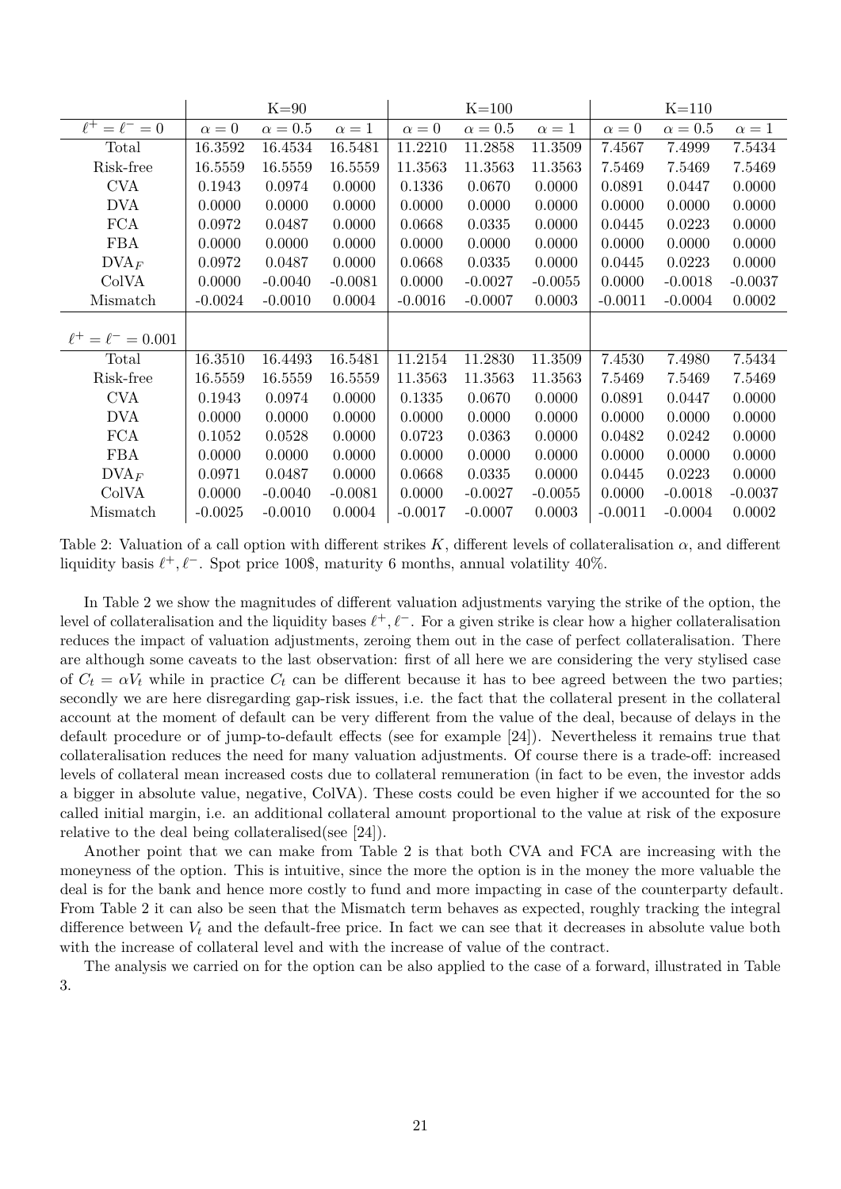| | K=90 | | | K=100 | | | K=110 | | |
|---|---|---|---|---|---|---|---|---|---|
| $\ell^+ = \ell^- = 0$ | $\alpha = 0$ | $\alpha = 0.5$ | $\alpha = 1$ | $\alpha = 0$ | $\alpha = 0.5$ | $\alpha = 1$ | $\alpha = 0$ | $\alpha = 0.5$ | $\alpha = 1$ |
| Total | 16.3592 | 16.4534 | 16.5481 | 11.2210 | 11.2858 | 11.3509 | 7.4567 | 7.4999 | 7.5434 |
| Risk-free | 16.5559 | 16.5559 | 16.5559 | 11.3563 | 11.3563 | 11.3563 | 7.5469 | 7.5469 | 7.5469 |
| CVA | 0.1943 | 0.0974 | 0.0000 | 0.1336 | 0.0670 | 0.0000 | 0.0891 | 0.0447 | 0.0000 |
| DVA | 0.0000 | 0.0000 | 0.0000 | 0.0000 | 0.0000 | 0.0000 | 0.0000 | 0.0000 | 0.0000 |
| FCA | 0.0972 | 0.0487 | 0.0000 | 0.0668 | 0.0335 | 0.0000 | 0.0445 | 0.0223 | 0.0000 |
| FBA | 0.0000 | 0.0000 | 0.0000 | 0.0000 | 0.0000 | 0.0000 | 0.0000 | 0.0000 | 0.0000 |
| $\text{DVA}_F$ | 0.0972 | 0.0487 | 0.0000 | 0.0668 | 0.0335 | 0.0000 | 0.0445 | 0.0223 | 0.0000 |
| ColVA | 0.0000 | -0.0040 | -0.0081 | 0.0000 | -0.0027 | -0.0055 | 0.0000 | -0.0018 | -0.0037 |
| Mismatch | -0.0024 | -0.0010 | 0.0004 | -0.0016 | -0.0007 | 0.0003 | -0.0011 | -0.0004 | 0.0002 |
| $\ell^+ = \ell^- = 0.001$ | | | | | | | | | |
| Total | 16.3510 | 16.4493 | 16.5481 | 11.2154 | 11.2830 | 11.3509 | 7.4530 | 7.4980 | 7.5434 |
| Risk-free | 16.5559 | 16.5559 | 16.5559 | 11.3563 | 11.3563 | 11.3563 | 7.5469 | 7.5469 | 7.5469 |
| CVA | 0.1943 | 0.0974 | 0.0000 | 0.1335 | 0.0670 | 0.0000 | 0.0891 | 0.0447 | 0.0000 |
| DVA | 0.0000 | 0.0000 | 0.0000 | 0.0000 | 0.0000 | 0.0000 | 0.0000 | 0.0000 | 0.0000 |
| FCA | 0.1052 | 0.0528 | 0.0000 | 0.0723 | 0.0363 | 0.0000 | 0.0482 | 0.0242 | 0.0000 |
| FBA | 0.0000 | 0.0000 | 0.0000 | 0.0000 | 0.0000 | 0.0000 | 0.0000 | 0.0000 | 0.0000 |
| $\text{DVA}_F$ | 0.0971 | 0.0487 | 0.0000 | 0.0668 | 0.0335 | 0.0000 | 0.0445 | 0.0223 | 0.0000 |
| ColVA | 0.0000 | -0.0040 | -0.0081 | 0.0000 | -0.0027 | -0.0055 | 0.0000 | -0.0018 | -0.0037 |
| Mismatch | -0.0025 | -0.0010 | 0.0004 | -0.0017 | -0.0007 | 0.0003 | -0.0011 | -0.0004 | 0.0002 |

Table 2: Valuation of a call option with different strikes $K$, different levels of collateralisation $\alpha$, and different liquidity basis $\ell^+, \ell^-$. Spot price 100$, maturity 6 months, annual volatility 40%.

In Table 2 we show the magnitudes of different valuation adjustments varying the strike of the option, the level of collateralisation and the liquidity bases $\ell^+, \ell^-$. For a given strike is clear how a higher collateralisation reduces the impact of valuation adjustments, zeroing them out in the case of perfect collateralisation. There are although some caveats to the last observation: first of all here we are considering the very stylised case of $C_t = \alpha V_t$ while in practice $C_t$ can be different because it has to bee agreed between the two parties; secondly we are here disregarding gap-risk issues, i.e. the fact that the collateral present in the collateral account at the moment of default can be very different from the value of the deal, because of delays in the default procedure or of jump-to-default effects (see for example [24]). Nevertheless it remains true that collateralisation reduces the need for many valuation adjustments. Of course there is a trade-off: increased levels of collateral mean increased costs due to collateral remuneration (in fact to be even, the investor adds a bigger in absolute value, negative, ColVA). These costs could be even higher if we accounted for the so called initial margin, i.e. an additional collateral amount proportional to the value at risk of the exposure relative to the deal being collateralised(see [24]).

Another point that we can make from Table 2 is that both CVA and FCA are increasing with the moneyness of the option. This is intuitive, since the more the option is in the money the more valuable the deal is for the bank and hence more costly to fund and more impacting in case of the counterparty default. From Table 2 it can also be seen that the Mismatch term behaves as expected, roughly tracking the integral difference between $V_t$ and the default-free price. In fact we can see that it decreases in absolute value both with the increase of collateral level and with the increase of value of the contract.

The analysis we carried on for the option can be also applied to the case of a forward, illustrated in Table 3.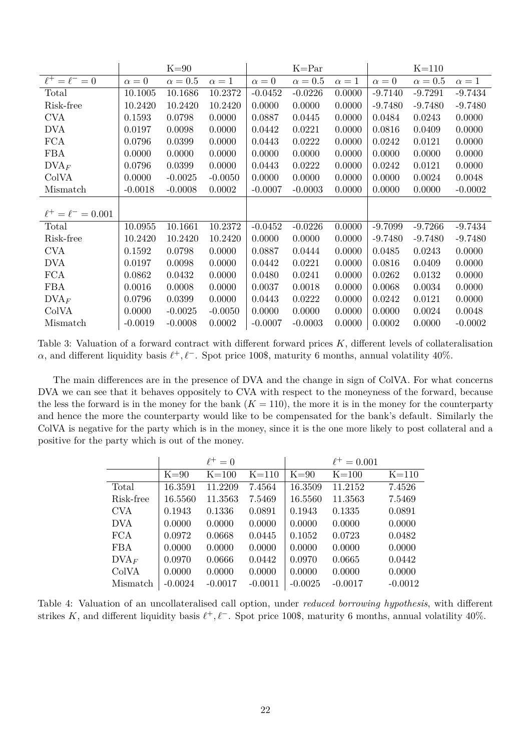| | K=90 | | | K=Par | | | K=110 | | |
|---|---|---|---|---|---|---|---|---|---|
| $\ell^+ = \ell^- = 0$ | $\alpha = 0$ | $\alpha = 0.5$ | $\alpha = 1$ | $\alpha = 0$ | $\alpha = 0.5$ | $\alpha = 1$ | $\alpha = 0$ | $\alpha = 0.5$ | $\alpha = 1$ |
| Total | 10.1005 | 10.1686 | 10.2372 | -0.0452 | -0.0226 | 0.0000 | -9.7140 | -9.7291 | -9.7434 |
| Risk-free | 10.2420 | 10.2420 | 10.2420 | 0.0000 | 0.0000 | 0.0000 | -9.7480 | -9.7480 | -9.7480 |
| CVA | 0.1593 | 0.0798 | 0.0000 | 0.0887 | 0.0445 | 0.0000 | 0.0484 | 0.0243 | 0.0000 |
| DVA | 0.0197 | 0.0098 | 0.0000 | 0.0442 | 0.0221 | 0.0000 | 0.0816 | 0.0409 | 0.0000 |
| FCA | 0.0796 | 0.0399 | 0.0000 | 0.0443 | 0.0222 | 0.0000 | 0.0242 | 0.0121 | 0.0000 |
| FBA | 0.0000 | 0.0000 | 0.0000 | 0.0000 | 0.0000 | 0.0000 | 0.0000 | 0.0000 | 0.0000 |
| $\text{DVA}_F$ | 0.0796 | 0.0399 | 0.0000 | 0.0443 | 0.0222 | 0.0000 | 0.0242 | 0.0121 | 0.0000 |
| ColVA | 0.0000 | -0.0025 | -0.0050 | 0.0000 | 0.0000 | 0.0000 | 0.0000 | 0.0024 | 0.0048 |
| Mismatch | -0.0018 | -0.0008 | 0.0002 | -0.0007 | -0.0003 | 0.0000 | 0.0000 | 0.0000 | -0.0002 |
| $\ell^+ = \ell^- = 0.001$ | | | | | | | | | |
| Total | 10.0955 | 10.1661 | 10.2372 | -0.0452 | -0.0226 | 0.0000 | -9.7099 | -9.7266 | -9.7434 |
| Risk-free | 10.2420 | 10.2420 | 10.2420 | 0.0000 | 0.0000 | 0.0000 | -9.7480 | -9.7480 | -9.7480 |
| CVA | 0.1592 | 0.0798 | 0.0000 | 0.0887 | 0.0444 | 0.0000 | 0.0485 | 0.0243 | 0.0000 |
| DVA | 0.0197 | 0.0098 | 0.0000 | 0.0442 | 0.0221 | 0.0000 | 0.0816 | 0.0409 | 0.0000 |
| FCA | 0.0862 | 0.0432 | 0.0000 | 0.0480 | 0.0241 | 0.0000 | 0.0262 | 0.0132 | 0.0000 |
| FBA | 0.0016 | 0.0008 | 0.0000 | 0.0037 | 0.0018 | 0.0000 | 0.0068 | 0.0034 | 0.0000 |
| $\text{DVA}_F$ | 0.0796 | 0.0399 | 0.0000 | 0.0443 | 0.0222 | 0.0000 | 0.0242 | 0.0121 | 0.0000 |
| ColVA | 0.0000 | -0.0025 | -0.0050 | 0.0000 | 0.0000 | 0.0000 | 0.0000 | 0.0024 | 0.0048 |
| Mismatch | -0.0019 | -0.0008 | 0.0002 | -0.0007 | -0.0003 | 0.0000 | 0.0002 | 0.0000 | -0.0002 |

Table 3: Valuation of a forward contract with different forward prices $K$, different levels of collateralisation $\alpha$, and different liquidity basis $\ell^+, \ell^-$. Spot price 100\$, maturity 6 months, annual volatility 40%.

The main differences are in the presence of DVA and the change in sign of ColVA. For what concerns DVA we can see that it behaves oppositely to CVA with respect to the moneyness of the forward, because the less the forward is in the money for the bank ($K = 110$), the more it is in the money for the counterparty and hence the more the counterparty would like to be compensated for the bank's default. Similarly the ColVA is negative for the party which is in the money, since it is the one more likely to post collateral and a positive for the party which is out of the money.

| | $\ell^+ = 0$ | | | $\ell^+ = 0.001$ | | |
|---|---|---|---|---|---|---|
| | K=90 | K=100 | K=110 | K=90 | K=100 | K=110 |
| Total | 16.3591 | 11.2209 | 7.4564 | 16.3509 | 11.2152 | 7.4526 |
| Risk-free | 16.5560 | 11.3563 | 7.5469 | 16.5560 | 11.3563 | 7.5469 |
| CVA | 0.1943 | 0.1336 | 0.0891 | 0.1943 | 0.1335 | 0.0891 |
| DVA | 0.0000 | 0.0000 | 0.0000 | 0.0000 | 0.0000 | 0.0000 |
| FCA | 0.0972 | 0.0668 | 0.0445 | 0.1052 | 0.0723 | 0.0482 |
| FBA | 0.0000 | 0.0000 | 0.0000 | 0.0000 | 0.0000 | 0.0000 |
| $\text{DVA}_F$ | 0.0970 | 0.0666 | 0.0442 | 0.0970 | 0.0665 | 0.0442 |
| ColVA | 0.0000 | 0.0000 | 0.0000 | 0.0000 | 0.0000 | 0.0000 |
| Mismatch | -0.0024 | -0.0017 | -0.0011 | -0.0025 | -0.0017 | -0.0012 |

Table 4: Valuation of an uncollateralised call option, under *reduced borrowing hypothesis*, with different strikes $K$, and different liquidity basis $\ell^+, \ell^-$. Spot price 100\$, maturity 6 months, annual volatility 40%.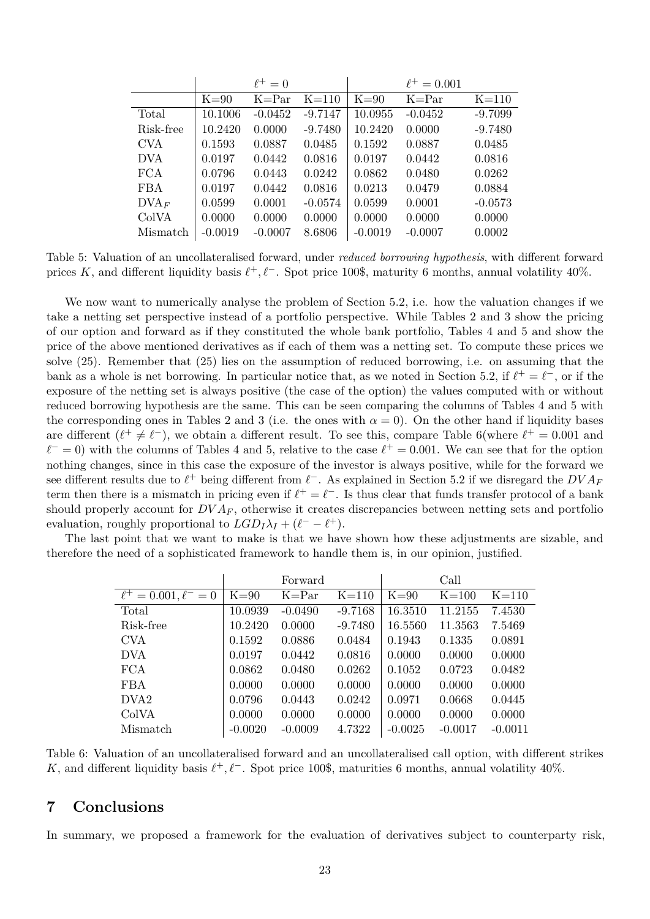|  | $\ell^+ = 0$ |  |  | $\ell^+ = 0.001$ |  |  |
|---|---|---|---|---|---|---|
|  | K=90 | K=Par | K=110 | K=90 | K=Par | K=110 |
| Total | 10.1006 | -0.0452 | -9.7147 | 10.0955 | -0.0452 | -9.7099 |
| Risk-free | 10.2420 | 0.0000 | -9.7480 | 10.2420 | 0.0000 | -9.7480 |
| CVA | 0.1593 | 0.0887 | 0.0485 | 0.1592 | 0.0887 | 0.0485 |
| DVA | 0.0197 | 0.0442 | 0.0816 | 0.0197 | 0.0442 | 0.0816 |
| FCA | 0.0796 | 0.0443 | 0.0242 | 0.0862 | 0.0480 | 0.0262 |
| FBA | 0.0197 | 0.0442 | 0.0816 | 0.0213 | 0.0479 | 0.0884 |
| $\text{DVA}_F$ | 0.0599 | 0.0001 | -0.0574 | 0.0599 | 0.0001 | -0.0573 |
| ColVA | 0.0000 | 0.0000 | 0.0000 | 0.0000 | 0.0000 | 0.0000 |
| Mismatch | -0.0019 | -0.0007 | 8.6806 | -0.0019 | -0.0007 | 0.0002 |

Table 5: Valuation of an uncollateralised forward, under *reduced borrowing hypothesis*, with different forward prices $K$, and different liquidity basis $\ell^+, \ell^-$. Spot price 100$, maturity 6 months, annual volatility 40%.

We now want to numerically analyse the problem of Section 5.2, i.e. how the valuation changes if we take a netting set perspective instead of a portfolio perspective. While Tables 2 and 3 show the pricing of our option and forward as if they constituted the whole bank portfolio, Tables 4 and 5 and show the price of the above mentioned derivatives as if each of them was a netting set. To compute these prices we solve (25). Remember that (25) lies on the assumption of reduced borrowing, i.e. on assuming that the bank as a whole is net borrowing. In particular notice that, as we noted in Section 5.2, if $\ell^+ = \ell^-$, or if the exposure of the netting set is always positive (the case of the option) the values computed with or without reduced borrowing hypothesis are the same. This can be seen comparing the columns of Tables 4 and 5 with the corresponding ones in Tables 2 and 3 (i.e. the ones with $\alpha = 0$). On the other hand if liquidity bases are different ($\ell^+ \neq \ell^-$), we obtain a different result. To see this, compare Table 6(where $\ell^+ = 0.001$ and $\ell^- = 0$) with the columns of Tables 4 and 5, relative to the case $\ell^+ = 0.001$. We can see that for the option nothing changes, since in this case the exposure of the investor is always positive, while for the forward we see different results due to $\ell^+$ being different from $\ell^-$. As explained in Section 5.2 if we disregard the $DVA_F$ term then there is a mismatch in pricing even if $\ell^+ = \ell^-$. Is thus clear that funds transfer protocol of a bank should properly account for $DVA_F$, otherwise it creates discrepancies between netting sets and portfolio evaluation, roughly proportional to $LGD_I \lambda_I + (\ell^- - \ell^+)$.

The last point that we want to make is that we have shown how these adjustments are sizable, and therefore the need of a sophisticated framework to handle them is, in our opinion, justified.

|  | Forward |  |  | Call |  |  |
|---|---|---|---|---|---|---|
| $\ell^+ = 0.001, \ell^- = 0$ | K=90 | K=Par | K=110 | K=90 | K=100 | K=110 |
| Total | 10.0939 | -0.0490 | -9.7168 | 16.3510 | 11.2155 | 7.4530 |
| Risk-free | 10.2420 | 0.0000 | -9.7480 | 16.5560 | 11.3563 | 7.5469 |
| CVA | 0.1592 | 0.0886 | 0.0484 | 0.1943 | 0.1335 | 0.0891 |
| DVA | 0.0197 | 0.0442 | 0.0816 | 0.0000 | 0.0000 | 0.0000 |
| FCA | 0.0862 | 0.0480 | 0.0262 | 0.1052 | 0.0723 | 0.0482 |
| FBA | 0.0000 | 0.0000 | 0.0000 | 0.0000 | 0.0000 | 0.0000 |
| DVA2 | 0.0796 | 0.0443 | 0.0242 | 0.0971 | 0.0668 | 0.0445 |
| ColVA | 0.0000 | 0.0000 | 0.0000 | 0.0000 | 0.0000 | 0.0000 |
| Mismatch | -0.0020 | -0.0009 | 4.7322 | -0.0025 | -0.0017 | -0.0011 |

Table 6: Valuation of an uncollateralised forward and an uncollateralised call option, with different strikes $K$, and different liquidity basis $\ell^+, \ell^-$. Spot price 100$, maturities 6 months, annual volatility 40%.

# 7 Conclusions

In summary, we proposed a framework for the evaluation of derivatives subject to counterparty risk,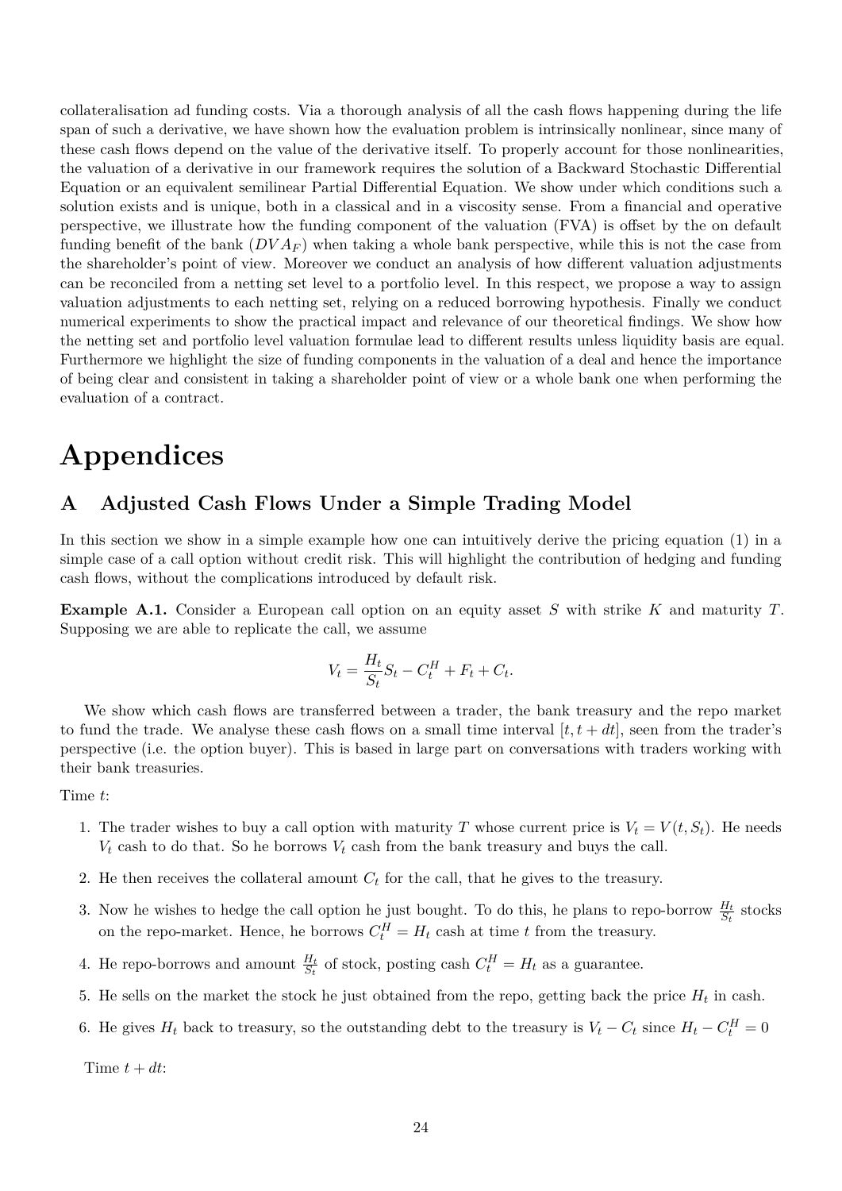collateralisation ad funding costs. Via a thorough analysis of all the cash flows happening during the life span of such a derivative, we have shown how the evaluation problem is intrinsically nonlinear, since many of these cash flows depend on the value of the derivative itself. To properly account for those nonlinearities, the valuation of a derivative in our framework requires the solution of a Backward Stochastic Differential Equation or an equivalent semilinear Partial Differential Equation. We show under which conditions such a solution exists and is unique, both in a classical and in a viscosity sense. From a financial and operative perspective, we illustrate how the funding component of the valuation (FVA) is offset by the on default funding benefit of the bank ($DVA_F$) when taking a whole bank perspective, while this is not the case from the shareholder's point of view. Moreover we conduct an analysis of how different valuation adjustments can be reconciled from a netting set level to a portfolio level. In this respect, we propose a way to assign valuation adjustments to each netting set, relying on a reduced borrowing hypothesis. Finally we conduct numerical experiments to show the practical impact and relevance of our theoretical findings. We show how the netting set and portfolio level valuation formulae lead to different results unless liquidity basis are equal. Furthermore we highlight the size of funding components in the valuation of a deal and hence the importance of being clear and consistent in taking a shareholder point of view or a whole bank one when performing the evaluation of a contract.

# Appendices

## A Adjusted Cash Flows Under a Simple Trading Model

In this section we show in a simple example how one can intuitively derive the pricing equation (1) in a simple case of a call option without credit risk. This will highlight the contribution of hedging and funding cash flows, without the complications introduced by default risk.

**Example A.1.** Consider a European call option on an equity asset $S$ with strike $K$ and maturity $T$. Supposing we are able to replicate the call, we assume

$$V_t = \frac{H_t}{S_t} S_t - C_t^H + F_t + C_t.$$

We show which cash flows are transferred between a trader, the bank treasury and the repo market to fund the trade. We analyse these cash flows on a small time interval $[t, t + dt]$, seen from the trader's perspective (i.e. the option buyer). This is based in large part on conversations with traders working with their bank treasuries.

Time $t$:

1. The trader wishes to buy a call option with maturity $T$ whose current price is $V_t = V(t, S_t)$. He needs $V_t$ cash to do that. So he borrows $V_t$ cash from the bank treasury and buys the call.
2. He then receives the collateral amount $C_t$ for the call, that he gives to the treasury.
3. Now he wishes to hedge the call option he just bought. To do this, he plans to repo-borrow $\frac{H_t}{S_t}$ stocks on the repo-market. Hence, he borrows $C_t^H = H_t$ cash at time $t$ from the treasury.
4. He repo-borrows and amount $\frac{H_t}{S_t}$ of stock, posting cash $C_t^H = H_t$ as a guarantee.
5. He sells on the market the stock he just obtained from the repo, getting back the price $H_t$ in cash.
6. He gives $H_t$ back to treasury, so the outstanding debt to the treasury is $V_t - C_t$ since $H_t - C_t^H = 0$

Time $t + dt$: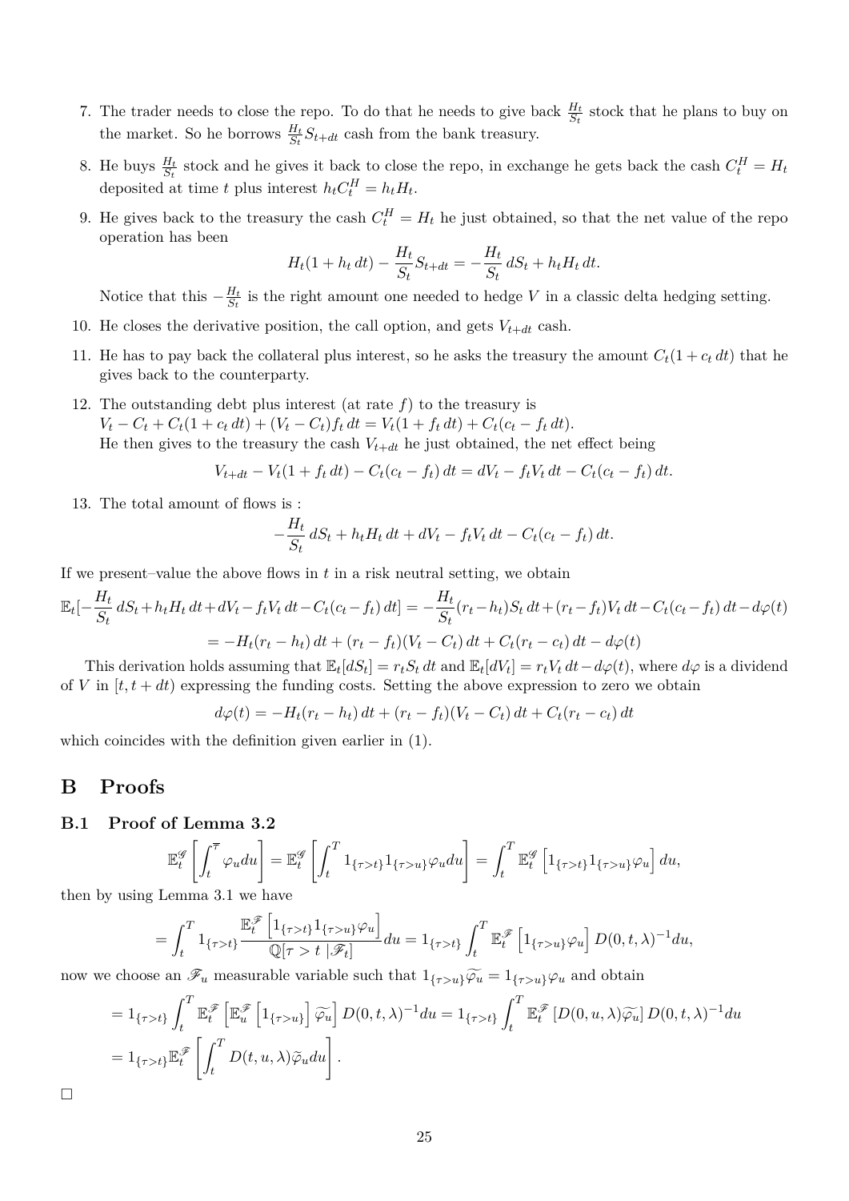7. The trader needs to close the repo. To do that he needs to give back $\frac{H_t}{S_t}$ stock that he plans to buy on the market. So he borrows $\frac{H_t}{S_t}S_{t+dt}$ cash from the bank treasury.

8. He buys $\frac{H_t}{S_t}$ stock and he gives it back to close the repo, in exchange he gets back the cash $C_t^H = H_t$ deposited at time $t$ plus interest $h_t C_t^H = h_t H_t$.

9. He gives back to the treasury the cash $C_t^H = H_t$ he just obtained, so that the net value of the repo operation has been

$$H_t(1 + h_t\, dt) - \frac{H_t}{S_t}S_{t+dt} = -\frac{H_t}{S_t}\, dS_t + h_t H_t\, dt.$$

Notice that this $-\frac{H_t}{S_t}$ is the right amount one needed to hedge $V$ in a classic delta hedging setting.

10. He closes the derivative position, the call option, and gets $V_{t+dt}$ cash.

11. He has to pay back the collateral plus interest, so he asks the treasury the amount $C_t(1 + c_t\, dt)$ that he gives back to the counterparty.

12. The outstanding debt plus interest (at rate $f$) to the treasury is
$V_t - C_t + C_t(1 + c_t\, dt) + (V_t - C_t)f_t\, dt = V_t(1 + f_t\, dt) + C_t(c_t - f_t\, dt)$.
He then gives to the treasury the cash $V_{t+dt}$ he just obtained, the net effect being

$$V_{t+dt} - V_t(1 + f_t\, dt) - C_t(c_t - f_t)\, dt = dV_t - f_t V_t\, dt - C_t(c_t - f_t)\, dt.$$

13. The total amount of flows is :

$$-\frac{H_t}{S_t}\, dS_t + h_t H_t\, dt + dV_t - f_t V_t\, dt - C_t(c_t - f_t)\, dt.$$

If we present–value the above flows in $t$ in a risk neutral setting, we obtain

$$\mathbb{E}_t[-\frac{H_t}{S_t}\, dS_t + h_t H_t\, dt + dV_t - f_t V_t\, dt - C_t(c_t - f_t)\, dt] = -\frac{H_t}{S_t}(r_t - h_t)S_t\, dt + (r_t - f_t)V_t\, dt - C_t(c_t - f_t)\, dt - d\varphi(t)$$

$$= -H_t(r_t - h_t)\, dt + (r_t - f_t)(V_t - C_t)\, dt + C_t(r_t - c_t)\, dt - d\varphi(t)$$

This derivation holds assuming that $\mathbb{E}_t[dS_t] = r_t S_t\, dt$ and $\mathbb{E}_t[dV_t] = r_t V_t\, dt - d\varphi(t)$, where $d\varphi$ is a dividend of $V$ in $[t, t+dt)$ expressing the funding costs. Setting the above expression to zero we obtain

$$d\varphi(t) = -H_t(r_t - h_t)\, dt + (r_t - f_t)(V_t - C_t)\, dt + C_t(r_t - c_t)\, dt$$

which coincides with the definition given earlier in (1).

# B Proofs

## B.1 Proof of Lemma 3.2

$$\mathbb{E}_t^{\mathscr{G}}\left[\int_t^{\overline{\tau}} \varphi_u du\right] = \mathbb{E}_t^{\mathscr{G}}\left[\int_t^T 1_{\{\tau>t\}}1_{\{\tau>u\}}\varphi_u du\right] = \int_t^T \mathbb{E}_t^{\mathscr{G}}\left[1_{\{\tau>t\}}1_{\{\tau>u\}}\varphi_u\right] du,$$

then by using Lemma 3.1 we have

$$= \int_t^T 1_{\{\tau>t\}} \frac{\mathbb{E}_t^{\mathscr{F}}\left[1_{\{\tau>t\}}1_{\{\tau>u\}}\varphi_u\right]}{\mathbb{Q}[\tau > t\,|\mathscr{F}_t]} du = 1_{\{\tau>t\}} \int_t^T \mathbb{E}_t^{\mathscr{F}}\left[1_{\{\tau>u\}}\varphi_u\right] D(0,t,\lambda)^{-1} du,$$

now we choose an $\mathscr{F}_u$ measurable variable such that $1_{\{\tau>u\}}\widetilde{\varphi_u} = 1_{\{\tau>u\}}\varphi_u$ and obtain

$$= 1_{\{\tau>t\}} \int_t^T \mathbb{E}_t^{\mathscr{F}}\left[\mathbb{E}_u^{\mathscr{F}}\left[1_{\{\tau>u\}}\right]\widetilde{\varphi_u}\right] D(0,t,\lambda)^{-1} du = 1_{\{\tau>t\}} \int_t^T \mathbb{E}_t^{\mathscr{F}}\left[D(0,u,\lambda)\widetilde{\varphi_u}\right] D(0,t,\lambda)^{-1} du$$

$$= 1_{\{\tau>t\}} \mathbb{E}_t^{\mathscr{F}}\left[\int_t^T D(t,u,\lambda)\widetilde{\varphi}_u du\right].$$

□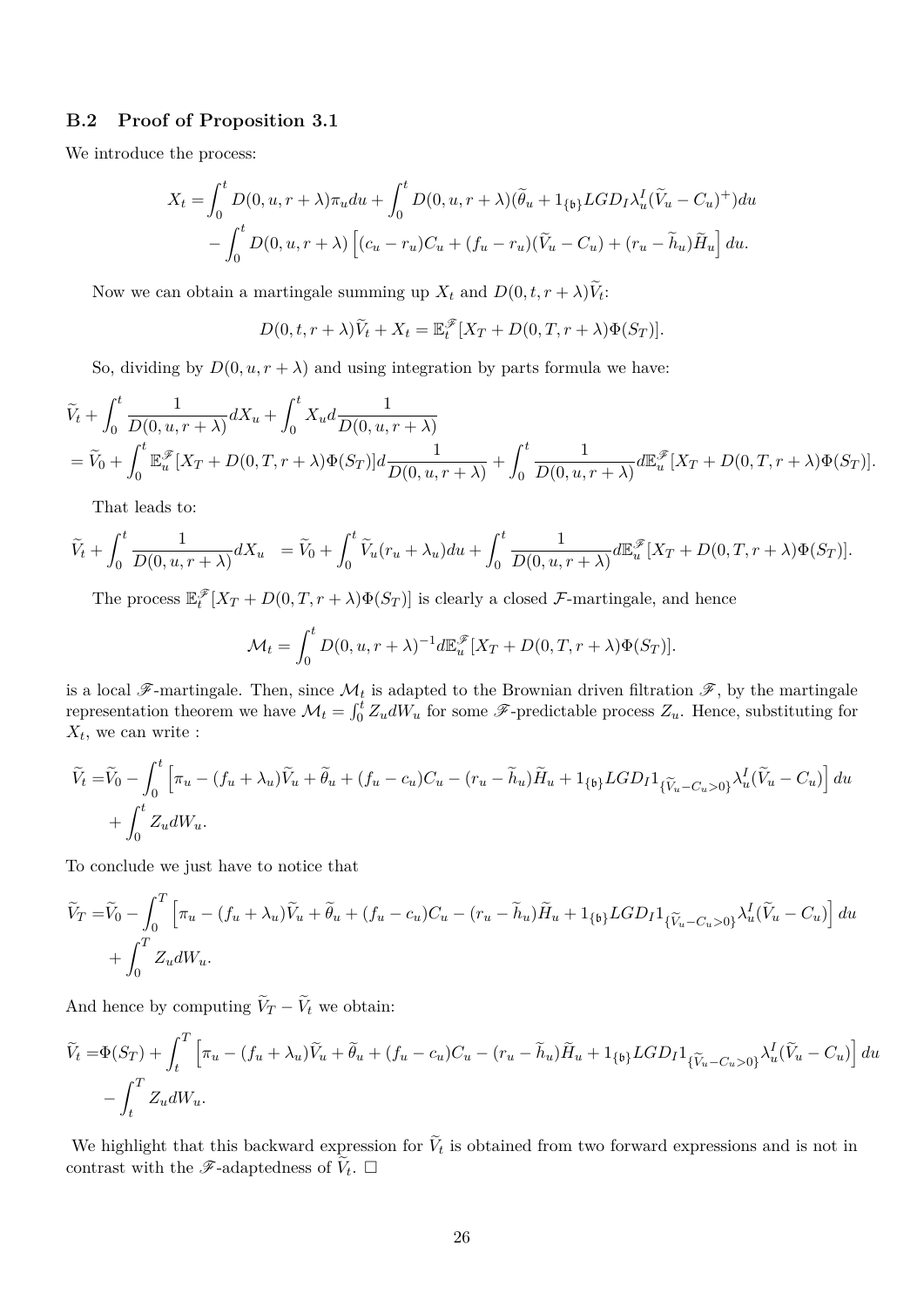### B.2 Proof of Proposition 3.1

We introduce the process:

$$X_t = \int_0^t D(0,u,r+\lambda)\pi_u du + \int_0^t D(0,u,r+\lambda)(\widetilde{\theta}_u + 1_{\{\mathfrak{b}\}} LGD_I \lambda_u^I (\widetilde{V}_u - C_u)^+) du$$
$$- \int_0^t D(0,u,r+\lambda)\left[(c_u - r_u)C_u + (f_u - r_u)(\widetilde{V}_u - C_u) + (r_u - \widetilde{h}_u)\widetilde{H}_u\right] du.$$

Now we can obtain a martingale summing up $X_t$ and $D(0,t,r+\lambda)\widetilde{V}_t$:

$$D(0,t,r+\lambda)\widetilde{V}_t + X_t = \mathbb{E}_t^{\mathscr{F}}[X_T + D(0,T,r+\lambda)\Phi(S_T)].$$

So, dividing by $D(0,u,r+\lambda)$ and using integration by parts formula we have:

$$\widetilde{V}_t + \int_0^t \frac{1}{D(0,u,r+\lambda)} dX_u + \int_0^t X_u d\frac{1}{D(0,u,r+\lambda)}$$
$$= \widetilde{V}_0 + \int_0^t \mathbb{E}_u^{\mathscr{F}}[X_T + D(0,T,r+\lambda)\Phi(S_T)] d\frac{1}{D(0,u,r+\lambda)} + \int_0^t \frac{1}{D(0,u,r+\lambda)} d\mathbb{E}_u^{\mathscr{F}}[X_T + D(0,T,r+\lambda)\Phi(S_T)].$$

That leads to:

$$\widetilde{V}_t + \int_0^t \frac{1}{D(0,u,r+\lambda)} dX_u \quad = \widetilde{V}_0 + \int_0^t \widetilde{V}_u(r_u + \lambda_u) du + \int_0^t \frac{1}{D(0,u,r+\lambda)} d\mathbb{E}_u^{\mathscr{F}}[X_T + D(0,T,r+\lambda)\Phi(S_T)].$$

The process $\mathbb{E}_t^{\mathscr{F}}[X_T + D(0,T,r+\lambda)\Phi(S_T)]$ is clearly a closed $\mathcal{F}$-martingale, and hence

$$\mathcal{M}_t = \int_0^t D(0,u,r+\lambda)^{-1} d\mathbb{E}_u^{\mathscr{F}}[X_T + D(0,T,r+\lambda)\Phi(S_T)].$$

is a local $\mathscr{F}$-martingale. Then, since $\mathcal{M}_t$ is adapted to the Brownian driven filtration $\mathscr{F}$, by the martingale representation theorem we have $\mathcal{M}_t = \int_0^t Z_u dW_u$ for some $\mathscr{F}$-predictable process $Z_u$. Hence, substituting for $X_t$, we can write :

$$\widetilde{V}_t = \widetilde{V}_0 - \int_0^t \left[\pi_u - (f_u + \lambda_u)\widetilde{V}_u + \widetilde{\theta}_u + (f_u - c_u)C_u - (r_u - \widetilde{h}_u)\widetilde{H}_u + 1_{\{\mathfrak{b}\}} LGD_I 1_{\{\widetilde{V}_u - C_u > 0\}} \lambda_u^I (\widetilde{V}_u - C_u)\right] du$$
$$+ \int_0^t Z_u dW_u.$$

To conclude we just have to notice that

$$\widetilde{V}_T = \widetilde{V}_0 - \int_0^T \left[\pi_u - (f_u + \lambda_u)\widetilde{V}_u + \widetilde{\theta}_u + (f_u - c_u)C_u - (r_u - \widetilde{h}_u)\widetilde{H}_u + 1_{\{\mathfrak{b}\}} LGD_I 1_{\{\widetilde{V}_u - C_u > 0\}} \lambda_u^I (\widetilde{V}_u - C_u)\right] du$$
$$+ \int_0^T Z_u dW_u.$$

And hence by computing $\widetilde{V}_T - \widetilde{V}_t$ we obtain:

$$\widetilde{V}_t = \Phi(S_T) + \int_t^T \left[\pi_u - (f_u + \lambda_u)\widetilde{V}_u + \widetilde{\theta}_u + (f_u - c_u)C_u - (r_u - \widetilde{h}_u)\widetilde{H}_u + 1_{\{\mathfrak{b}\}} LGD_I 1_{\{\widetilde{V}_u - C_u > 0\}} \lambda_u^I (\widetilde{V}_u - C_u)\right] du$$
$$- \int_t^T Z_u dW_u.$$

We highlight that this backward expression for $\widetilde{V}_t$ is obtained from two forward expressions and is not in contrast with the $\mathscr{F}$-adaptedness of $\widetilde{V}_t$. $\square$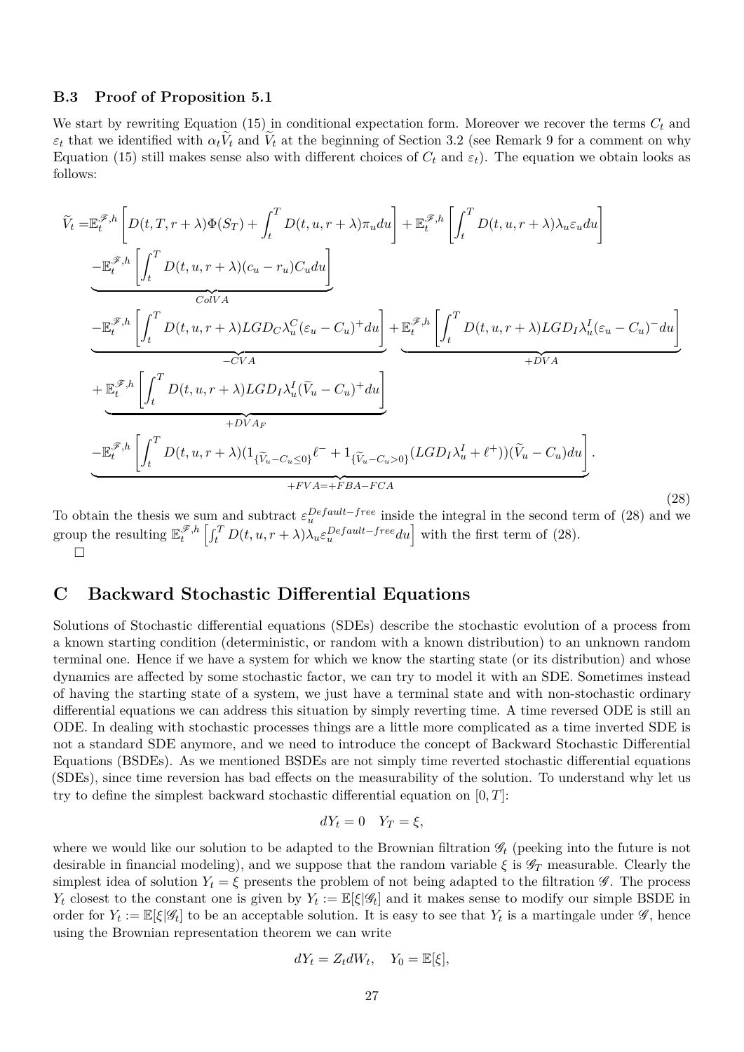### B.3 Proof of Proposition 5.1

We start by rewriting Equation (15) in conditional expectation form. Moreover we recover the terms $C_t$ and $\varepsilon_t$ that we identified with $\alpha_t \widetilde{V}_t$ and $\widetilde{V}_t$ at the beginning of Section 3.2 (see Remark 9 for a comment on why Equation (15) still makes sense also with different choices of $C_t$ and $\varepsilon_t$). The equation we obtain looks as follows:

$$
\begin{aligned}
\widetilde{V}_t =& \mathbb{E}_t^{\mathscr{F},h}\left[D(t,T,r+\lambda)\Phi(S_T) + \int_t^T D(t,u,r+\lambda)\pi_u du\right] + \mathbb{E}_t^{\mathscr{F},h}\left[\int_t^T D(t,u,r+\lambda)\lambda_u \varepsilon_u du\right] \\
& \underbrace{-\mathbb{E}_t^{\mathscr{F},h}\left[\int_t^T D(t,u,r+\lambda)(c_u - r_u)C_u du\right]}_{ColVA} \\
& \underbrace{-\mathbb{E}_t^{\mathscr{F},h}\left[\int_t^T D(t,u,r+\lambda)LGD_C \lambda_u^C (\varepsilon_u - C_u)^+ du\right]}_{-CVA} \underbrace{+\mathbb{E}_t^{\mathscr{F},h}\left[\int_t^T D(t,u,r+\lambda)LGD_I \lambda_u^I (\varepsilon_u - C_u)^- du\right]}_{+DVA} \\
& \underbrace{+\mathbb{E}_t^{\mathscr{F},h}\left[\int_t^T D(t,u,r+\lambda)LGD_I \lambda_u^I (\widetilde{V}_u - C_u)^+ du\right]}_{+DVA_F} \\
& \underbrace{-\mathbb{E}_t^{\mathscr{F},h}\left[\int_t^T D(t,u,r+\lambda)(1_{\{\widetilde{V}_u - C_u \leq 0\}}\ell^- + 1_{\{\widetilde{V}_u - C_u > 0\}}(LGD_I \lambda_u^I + \ell^+))(\widetilde{V}_u - C_u)du\right]}_{+FVA=+FBA-FCA}.
\end{aligned}
\tag{28}
$$

To obtain the thesis we sum and subtract $\varepsilon_u^{Default-free}$ inside the integral in the second term of (28) and we group the resulting $\mathbb{E}_t^{\mathscr{F},h}\left[\int_t^T D(t,u,r+\lambda)\lambda_u \varepsilon_u^{Default-free} du\right]$ with the first term of (28).
□

## C Backward Stochastic Differential Equations

Solutions of Stochastic differential equations (SDEs) describe the stochastic evolution of a process from a known starting condition (deterministic, or random with a known distribution) to an unknown random terminal one. Hence if we have a system for which we know the starting state (or its distribution) and whose dynamics are affected by some stochastic factor, we can try to model it with an SDE. Sometimes instead of having the starting state of a system, we just have a terminal state and with non-stochastic ordinary differential equations we can address this situation by simply reverting time. A time reversed ODE is still an ODE. In dealing with stochastic processes things are a little more complicated as a time inverted SDE is not a standard SDE anymore, and we need to introduce the concept of Backward Stochastic Differential Equations (BSDEs). As we mentioned BSDEs are not simply time reverted stochastic differential equations (SDEs), since time reversion has bad effects on the measurability of the solution. To understand why let us try to define the simplest backward stochastic differential equation on $[0, T]$:

$$dY_t = 0 \quad Y_T = \xi,$$

where we would like our solution to be adapted to the Brownian filtration $\mathscr{G}_t$ (peeking into the future is not desirable in financial modeling), and we suppose that the random variable $\xi$ is $\mathscr{G}_T$ measurable. Clearly the simplest idea of solution $Y_t = \xi$ presents the problem of not being adapted to the filtration $\mathscr{G}$. The process $Y_t$ closest to the constant one is given by $Y_t := \mathbb{E}[\xi|\mathscr{G}_t]$ and it makes sense to modify our simple BSDE in order for $Y_t := \mathbb{E}[\xi|\mathscr{G}_t]$ to be an acceptable solution. It is easy to see that $Y_t$ is a martingale under $\mathscr{G}$, hence using the Brownian representation theorem we can write

$$dY_t = Z_t dW_t, \quad Y_0 = \mathbb{E}[\xi],$$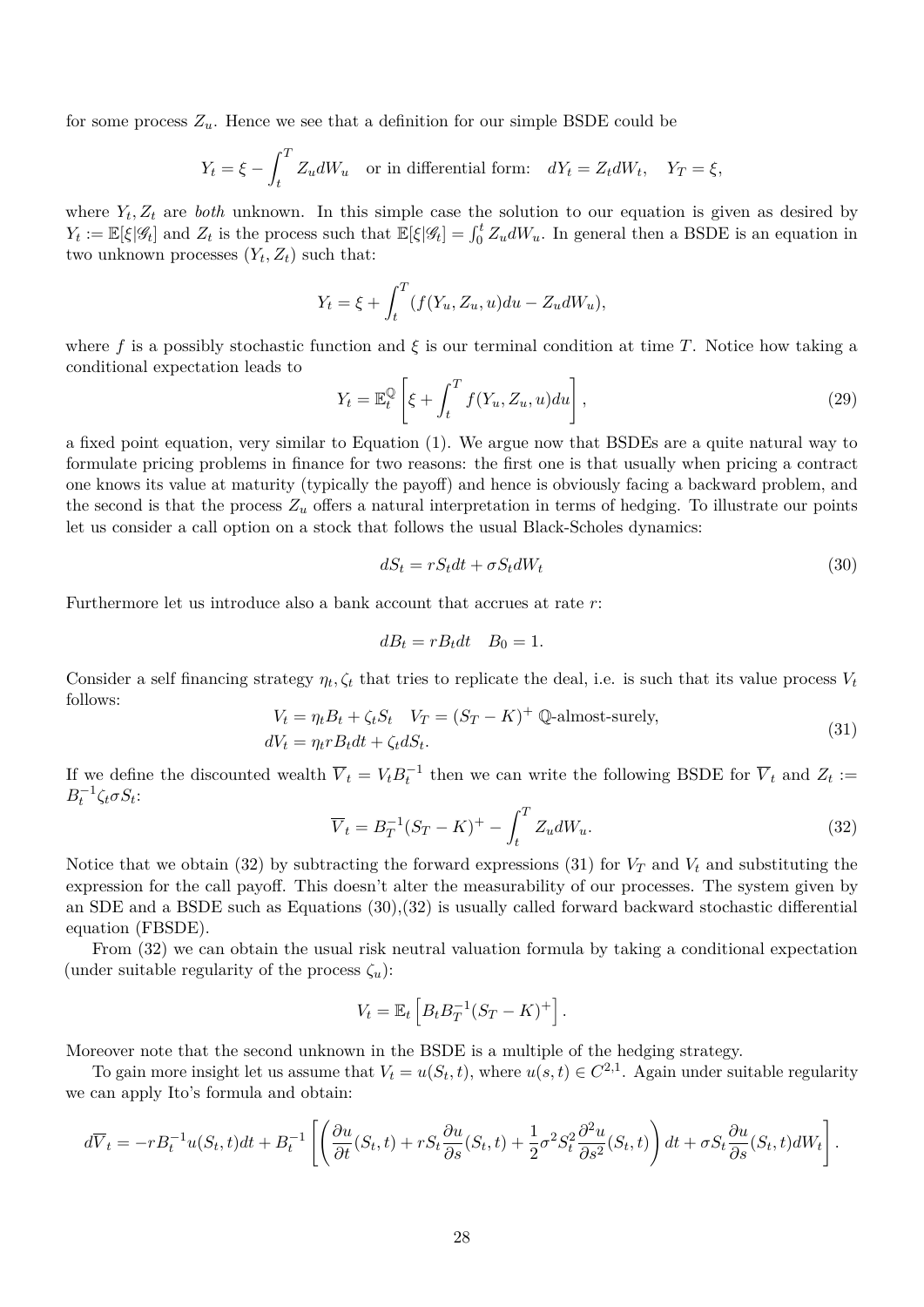for some process $Z_u$. Hence we see that a definition for our simple BSDE could be

$$Y_t = \xi - \int_t^T Z_u dW_u \quad \text{or in differential form:} \quad dY_t = Z_t dW_t, \quad Y_T = \xi,$$

where $Y_t, Z_t$ are *both* unknown. In this simple case the solution to our equation is given as desired by $Y_t := \mathbb{E}[\xi|\mathscr{G}_t]$ and $Z_t$ is the process such that $\mathbb{E}[\xi|\mathscr{G}_t] = \int_0^t Z_u dW_u$. In general then a BSDE is an equation in two unknown processes $(Y_t, Z_t)$ such that:

$$Y_t = \xi + \int_t^T (f(Y_u, Z_u, u)du - Z_u dW_u),$$

where $f$ is a possibly stochastic function and $\xi$ is our terminal condition at time $T$. Notice how taking a conditional expectation leads to

$$Y_t = \mathbb{E}_t^{\mathbb{Q}}\left[\xi + \int_t^T f(Y_u, Z_u, u)du\right], \tag{29}$$

a fixed point equation, very similar to Equation (1). We argue now that BSDEs are a quite natural way to formulate pricing problems in finance for two reasons: the first one is that usually when pricing a contract one knows its value at maturity (typically the payoff) and hence is obviously facing a backward problem, and the second is that the process $Z_u$ offers a natural interpretation in terms of hedging. To illustrate our points let us consider a call option on a stock that follows the usual Black-Scholes dynamics:

$$dS_t = rS_t dt + \sigma S_t dW_t \tag{30}$$

Furthermore let us introduce also a bank account that accrues at rate $r$:

$$dB_t = rB_t dt \quad B_0 = 1.$$

Consider a self financing strategy $\eta_t, \zeta_t$ that tries to replicate the deal, i.e. is such that its value process $V_t$ follows:

$$\begin{aligned} V_t &= \eta_t B_t + \zeta_t S_t \quad V_T = (S_T - K)^+ \ \mathbb{Q}\text{-almost-surely}, \\ dV_t &= \eta_t r B_t dt + \zeta_t dS_t. \end{aligned} \tag{31}$$

If we define the discounted wealth $\overline{V}_t = V_t B_t^{-1}$ then we can write the following BSDE for $\overline{V}_t$ and $Z_t := B_t^{-1}\zeta_t \sigma S_t$:

$$\overline{V}_t = B_T^{-1}(S_T - K)^+ - \int_t^T Z_u dW_u. \tag{32}$$

Notice that we obtain (32) by subtracting the forward expressions (31) for $V_T$ and $V_t$ and substituting the expression for the call payoff. This doesn't alter the measurability of our processes. The system given by an SDE and a BSDE such as Equations (30),(32) is usually called forward backward stochastic differential equation (FBSDE).

From (32) we can obtain the usual risk neutral valuation formula by taking a conditional expectation (under suitable regularity of the process $\zeta_u$):

$$V_t = \mathbb{E}_t\left[B_t B_T^{-1}(S_T - K)^+\right].$$

Moreover note that the second unknown in the BSDE is a multiple of the hedging strategy.

To gain more insight let us assume that $V_t = u(S_t, t)$, where $u(s,t) \in C^{2,1}$. Again under suitable regularity we can apply Ito's formula and obtain:

$$d\overline{V}_t = -rB_t^{-1}u(S_t,t)dt + B_t^{-1}\left[\left(\frac{\partial u}{\partial t}(S_t,t) + rS_t\frac{\partial u}{\partial s}(S_t,t) + \frac{1}{2}\sigma^2 S_t^2 \frac{\partial^2 u}{\partial s^2}(S_t,t)\right)dt + \sigma S_t \frac{\partial u}{\partial s}(S_t,t)dW_t\right].$$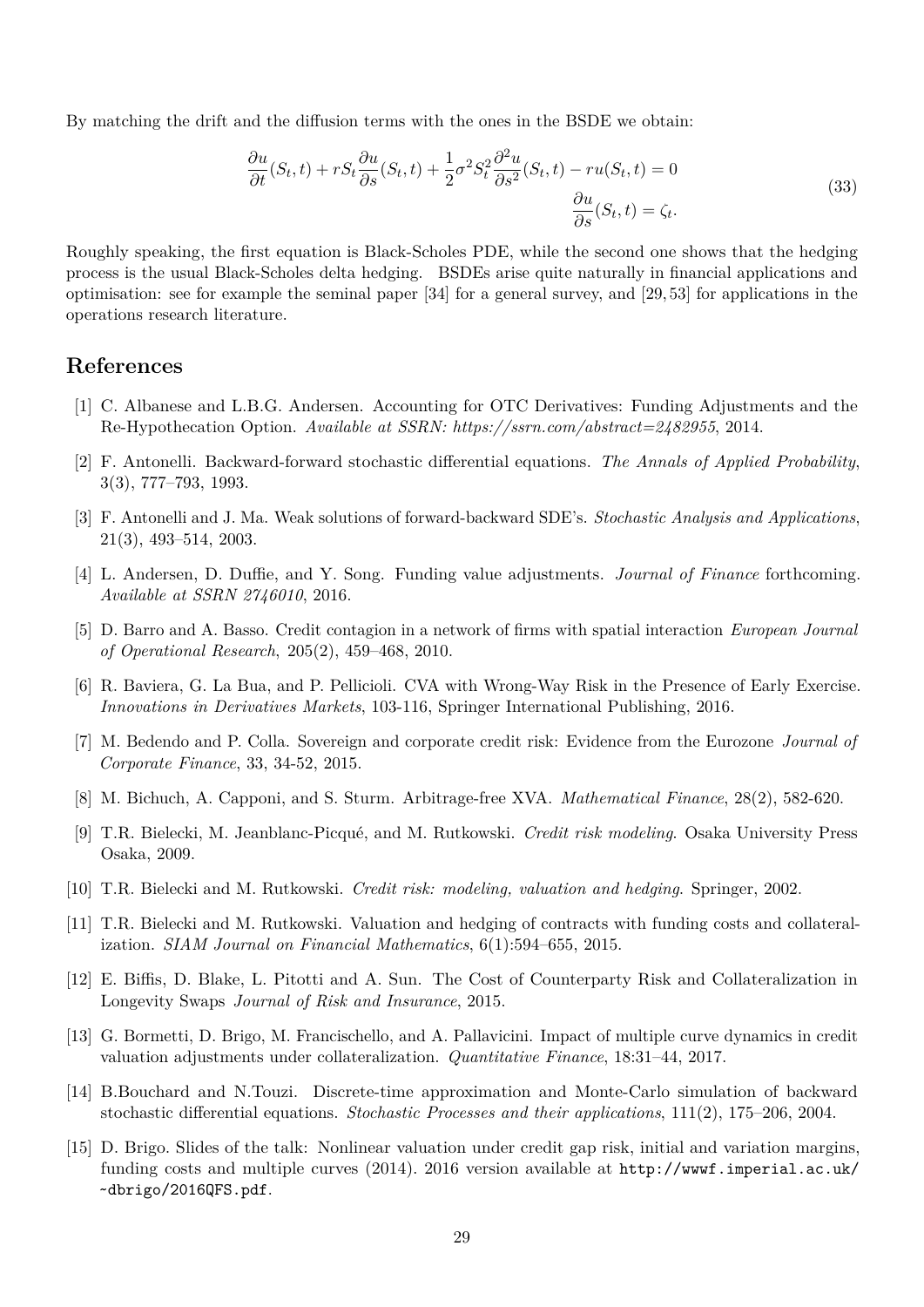By matching the drift and the diffusion terms with the ones in the BSDE we obtain:

$$
\begin{aligned}
\frac{\partial u}{\partial t}(S_t, t) + rS_t \frac{\partial u}{\partial s}(S_t, t) + \frac{1}{2}\sigma^2 S_t^2 \frac{\partial^2 u}{\partial s^2}(S_t, t) - ru(S_t, t) = 0 \\
\frac{\partial u}{\partial s}(S_t, t) = \zeta_t.
\end{aligned}
\tag{33}
$$

Roughly speaking, the first equation is Black-Scholes PDE, while the second one shows that the hedging process is the usual Black-Scholes delta hedging. BSDEs arise quite naturally in financial applications and optimisation: see for example the seminal paper [34] for a general survey, and [29, 53] for applications in the operations research literature.

## References

[1] C. Albanese and L.B.G. Andersen. Accounting for OTC Derivatives: Funding Adjustments and the Re-Hypothecation Option. *Available at SSRN: https://ssrn.com/abstract=2482955*, 2014.

[2] F. Antonelli. Backward-forward stochastic differential equations. *The Annals of Applied Probability*, 3(3), 777–793, 1993.

[3] F. Antonelli and J. Ma. Weak solutions of forward-backward SDE's. *Stochastic Analysis and Applications*, 21(3), 493–514, 2003.

[4] L. Andersen, D. Duffie, and Y. Song. Funding value adjustments. *Journal of Finance* forthcoming. *Available at SSRN 2746010*, 2016.

[5] D. Barro and A. Basso. Credit contagion in a network of firms with spatial interaction *European Journal of Operational Research*, 205(2), 459–468, 2010.

[6] R. Baviera, G. La Bua, and P. Pellicioli. CVA with Wrong-Way Risk in the Presence of Early Exercise. *Innovations in Derivatives Markets*, 103-116, Springer International Publishing, 2016.

[7] M. Bedendo and P. Colla. Sovereign and corporate credit risk: Evidence from the Eurozone *Journal of Corporate Finance*, 33, 34-52, 2015.

[8] M. Bichuch, A. Capponi, and S. Sturm. Arbitrage-free XVA. *Mathematical Finance*, 28(2), 582-620.

[9] T.R. Bielecki, M. Jeanblanc-Picqué, and M. Rutkowski. *Credit risk modeling*. Osaka University Press Osaka, 2009.

[10] T.R. Bielecki and M. Rutkowski. *Credit risk: modeling, valuation and hedging*. Springer, 2002.

[11] T.R. Bielecki and M. Rutkowski. Valuation and hedging of contracts with funding costs and collateralization. *SIAM Journal on Financial Mathematics*, 6(1):594–655, 2015.

[12] E. Biffis, D. Blake, L. Pitotti and A. Sun. The Cost of Counterparty Risk and Collateralization in Longevity Swaps *Journal of Risk and Insurance*, 2015.

[13] G. Bormetti, D. Brigo, M. Francischello, and A. Pallavicini. Impact of multiple curve dynamics in credit valuation adjustments under collateralization. *Quantitative Finance*, 18:31–44, 2017.

[14] B.Bouchard and N.Touzi. Discrete-time approximation and Monte-Carlo simulation of backward stochastic differential equations. *Stochastic Processes and their applications*, 111(2), 175–206, 2004.

[15] D. Brigo. Slides of the talk: Nonlinear valuation under credit gap risk, initial and variation margins, funding costs and multiple curves (2014). 2016 version available at `http://wwwf.imperial.ac.uk/~dbrigo/2016QFS.pdf`.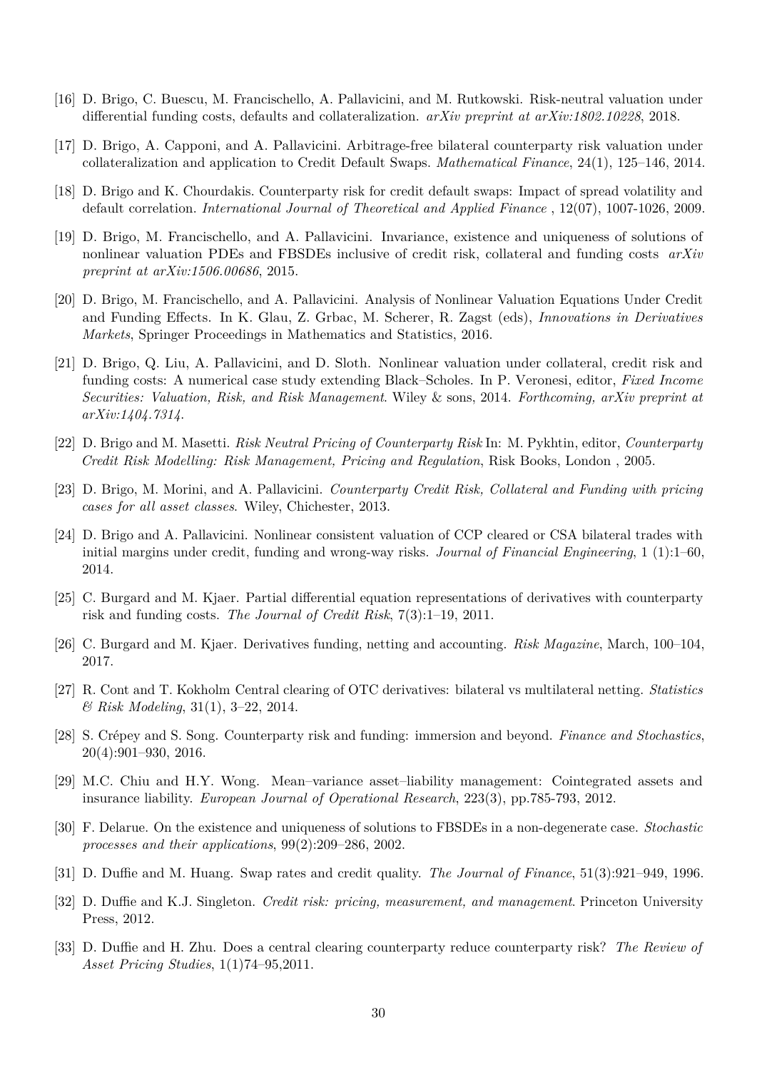[16] D. Brigo, C. Buescu, M. Francischello, A. Pallavicini, and M. Rutkowski. Risk-neutral valuation under differential funding costs, defaults and collateralization. *arXiv preprint at arXiv:1802.10228*, 2018.

[17] D. Brigo, A. Capponi, and A. Pallavicini. Arbitrage-free bilateral counterparty risk valuation under collateralization and application to Credit Default Swaps. *Mathematical Finance*, 24(1), 125–146, 2014.

[18] D. Brigo and K. Chourdakis. Counterparty risk for credit default swaps: Impact of spread volatility and default correlation. *International Journal of Theoretical and Applied Finance* , 12(07), 1007-1026, 2009.

[19] D. Brigo, M. Francischello, and A. Pallavicini. Invariance, existence and uniqueness of solutions of nonlinear valuation PDEs and FBSDEs inclusive of credit risk, collateral and funding costs *arXiv preprint at arXiv:1506.00686*, 2015.

[20] D. Brigo, M. Francischello, and A. Pallavicini. Analysis of Nonlinear Valuation Equations Under Credit and Funding Effects. In K. Glau, Z. Grbac, M. Scherer, R. Zagst (eds), *Innovations in Derivatives Markets*, Springer Proceedings in Mathematics and Statistics, 2016.

[21] D. Brigo, Q. Liu, A. Pallavicini, and D. Sloth. Nonlinear valuation under collateral, credit risk and funding costs: A numerical case study extending Black–Scholes. In P. Veronesi, editor, *Fixed Income Securities: Valuation, Risk, and Risk Management*. Wiley & sons, 2014. *Forthcoming, arXiv preprint at arXiv:1404.7314.*

[22] D. Brigo and M. Masetti. *Risk Neutral Pricing of Counterparty Risk* In: M. Pykhtin, editor, *Counterparty Credit Risk Modelling: Risk Management, Pricing and Regulation*, Risk Books, London , 2005.

[23] D. Brigo, M. Morini, and A. Pallavicini. *Counterparty Credit Risk, Collateral and Funding with pricing cases for all asset classes*. Wiley, Chichester, 2013.

[24] D. Brigo and A. Pallavicini. Nonlinear consistent valuation of CCP cleared or CSA bilateral trades with initial margins under credit, funding and wrong-way risks. *Journal of Financial Engineering*, 1 (1):1–60, 2014.

[25] C. Burgard and M. Kjaer. Partial differential equation representations of derivatives with counterparty risk and funding costs. *The Journal of Credit Risk*, 7(3):1–19, 2011.

[26] C. Burgard and M. Kjaer. Derivatives funding, netting and accounting. *Risk Magazine*, March, 100–104, 2017.

[27] R. Cont and T. Kokholm Central clearing of OTC derivatives: bilateral vs multilateral netting. *Statistics & Risk Modeling*, 31(1), 3–22, 2014.

[28] S. Crépey and S. Song. Counterparty risk and funding: immersion and beyond. *Finance and Stochastics*, 20(4):901–930, 2016.

[29] M.C. Chiu and H.Y. Wong. Mean–variance asset–liability management: Cointegrated assets and insurance liability. *European Journal of Operational Research*, 223(3), pp.785-793, 2012.

[30] F. Delarue. On the existence and uniqueness of solutions to FBSDEs in a non-degenerate case. *Stochastic processes and their applications*, 99(2):209–286, 2002.

[31] D. Duffie and M. Huang. Swap rates and credit quality. *The Journal of Finance*, 51(3):921–949, 1996.

[32] D. Duffie and K.J. Singleton. *Credit risk: pricing, measurement, and management*. Princeton University Press, 2012.

[33] D. Duffie and H. Zhu. Does a central clearing counterparty reduce counterparty risk? *The Review of Asset Pricing Studies*, 1(1)74–95,2011.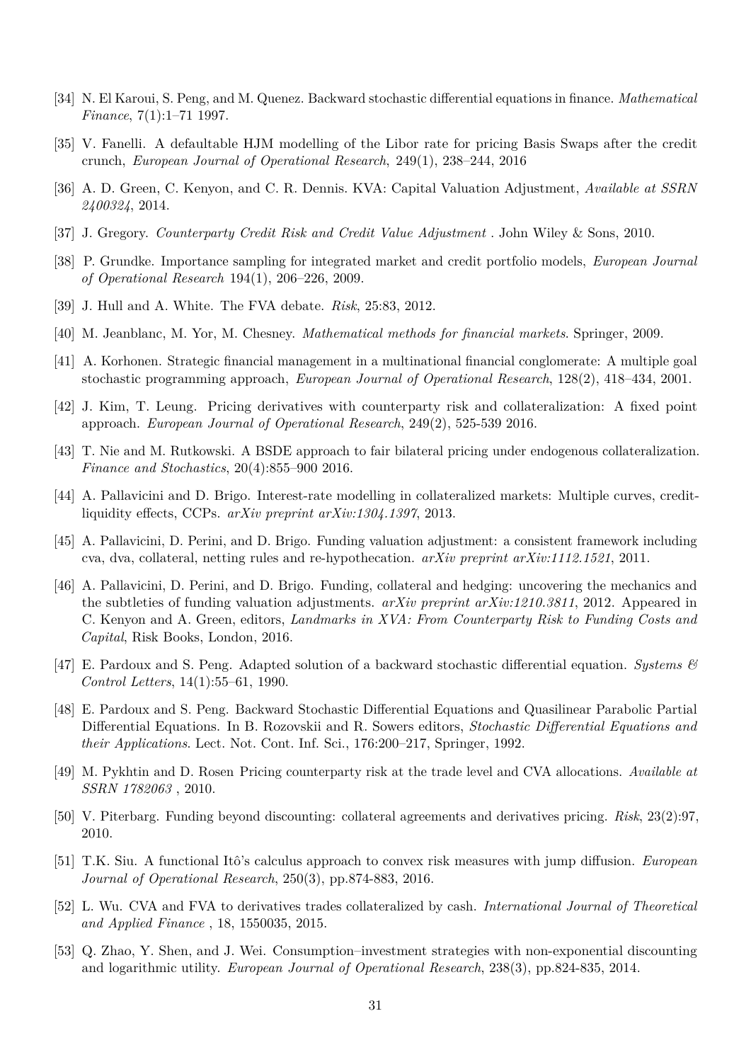[34] N. El Karoui, S. Peng, and M. Quenez. Backward stochastic differential equations in finance. *Mathematical Finance*, 7(1):1–71 1997.

[35] V. Fanelli. A defaultable HJM modelling of the Libor rate for pricing Basis Swaps after the credit crunch, *European Journal of Operational Research*, 249(1), 238–244, 2016

[36] A. D. Green, C. Kenyon, and C. R. Dennis. KVA: Capital Valuation Adjustment, *Available at SSRN 2400324*, 2014.

[37] J. Gregory. *Counterparty Credit Risk and Credit Value Adjustment* . John Wiley & Sons, 2010.

[38] P. Grundke. Importance sampling for integrated market and credit portfolio models, *European Journal of Operational Research* 194(1), 206–226, 2009.

[39] J. Hull and A. White. The FVA debate. *Risk*, 25:83, 2012.

[40] M. Jeanblanc, M. Yor, M. Chesney. *Mathematical methods for financial markets*. Springer, 2009.

[41] A. Korhonen. Strategic financial management in a multinational financial conglomerate: A multiple goal stochastic programming approach, *European Journal of Operational Research*, 128(2), 418–434, 2001.

[42] J. Kim, T. Leung. Pricing derivatives with counterparty risk and collateralization: A fixed point approach. *European Journal of Operational Research*, 249(2), 525-539 2016.

[43] T. Nie and M. Rutkowski. A BSDE approach to fair bilateral pricing under endogenous collateralization. *Finance and Stochastics*, 20(4):855–900 2016.

[44] A. Pallavicini and D. Brigo. Interest-rate modelling in collateralized markets: Multiple curves, credit-liquidity effects, CCPs. *arXiv preprint arXiv:1304.1397*, 2013.

[45] A. Pallavicini, D. Perini, and D. Brigo. Funding valuation adjustment: a consistent framework including cva, dva, collateral, netting rules and re-hypothecation. *arXiv preprint arXiv:1112.1521*, 2011.

[46] A. Pallavicini, D. Perini, and D. Brigo. Funding, collateral and hedging: uncovering the mechanics and the subtleties of funding valuation adjustments. *arXiv preprint arXiv:1210.3811*, 2012. Appeared in C. Kenyon and A. Green, editors, *Landmarks in XVA: From Counterparty Risk to Funding Costs and Capital*, Risk Books, London, 2016.

[47] E. Pardoux and S. Peng. Adapted solution of a backward stochastic differential equation. *Systems & Control Letters*, 14(1):55–61, 1990.

[48] E. Pardoux and S. Peng. Backward Stochastic Differential Equations and Quasilinear Parabolic Partial Differential Equations. In B. Rozovskii and R. Sowers editors, *Stochastic Differential Equations and their Applications*. Lect. Not. Cont. Inf. Sci., 176:200–217, Springer, 1992.

[49] M. Pykhtin and D. Rosen Pricing counterparty risk at the trade level and CVA allocations. *Available at SSRN 1782063* , 2010.

[50] V. Piterbarg. Funding beyond discounting: collateral agreements and derivatives pricing. *Risk*, 23(2):97, 2010.

[51] T.K. Siu. A functional Itô's calculus approach to convex risk measures with jump diffusion. *European Journal of Operational Research*, 250(3), pp.874-883, 2016.

[52] L. Wu. CVA and FVA to derivatives trades collateralized by cash. *International Journal of Theoretical and Applied Finance* , 18, 1550035, 2015.

[53] Q. Zhao, Y. Shen, and J. Wei. Consumption–investment strategies with non-exponential discounting and logarithmic utility. *European Journal of Operational Research*, 238(3), pp.824-835, 2014.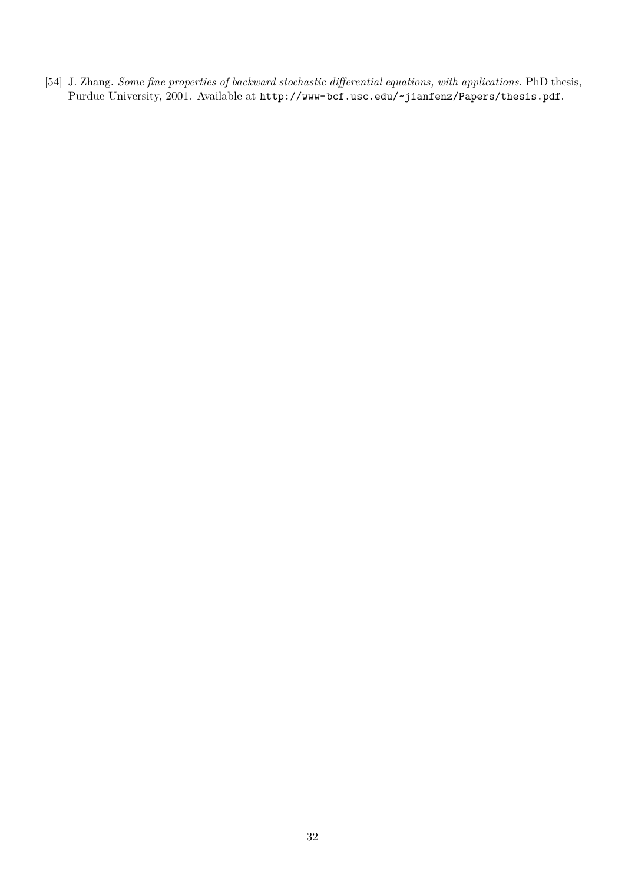[54] J. Zhang. *Some fine properties of backward stochastic differential equations, with applications*. PhD thesis, Purdue University, 2001. Available at `http://www-bcf.usc.edu/~jianfenz/Papers/thesis.pdf`.